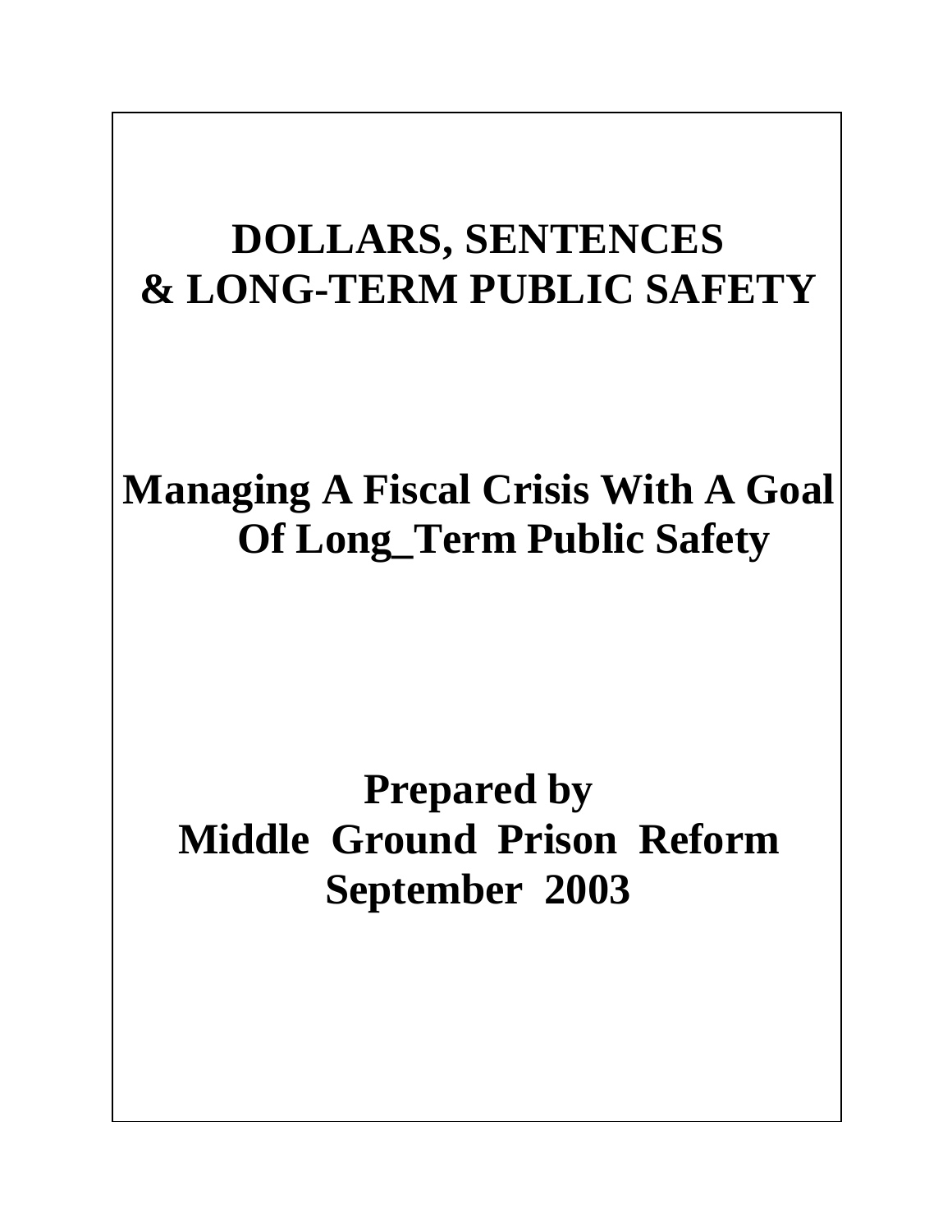# DOLLARS, SENTENCES & LONG-TERM PUBLIC SAFETY

## Managing A Fiscal Crisis With A Goal Of Long_Term Public Safety

**Prepared by**
**Middle Ground Prison Reform**
**September 2003**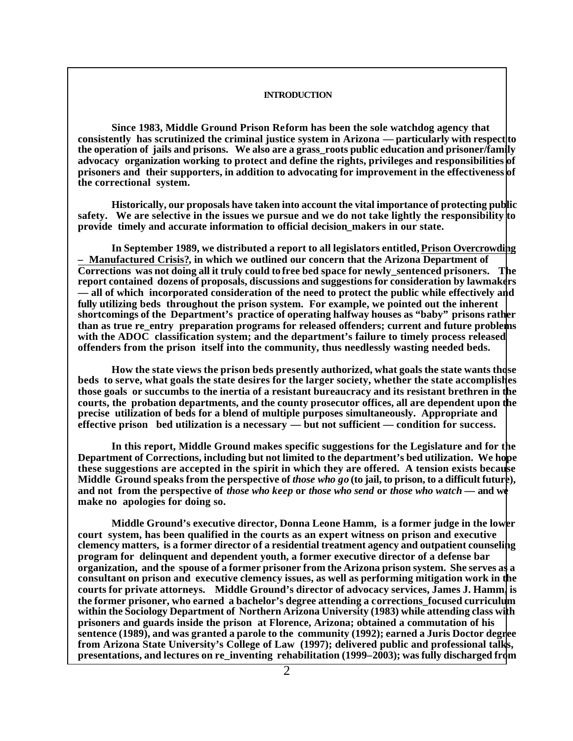## INTRODUCTION

**Since 1983, Middle Ground Prison Reform has been the sole watchdog agency that consistently has scrutinized the criminal justice system in Arizona — particularly with respect to the operation of jails and prisons. We also are a grass_roots public education and prisoner/family advocacy organization working to protect and define the rights, privileges and responsibilities of prisoners and their supporters, in addition to advocating for improvement in the effectiveness of the correctional system.**

**Historically, our proposals have taken into account the vital importance of protecting public safety. We are selective in the issues we pursue and we do not take lightly the responsibility to provide timely and accurate information to official decision_makers in our state.**

**In September 1989, we distributed a report to all legislators entitled, Prison Overcrowding – Manufactured Crisis?, in which we outlined our concern that the Arizona Department of Corrections was not doing all it truly could to free bed space for newly_sentenced prisoners. The report contained dozens of proposals, discussions and suggestions for consideration by lawmakers — all of which incorporated consideration of the need to protect the public while effectively and fully utilizing beds throughout the prison system. For example, we pointed out the inherent shortcomings of the Department's practice of operating halfway houses as "baby" prisons rather than as true re_entry preparation programs for released offenders; current and future problems with the ADOC classification system; and the department's failure to timely process released offenders from the prison itself into the community, thus needlessly wasting needed beds.**

**How the state views the prison beds presently authorized, what goals the state wants those beds to serve, what goals the state desires for the larger society, whether the state accomplishes those goals or succumbs to the inertia of a resistant bureaucracy and its resistant brethren in the courts, the probation departments, and the county prosecutor offices, all are dependent upon the precise utilization of beds for a blend of multiple purposes simultaneously. Appropriate and effective prison bed utilization is a necessary — but not sufficient — condition for success.**

**In this report, Middle Ground makes specific suggestions for the Legislature and for the Department of Corrections, including but not limited to the department's bed utilization. We hope these suggestions are accepted in the spirit in which they are offered. A tension exists because Middle Ground speaks from the perspective of *those who go* (to jail, to prison, to a difficult future), and not from the perspective of *those who keep* or *those who send* or *those who watch* — and we make no apologies for doing so.**

**Middle Ground's executive director, Donna Leone Hamm, is a former judge in the lower court system, has been qualified in the courts as an expert witness on prison and executive clemency matters, is a former director of a residential treatment agency and outpatient counseling program for delinquent and dependent youth, a former executive director of a defense bar organization, and the spouse of a former prisoner from the Arizona prison system. She serves as a consultant on prison and executive clemency issues, as well as performing mitigation work in the courts for private attorneys. Middle Ground's director of advocacy services, James J. Hamm, is the former prisoner, who earned a bachelor's degree attending a corrections_focused curriculum within the Sociology Department of Northern Arizona University (1983) while attending class with prisoners and guards inside the prison at Florence, Arizona; obtained a commutation of his sentence (1989), and was granted a parole to the community (1992); earned a Juris Doctor degree from Arizona State University's College of Law (1997); delivered public and professional talks, presentations, and lectures on re_inventing rehabilitation (1999–2003); was fully discharged from**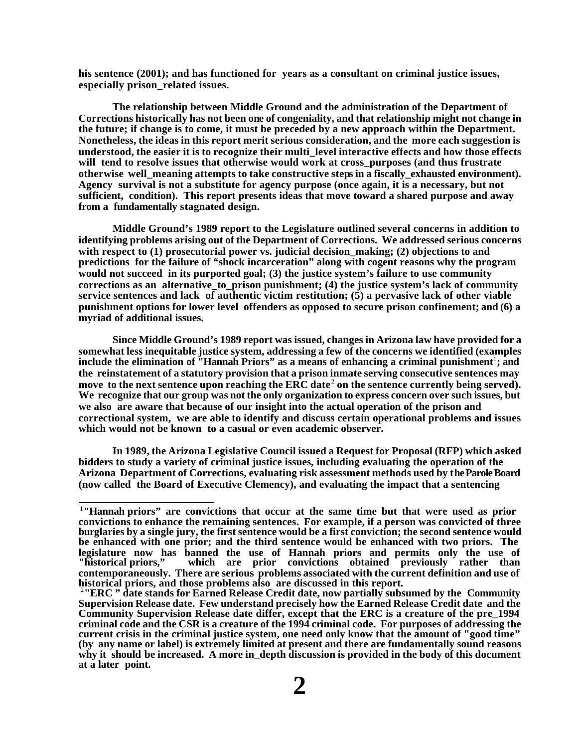**his sentence (2001); and has functioned for years as a consultant on criminal justice issues, especially prison_related issues.**

**The relationship between Middle Ground and the administration of the Department of Corrections historically has not been one of congeniality, and that relationship might not change in the future; if change is to come, it must be preceded by a new approach within the Department. Nonetheless, the ideas in this report merit serious consideration, and the more each suggestion is understood, the easier it is to recognize their multi_level interactive effects and how those effects will tend to resolve issues that otherwise would work at cross_purposes (and thus frustrate otherwise well_meaning attempts to take constructive steps in a fiscally_exhausted environment). Agency survival is not a substitute for agency purpose (once again, it is a necessary, but not sufficient, condition). This report presents ideas that move toward a shared purpose and away from a fundamentally stagnated design.**

**Middle Ground's 1989 report to the Legislature outlined several concerns in addition to identifying problems arising out of the Department of Corrections. We addressed serious concerns with respect to (1) prosecutorial power vs. judicial decision_making; (2) objections to and predictions for the failure of "shock incarceration" along with cogent reasons why the program would not succeed in its purported goal; (3) the justice system's failure to use community corrections as an alternative_to_prison punishment; (4) the justice system's lack of community service sentences and lack of authentic victim restitution; (5) a pervasive lack of other viable punishment options for lower level offenders as opposed to secure prison confinement; and (6) a myriad of additional issues.**

**Since Middle Ground's 1989 report was issued, changes in Arizona law have provided for a somewhat less inequitable justice system, addressing a few of the concerns we identified (examples include the elimination of "Hannah Priors" as a means of enhancing a criminal punishment[1]; and the reinstatement of a statutory provision that a prison inmate serving consecutive sentences may move to the next sentence upon reaching the ERC date[2] on the sentence currently being served). We recognize that our group was not the only organization to express concern over such issues, but we also are aware that because of our insight into the actual operation of the prison and correctional system, we are able to identify and discuss certain operational problems and issues which would not be known to a casual or even academic observer.**

**In 1989, the Arizona Legislative Council issued a Request for Proposal (RFP) which asked bidders to study a variety of criminal justice issues, including evaluating the operation of the Arizona Department of Corrections, evaluating risk assessment methods used by the Parole Board (now called the Board of Executive Clemency), and evaluating the impact that a sentencing**

---

**[1] "Hannah priors" are convictions that occur at the same time but that were used as prior convictions to enhance the remaining sentences. For example, if a person was convicted of three burglaries by a single jury, the first sentence would be a first conviction; the second sentence would be enhanced with one prior; and the third sentence would be enhanced with two priors. The legislature now has banned the use of Hannah priors and permits only the use of "historical priors," which are prior convictions obtained previously rather than contemporaneously. There are serious problems associated with the current definition and use of historical priors, and those problems also are discussed in this report.**

**[2] "ERC " date stands for Earned Release Credit date, now partially subsumed by the Community Supervision Release date. Few understand precisely how the Earned Release Credit date and the Community Supervision Release date differ, except that the ERC is a creature of the pre_1994 criminal code and the CSR is a creature of the 1994 criminal code. For purposes of addressing the current crisis in the criminal justice system, one need only know that the amount of "good time" (by any name or label) is extremely limited at present and there are fundamentally sound reasons why it should be increased. A more in_depth discussion is provided in the body of this document at a later point.**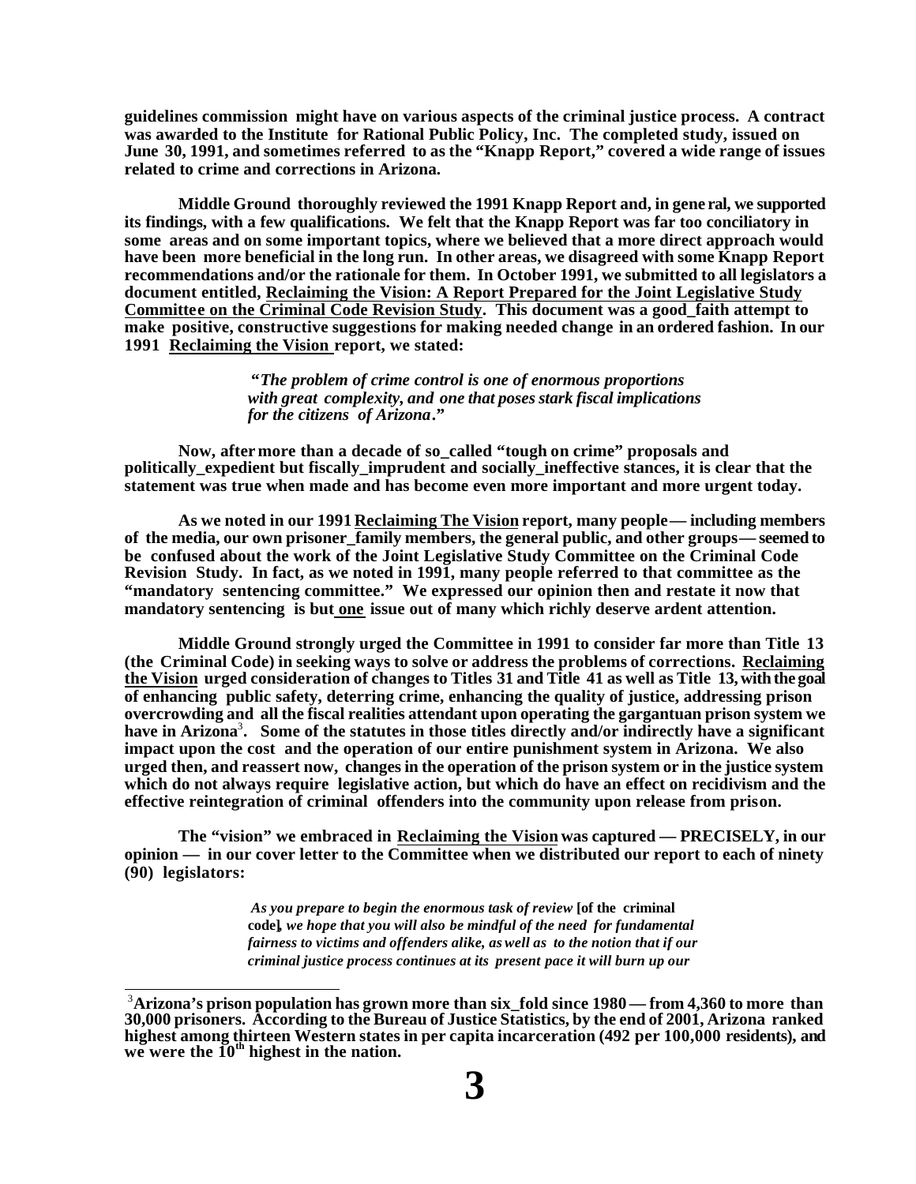**guidelines commission might have on various aspects of the criminal justice process. A contract was awarded to the Institute for Rational Public Policy, Inc. The completed study, issued on June 30, 1991, and sometimes referred to as the "Knapp Report," covered a wide range of issues related to crime and corrections in Arizona.**

**Middle Ground thoroughly reviewed the 1991 Knapp Report and, in general, we supported its findings, with a few qualifications. We felt that the Knapp Report was far too conciliatory in some areas and on some important topics, where we believed that a more direct approach would have been more beneficial in the long run. In other areas, we disagreed with some Knapp Report recommendations and/or the rationale for them. In October 1991, we submitted to all legislators a document entitled, Reclaiming the Vision: A Report Prepared for the Joint Legislative Study Committee on the Criminal Code Revision Study. This document was a good_faith attempt to make positive, constructive suggestions for making needed change in an ordered fashion. In our 1991 Reclaiming the Vision report, we stated:**

> ***"The problem of crime control is one of enormous proportions with great complexity, and one that poses stark fiscal implications for the citizens of Arizona."***

**Now, after more than a decade of so_called "tough on crime" proposals and politically_expedient but fiscally_imprudent and socially_ineffective stances, it is clear that the statement was true when made and has become even more important and more urgent today.**

**As we noted in our 1991 Reclaiming The Vision report, many people — including members of the media, our own prisoner_family members, the general public, and other groups — seemed to be confused about the work of the Joint Legislative Study Committee on the Criminal Code Revision Study. In fact, as we noted in 1991, many people referred to that committee as the "mandatory sentencing committee." We expressed our opinion then and restate it now that mandatory sentencing is but one issue out of many which richly deserve ardent attention.**

**Middle Ground strongly urged the Committee in 1991 to consider far more than Title 13 (the Criminal Code) in seeking ways to solve or address the problems of corrections. Reclaiming the Vision urged consideration of changes to Titles 31 and Title 41 as well as Title 13, with the goal of enhancing public safety, deterring crime, enhancing the quality of justice, addressing prison overcrowding and all the fiscal realities attendant upon operating the gargantuan prison system we have in Arizona[3]. Some of the statutes in those titles directly and/or indirectly have a significant impact upon the cost and the operation of our entire punishment system in Arizona. We also urged then, and reassert now, changes in the operation of the prison system or in the justice system which do not always require legislative action, but which do have an effect on recidivism and the effective reintegration of criminal offenders into the community upon release from prison.**

**The "vision" we embraced in Reclaiming the Vision was captured — PRECISELY, in our opinion — in our cover letter to the Committee when we distributed our report to each of ninety (90) legislators:**

> ***As you prepare to begin the enormous task of review* [of the criminal code]*, we hope that you will also be mindful of the need for fundamental fairness to victims and offenders alike, as well as to the notion that if our criminal justice process continues at its present pace it will burn up our***

---

**[3] Arizona's prison population has grown more than six_fold since 1980 — from 4,360 to more than 30,000 prisoners. According to the Bureau of Justice Statistics, by the end of 2001, Arizona ranked highest among thirteen Western states in per capita incarceration (492 per 100,000 residents), and we were the 10th highest in the nation.**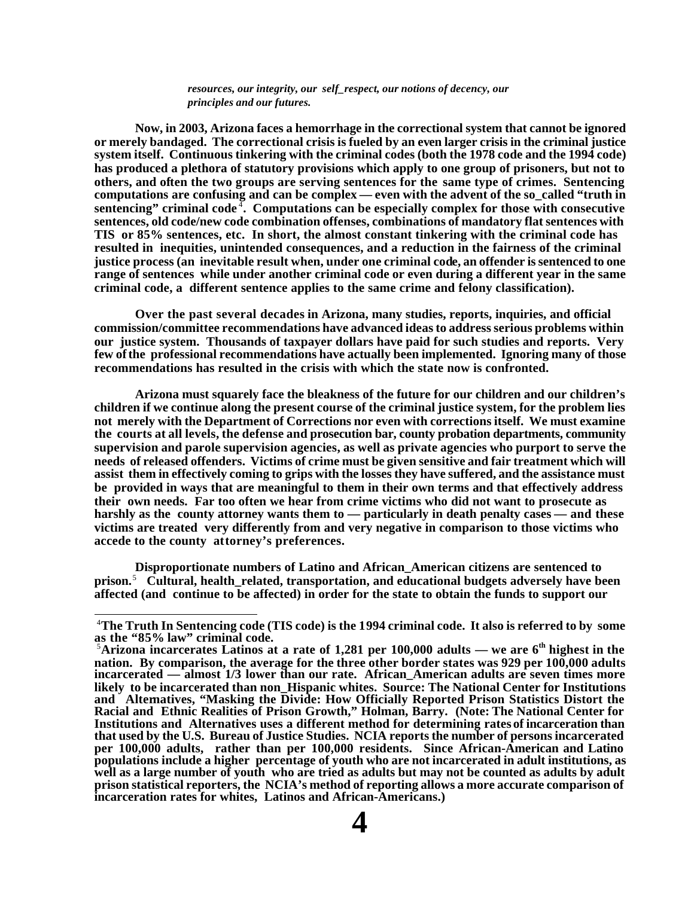*resources, our integrity, our self_respect, our notions of decency, our principles and our futures.*

**Now, in 2003, Arizona faces a hemorrhage in the correctional system that cannot be ignored or merely bandaged. The correctional crisis is fueled by an even larger crisis in the criminal justice system itself. Continuous tinkering with the criminal codes (both the 1978 code and the 1994 code) has produced a plethora of statutory provisions which apply to one group of prisoners, but not to others, and often the two groups are serving sentences for the same type of crimes. Sentencing computations are confusing and can be complex — even with the advent of the so_called "truth in sentencing" criminal code[4]. Computations can be especially complex for those with consecutive sentences, old code/new code combination offenses, combinations of mandatory flat sentences with TIS or 85% sentences, etc. In short, the almost constant tinkering with the criminal code has resulted in inequities, unintended consequences, and a reduction in the fairness of the criminal justice process (an inevitable result when, under one criminal code, an offender is sentenced to one range of sentences while under another criminal code or even during a different year in the same criminal code, a different sentence applies to the same crime and felony classification).**

**Over the past several decades in Arizona, many studies, reports, inquiries, and official commission/committee recommendations have advanced ideas to address serious problems within our justice system. Thousands of taxpayer dollars have paid for such studies and reports. Very few of the professional recommendations have actually been implemented. Ignoring many of those recommendations has resulted in the crisis with which the state now is confronted.**

**Arizona must squarely face the bleakness of the future for our children and our children's children if we continue along the present course of the criminal justice system, for the problem lies not merely with the Department of Corrections nor even with corrections itself. We must examine the courts at all levels, the defense and prosecution bar, county probation departments, community supervision and parole supervision agencies, as well as private agencies who purport to serve the needs of released offenders. Victims of crime must be given sensitive and fair treatment which will assist them in effectively coming to grips with the losses they have suffered, and the assistance must be provided in ways that are meaningful to them in their own terms and that effectively address their own needs. Far too often we hear from crime victims who did not want to prosecute as harshly as the county attorney wants them to — particularly in death penalty cases — and these victims are treated very differently from and very negative in comparison to those victims who accede to the county attorney's preferences.**

**Disproportionate numbers of Latino and African_American citizens are sentenced to prison.[5] Cultural, health_related, transportation, and educational budgets adversely have been affected (and continue to be affected) in order for the state to obtain the funds to support our**

---

[4]**The Truth In Sentencing code (TIS code) is the 1994 criminal code. It also is referred to by some as the "85% law" criminal code.**

[5]**Arizona incarcerates Latinos at a rate of 1,281 per 100,000 adults — we are 6th highest in the nation. By comparison, the average for the three other border states was 929 per 100,000 adults incarcerated — almost 1/3 lower than our rate. African_American adults are seven times more likely to be incarcerated than non_Hispanic whites. Source: The National Center for Institutions and Alternatives, "Masking the Divide: How Officially Reported Prison Statistics Distort the Racial and Ethnic Realities of Prison Growth," Holman, Barry. (Note: The National Center for Institutions and Alternatives uses a different method for determining rates of incarceration than that used by the U.S. Bureau of Justice Studies. NCIA reports the number of persons incarcerated per 100,000 adults, rather than per 100,000 residents. Since African-American and Latino populations include a higher percentage of youth who are not incarcerated in adult institutions, as well as a large number of youth who are tried as adults but may not be counted as adults by adult prison statistical reporters, the NCIA's method of reporting allows a more accurate comparison of incarceration rates for whites, Latinos and African-Americans.)**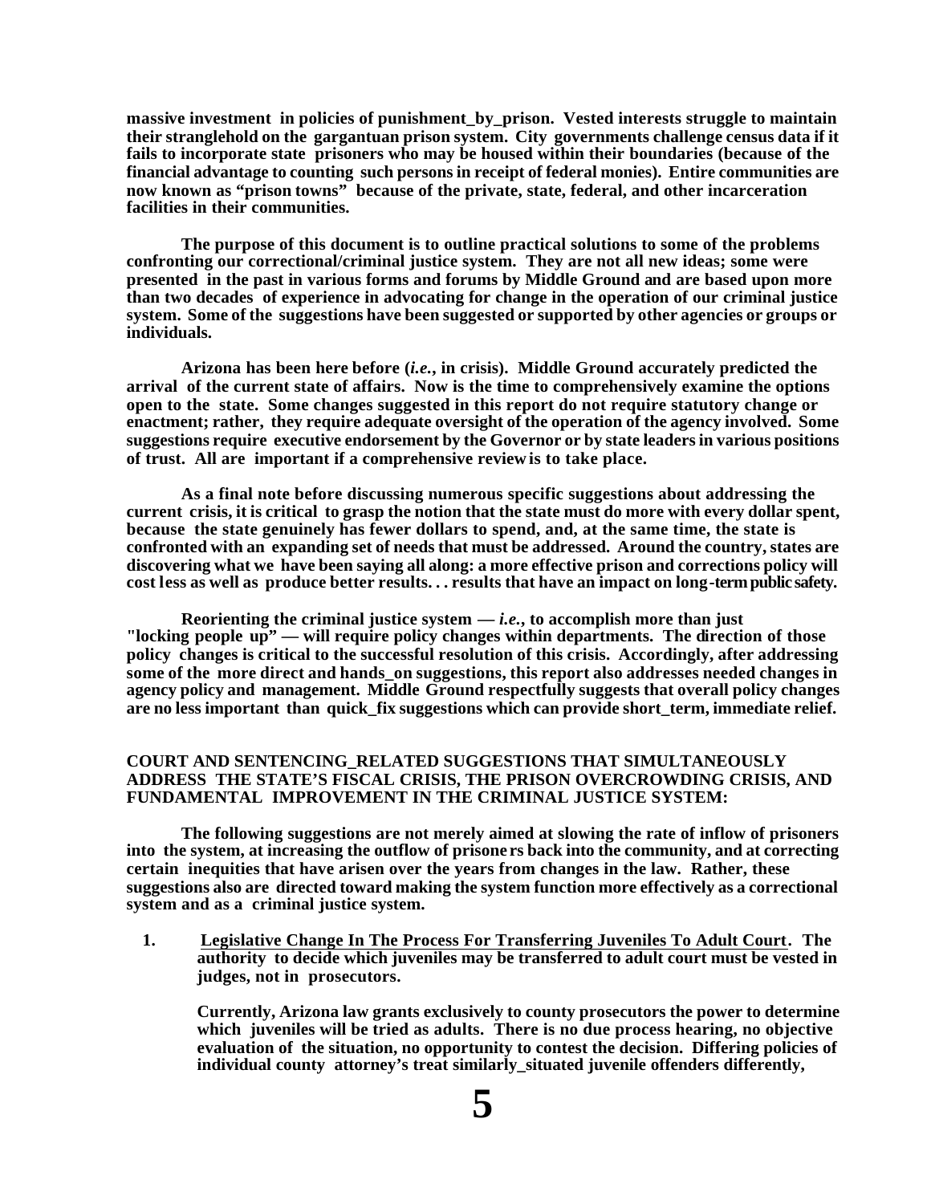**massive investment in policies of punishment_by_prison. Vested interests struggle to maintain their stranglehold on the gargantuan prison system. City governments challenge census data if it fails to incorporate state prisoners who may be housed within their boundaries (because of the financial advantage to counting such persons in receipt of federal monies). Entire communities are now known as "prison towns" because of the private, state, federal, and other incarceration facilities in their communities.**

**The purpose of this document is to outline practical solutions to some of the problems confronting our correctional/criminal justice system. They are not all new ideas; some were presented in the past in various forms and forums by Middle Ground and are based upon more than two decades of experience in advocating for change in the operation of our criminal justice system. Some of the suggestions have been suggested or supported by other agencies or groups or individuals.**

**Arizona has been here before (*i.e.*, in crisis). Middle Ground accurately predicted the arrival of the current state of affairs. Now is the time to comprehensively examine the options open to the state. Some changes suggested in this report do not require statutory change or enactment; rather, they require adequate oversight of the operation of the agency involved. Some suggestions require executive endorsement by the Governor or by state leaders in various positions of trust. All are important if a comprehensive review is to take place.**

**As a final note before discussing numerous specific suggestions about addressing the current crisis, it is critical to grasp the notion that the state must do more with every dollar spent, because the state genuinely has fewer dollars to spend, and, at the same time, the state is confronted with an expanding set of needs that must be addressed. Around the country, states are discovering what we have been saying all along: a more effective prison and corrections policy will cost less as well as produce better results. . . results that have an impact on long-term public safety.**

**Reorienting the criminal justice system — *i.e.*, to accomplish more than just "locking people up" — will require policy changes within departments. The direction of those policy changes is critical to the successful resolution of this crisis. Accordingly, after addressing some of the more direct and hands_on suggestions, this report also addresses needed changes in agency policy and management. Middle Ground respectfully suggests that overall policy changes are no less important than quick_fix suggestions which can provide short_term, immediate relief.**

**COURT AND SENTENCING_RELATED SUGGESTIONS THAT SIMULTANEOUSLY ADDRESS THE STATE'S FISCAL CRISIS, THE PRISON OVERCROWDING CRISIS, AND FUNDAMENTAL IMPROVEMENT IN THE CRIMINAL JUSTICE SYSTEM:**

**The following suggestions are not merely aimed at slowing the rate of inflow of prisoners into the system, at increasing the outflow of prisoners back into the community, and at correcting certain inequities that have arisen over the years from changes in the law. Rather, these suggestions also are directed toward making the system function more effectively as a correctional system and as a criminal justice system.**

1. **<u>Legislative Change In The Process For Transferring Juveniles To Adult Court</u>. The authority to decide which juveniles may be transferred to adult court must be vested in judges, not in prosecutors.**

   **Currently, Arizona law grants exclusively to county prosecutors the power to determine which juveniles will be tried as adults. There is no due process hearing, no objective evaluation of the situation, no opportunity to contest the decision. Differing policies of individual county attorney's treat similarly_situated juvenile offenders differently,**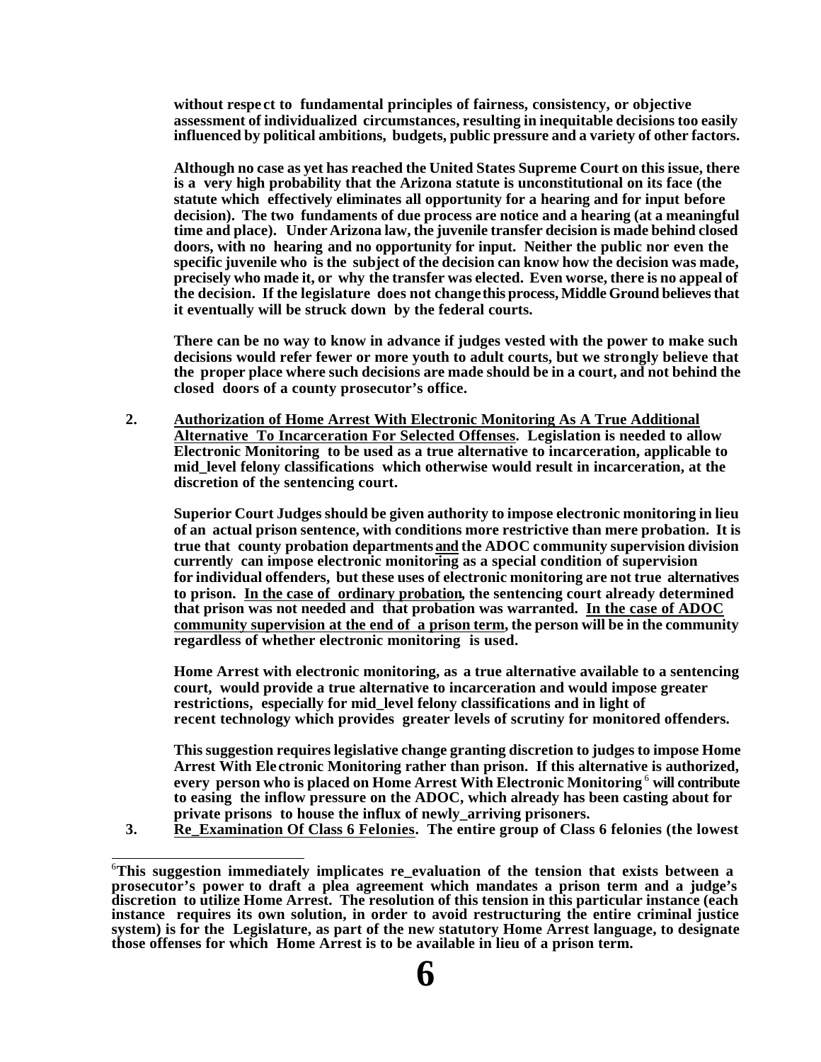**without respect to fundamental principles of fairness, consistency, or objective assessment of individualized circumstances, resulting in inequitable decisions too easily influenced by political ambitions, budgets, public pressure and a variety of other factors.**

**Although no case as yet has reached the United States Supreme Court on this issue, there is a very high probability that the Arizona statute is unconstitutional on its face (the statute which effectively eliminates all opportunity for a hearing and for input before decision). The two fundaments of due process are notice and a hearing (at a meaningful time and place). Under Arizona law, the juvenile transfer decision is made behind closed doors, with no hearing and no opportunity for input. Neither the public nor even the specific juvenile who is the subject of the decision can know how the decision was made, precisely who made it, or why the transfer was elected. Even worse, there is no appeal of the decision. If the legislature does not change this process, Middle Ground believes that it eventually will be struck down by the federal courts.**

**There can be no way to know in advance if judges vested with the power to make such decisions would refer fewer or more youth to adult courts, but we strongly believe that the proper place where such decisions are made should be in a court, and not behind the closed doors of a county prosecutor's office.**

**2. <u>Authorization of Home Arrest With Electronic Monitoring As A True Additional Alternative To Incarceration For Selected Offenses</u>. Legislation is needed to allow Electronic Monitoring to be used as a true alternative to incarceration, applicable to mid_level felony classifications which otherwise would result in incarceration, at the discretion of the sentencing court.**

**Superior Court Judges should be given authority to impose electronic monitoring in lieu of an actual prison sentence, with conditions more restrictive than mere probation. It is true that county probation departments <u>and</u> the ADOC community supervision division currently can impose electronic monitoring as a special condition of supervision for individual offenders, but these uses of electronic monitoring are not true alternatives to prison. <u>In the case of ordinary probation</u>, the sentencing court already determined that prison was not needed and that probation was warranted. <u>In the case of ADOC community supervision at the end of a prison term</u>, the person will be in the community regardless of whether electronic monitoring is used.**

**Home Arrest with electronic monitoring, as a true alternative available to a sentencing court, would provide a true alternative to incarceration and would impose greater restrictions, especially for mid_level felony classifications and in light of recent technology which provides greater levels of scrutiny for monitored offenders.**

**This suggestion requires legislative change granting discretion to judges to impose Home Arrest With Electronic Monitoring rather than prison. If this alternative is authorized, every person who is placed on Home Arrest With Electronic Monitoring [6] will contribute to easing the inflow pressure on the ADOC, which already has been casting about for private prisons to house the influx of newly_arriving prisoners.**

**3. <u>Re_Examination Of Class 6 Felonies</u>. The entire group of Class 6 felonies (the lowest**

---

[6] **This suggestion immediately implicates re_evaluation of the tension that exists between a prosecutor's power to draft a plea agreement which mandates a prison term and a judge's discretion to utilize Home Arrest. The resolution of this tension in this particular instance (each instance requires its own solution, in order to avoid restructuring the entire criminal justice system) is for the Legislature, as part of the new statutory Home Arrest language, to designate those offenses for which Home Arrest is to be available in lieu of a prison term.**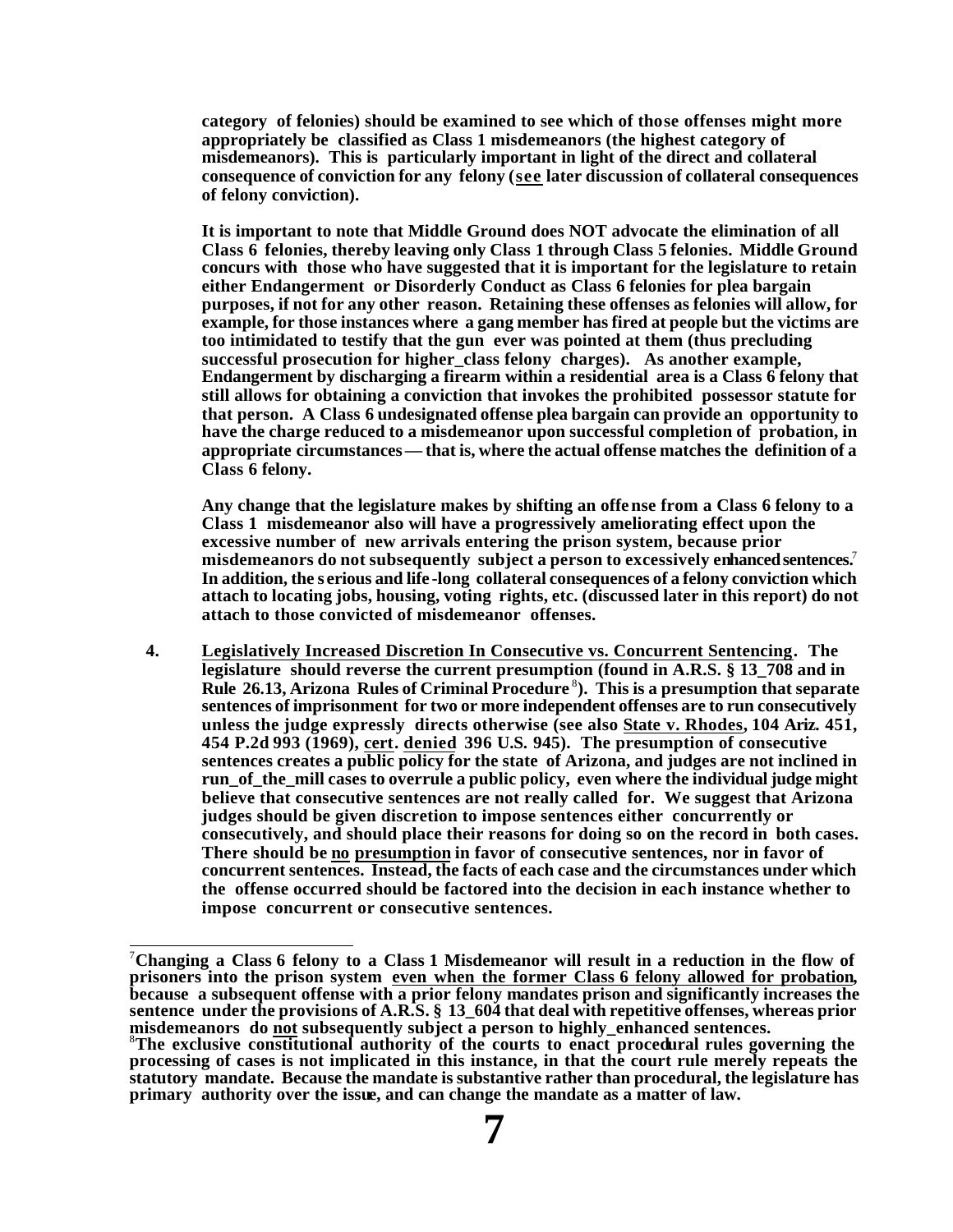**category of felonies) should be examined to see which of those offenses might more appropriately be classified as Class 1 misdemeanors (the highest category of misdemeanors). This is particularly important in light of the direct and collateral consequence of conviction for any felony (<u>see</u> later discussion of collateral consequences of felony conviction).**

**It is important to note that Middle Ground does NOT advocate the elimination of all Class 6 felonies, thereby leaving only Class 1 through Class 5 felonies. Middle Ground concurs with those who have suggested that it is important for the legislature to retain either Endangerment or Disorderly Conduct as Class 6 felonies for plea bargain purposes, if not for any other reason. Retaining these offenses as felonies will allow, for example, for those instances where a gang member has fired at people but the victims are too intimidated to testify that the gun ever was pointed at them (thus precluding successful prosecution for higher_class felony charges). As another example, Endangerment by discharging a firearm within a residential area is a Class 6 felony that still allows for obtaining a conviction that invokes the prohibited possessor statute for that person. A Class 6 undesignated offense plea bargain can provide an opportunity to have the charge reduced to a misdemeanor upon successful completion of probation, in appropriate circumstances — that is, where the actual offense matches the definition of a Class 6 felony.**

**Any change that the legislature makes by shifting an offense from a Class 6 felony to a Class 1 misdemeanor also will have a progressively ameliorating effect upon the excessive number of new arrivals entering the prison system, because prior misdemeanors do not subsequently subject a person to excessively enhanced sentences.[7] In addition, the serious and life-long collateral consequences of a felony conviction which attach to locating jobs, housing, voting rights, etc. (discussed later in this report) do not attach to those convicted of misdemeanor offenses.**

4. **<u>Legislatively Increased Discretion In Consecutive vs. Concurrent Sentencing</u>. The legislature should reverse the current presumption (found in A.R.S. § 13_708 and in Rule 26.13, Arizona Rules of Criminal Procedure[8]). This is a presumption that separate sentences of imprisonment for two or more independent offenses are to run consecutively unless the judge expressly directs otherwise (see also <u>State v. Rhodes</u>, 104 Ariz. 451, 454 P.2d 993 (1969), <u>cert. denied</u> 396 U.S. 945). The presumption of consecutive sentences creates a public policy for the state of Arizona, and judges are not inclined in run_of_the_mill cases to overrule a public policy, even where the individual judge might believe that consecutive sentences are not really called for. We suggest that Arizona judges should be given discretion to impose sentences either concurrently or consecutively, and should place their reasons for doing so on the record in both cases. There should be <u>no presumption</u> in favor of consecutive sentences, nor in favor of concurrent sentences. Instead, the facts of each case and the circumstances under which the offense occurred should be factored into the decision in each instance whether to impose concurrent or consecutive sentences.**

---

[7]**Changing a Class 6 felony to a Class 1 Misdemeanor will result in a reduction in the flow of prisoners into the prison system <u>even when the former Class 6 felony allowed for probation</u>, because a subsequent offense with a prior felony mandates prison and significantly increases the sentence under the provisions of A.R.S. § 13_604 that deal with repetitive offenses, whereas prior misdemeanors do <u>not</u> subsequently subject a person to highly_enhanced sentences.**

[8]**The exclusive constitutional authority of the courts to enact procedural rules governing the processing of cases is not implicated in this instance, in that the court rule merely repeats the statutory mandate. Because the mandate is substantive rather than procedural, the legislature has primary authority over the issue, and can change the mandate as a matter of law.**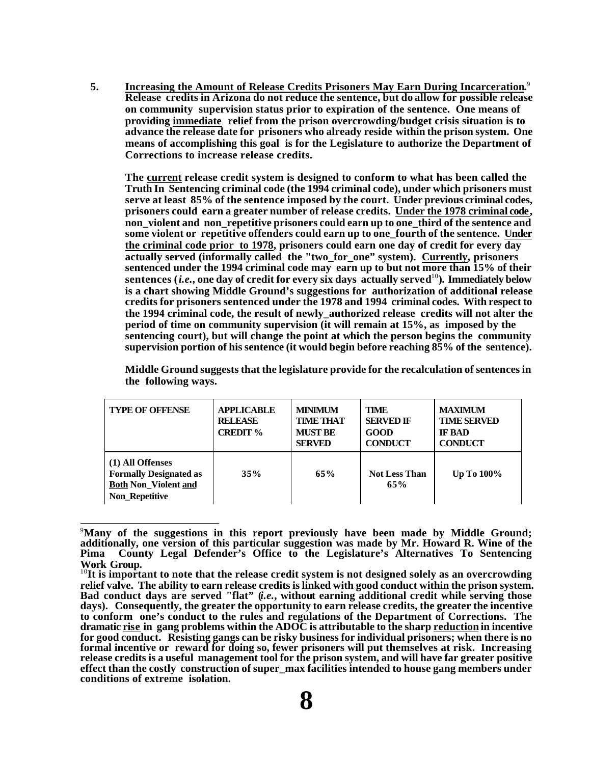**5. <u>Increasing the Amount of Release Credits Prisoners May Earn During Incarceration</u>.**[9] **Release credits in Arizona do not reduce the sentence, but do allow for possible release on community supervision status prior to expiration of the sentence. One means of providing <u>immediate</u> relief from the prison overcrowding/budget crisis situation is to advance the release date for prisoners who already reside within the prison system. One means of accomplishing this goal is for the Legislature to authorize the Department of Corrections to increase release credits.**

**The <u>current</u> release credit system is designed to conform to what has been called the Truth In Sentencing criminal code (the 1994 criminal code), under which prisoners must serve at least 85% of the sentence imposed by the court. <u>Under previous criminal codes</u>, prisoners could earn a greater number of release credits. <u>Under the 1978 criminal code</u>, non_violent and non_repetitive prisoners could earn up to one_third of the sentence and some violent or repetitive offenders could earn up to one_fourth of the sentence. <u>Under the criminal code prior to 1978</u>, prisoners could earn one day of credit for every day actually served (informally called the "two_for_one" system). <u>Currently</u>, prisoners sentenced under the 1994 criminal code may earn up to but not more than 15% of their sentences (*i.e.*, one day of credit for every six days actually served[10]). Immediately below is a chart showing Middle Ground's suggestions for authorization of additional release credits for prisoners sentenced under the 1978 and 1994 criminal codes. With respect to the 1994 criminal code, the result of newly_authorized release credits will not alter the period of time on community supervision (it will remain at 15%, as imposed by the sentencing court), but will change the point at which the person begins the community supervision portion of his sentence (it would begin before reaching 85% of the sentence).**

**Middle Ground suggests that the legislature provide for the recalculation of sentences in the following ways.**

| TYPE OF OFFENSE | APPLICABLE RELEASE CREDIT % | MINIMUM TIME THAT MUST BE SERVED | TIME SERVED IF GOOD CONDUCT | MAXIMUM TIME SERVED IF BAD CONDUCT |
|---|---|---|---|---|
| (1) All Offenses Formally Designated as <u>Both</u> Non_Violent <u>and</u> Non_Repetitive | 35% | 65% | Not Less Than 65% | Up To 100% |

[9] **Many of the suggestions in this report previously have been made by Middle Ground; additionally, one version of this particular suggestion was made by Mr. Howard R. Wine of the Pima County Legal Defender's Office to the Legislature's Alternatives To Sentencing Work Group.**

[10] **It is important to note that the release credit system is not designed solely as an overcrowding relief valve. The ability to earn release credits is linked with good conduct within the prison system. Bad conduct days are served "flat" (*i.e.*, without earning additional credit while serving those days). Consequently, the greater the opportunity to earn release credits, the greater the incentive to conform one's conduct to the rules and regulations of the Department of Corrections. The dramatic <u>rise</u> in gang problems within the ADOC is attributable to the sharp <u>reduction</u> in incentive for good conduct. Resisting gangs can be risky business for individual prisoners; when there is no formal incentive or reward for doing so, fewer prisoners will put themselves at risk. Increasing release credits is a useful management tool for the prison system, and will have far greater positive effect than the costly construction of super_max facilities intended to house gang members under conditions of extreme isolation.**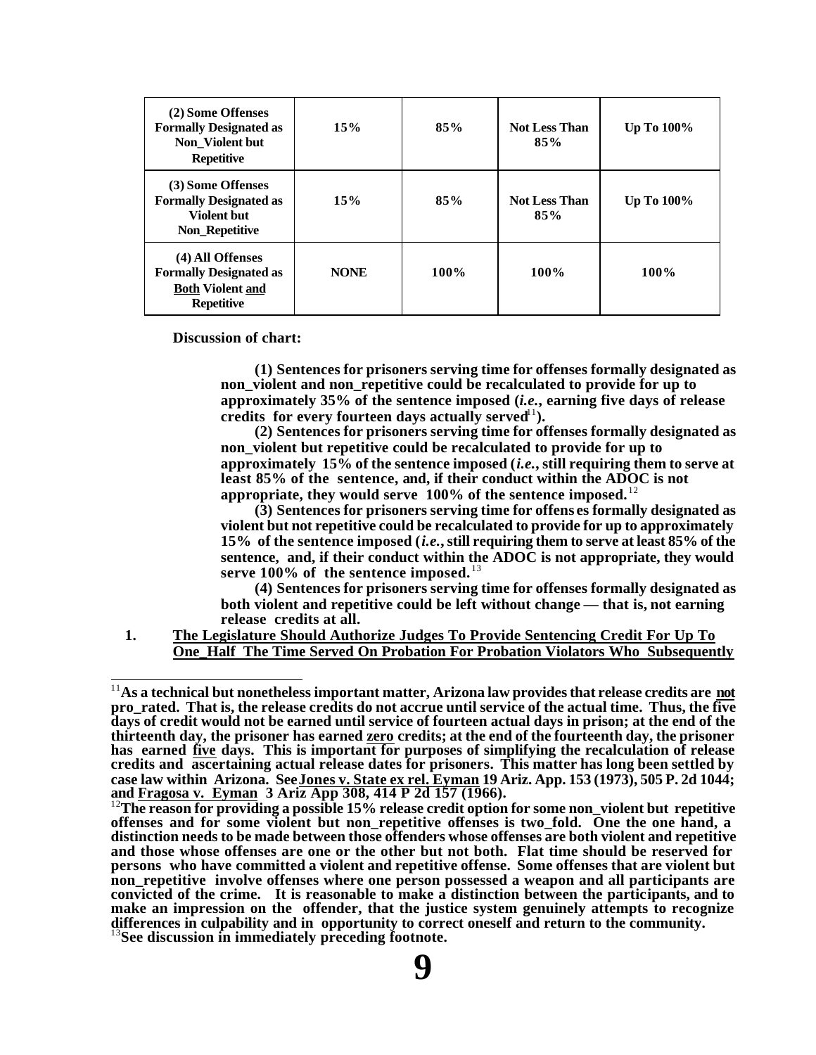| | | | | |
|---|---|---|---|---|
| **(2) Some Offenses Formally Designated as Non_Violent but Repetitive** | **15%** | **85%** | **Not Less Than 85%** | **Up To 100%** |
| **(3) Some Offenses Formally Designated as Violent but Non_Repetitive** | **15%** | **85%** | **Not Less Than 85%** | **Up To 100%** |
| **(4) All Offenses Formally Designated as <u>Both</u> Violent <u>and</u> Repetitive** | **NONE** | **100%** | **100%** | **100%** |

**Discussion of chart:**

**(1) Sentences for prisoners serving time for offenses formally designated as non_violent and non_repetitive could be recalculated to provide for up to approximately 35% of the sentence imposed (*i.e.*, earning five days of release credits for every fourteen days actually served[11]).**

**(2) Sentences for prisoners serving time for offenses formally designated as non_violent but repetitive could be recalculated to provide for up to approximately 15% of the sentence imposed (*i.e.*, still requiring them to serve at least 85% of the sentence, and, if their conduct within the ADOC is not appropriate, they would serve 100% of the sentence imposed.[12]**

**(3) Sentences for prisoners serving time for offens es formally designated as violent but not repetitive could be recalculated to provide for up to approximately 15% of the sentence imposed (*i.e.*, still requiring them to serve at least 85% of the sentence, and, if their conduct within the ADOC is not appropriate, they would serve 100% of the sentence imposed.[13]**

**(4) Sentences for prisoners serving time for offenses formally designated as both violent and repetitive could be left without change — that is, not earning release credits at all.**

1. **<u>The Legislature Should Authorize Judges To Provide Sentencing Credit For Up To One_Half The Time Served On Probation For Probation Violators Who Subsequently</u>**

---

[11]**As a technical but nonetheless important matter, Arizona law provides that release credits are <u>not</u> pro_rated. That is, the release credits do not accrue until service of the actual time. Thus, the five days of credit would not be earned until service of fourteen actual days in prison; at the end of the thirteenth day, the prisoner has earned <u>zero</u> credits; at the end of the fourteenth day, the prisoner has earned <u>five</u> days. This is important for purposes of simplifying the recalculation of release credits and ascertaining actual release dates for prisoners. This matter has long been settled by case law within Arizona. See <u>Jones v. State ex rel. Eyman</u> 19 Ariz. App. 153 (1973), 505 P. 2d 1044; and <u>Fragosa v. Eyman</u> 3 Ariz App 308, 414 P 2d 157 (1966).**

[12]**The reason for providing a possible 15% release credit option for some non_violent but repetitive offenses and for some violent but non_repetitive offenses is two_fold. One the one hand, a distinction needs to be made between those offenders whose offenses are both violent and repetitive and those whose offenses are one or the other but not both. Flat time should be reserved for persons who have committed a violent and repetitive offense. Some offenses that are violent but non_repetitive involve offenses where one person possessed a weapon and all participants are convicted of the crime. It is reasonable to make a distinction between the participants, and to make an impression on the offender, that the justice system genuinely attempts to recognize differences in culpability and in opportunity to correct oneself and return to the community.**

[13]**See discussion in immediately preceding footnote.**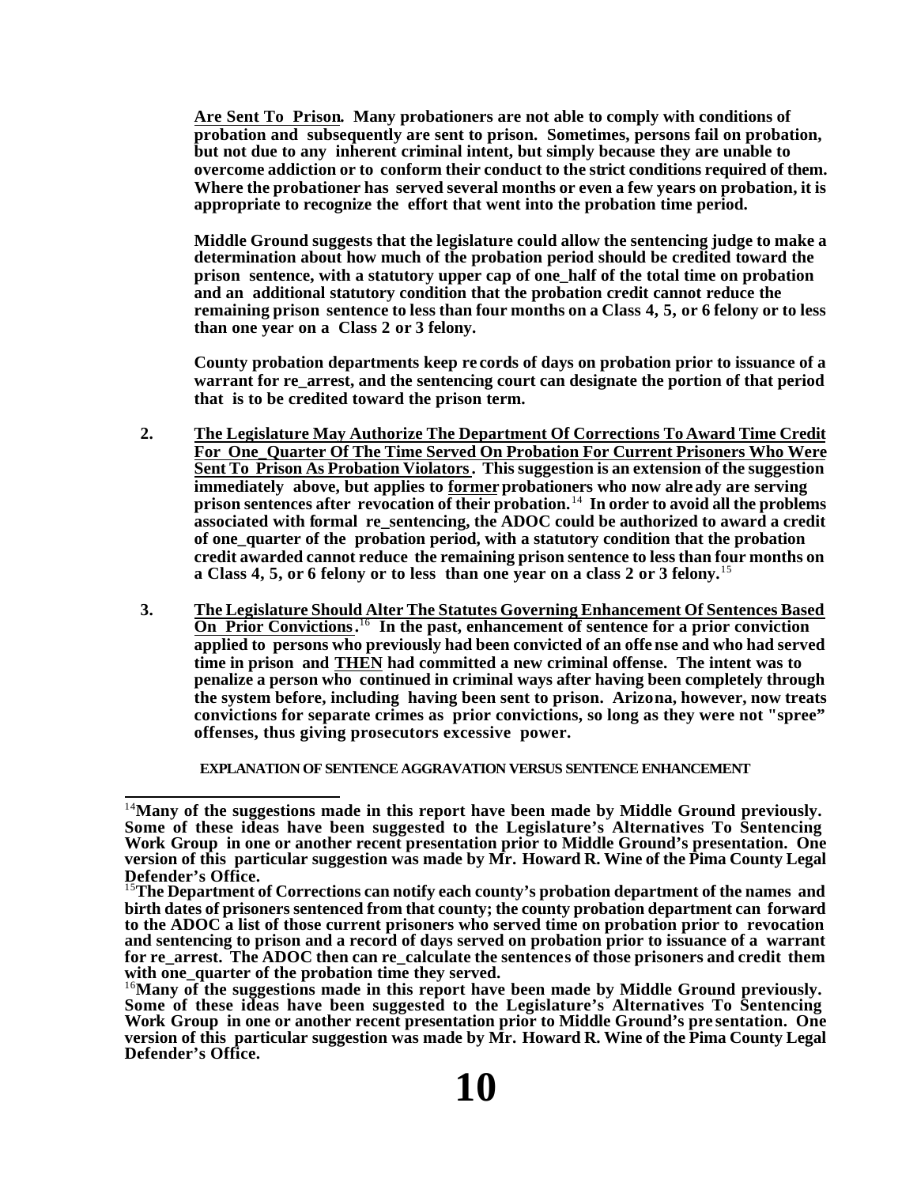**Are Sent To Prison. Many probationers are not able to comply with conditions of probation and subsequently are sent to prison. Sometimes, persons fail on probation, but not due to any inherent criminal intent, but simply because they are unable to overcome addiction or to conform their conduct to the strict conditions required of them. Where the probationer has served several months or even a few years on probation, it is appropriate to recognize the effort that went into the probation time period.**

**Middle Ground suggests that the legislature could allow the sentencing judge to make a determination about how much of the probation period should be credited toward the prison sentence, with a statutory upper cap of one_half of the total time on probation and an additional statutory condition that the probation credit cannot reduce the remaining prison sentence to less than four months on a Class 4, 5, or 6 felony or to less than one year on a Class 2 or 3 felony.**

**County probation departments keep records of days on probation prior to issuance of a warrant for re_arrest, and the sentencing court can designate the portion of that period that is to be credited toward the prison term.**

2. **The Legislature May Authorize The Department Of Corrections To Award Time Credit For One_Quarter Of The Time Served On Probation For Current Prisoners Who Were Sent To Prison As Probation Violators. This suggestion is an extension of the suggestion immediately above, but applies to former probationers who now already are serving prison sentences after revocation of their probation.[14] In order to avoid all the problems associated with formal re_sentencing, the ADOC could be authorized to award a credit of one_quarter of the probation period, with a statutory condition that the probation credit awarded cannot reduce the remaining prison sentence to less than four months on a Class 4, 5, or 6 felony or to less than one year on a class 2 or 3 felony.[15]**

3. **The Legislature Should Alter The Statutes Governing Enhancement Of Sentences Based On Prior Convictions.[16] In the past, enhancement of sentence for a prior conviction applied to persons who previously had been convicted of an offense and who had served time in prison and THEN had committed a new criminal offense. The intent was to penalize a person who continued in criminal ways after having been completely through the system before, including having been sent to prison. Arizona, however, now treats convictions for separate crimes as prior convictions, so long as they were not "spree" offenses, thus giving prosecutors excessive power.**

**EXPLANATION OF SENTENCE AGGRAVATION VERSUS SENTENCE ENHANCEMENT**

---

[14] **Many of the suggestions made in this report have been made by Middle Ground previously. Some of these ideas have been suggested to the Legislature's Alternatives To Sentencing Work Group in one or another recent presentation prior to Middle Ground's presentation. One version of this particular suggestion was made by Mr. Howard R. Wine of the Pima County Legal Defender's Office.**

[15] **The Department of Corrections can notify each county's probation department of the names and birth dates of prisoners sentenced from that county; the county probation department can forward to the ADOC a list of those current prisoners who served time on probation prior to revocation and sentencing to prison and a record of days served on probation prior to issuance of a warrant for re_arrest. The ADOC then can re_calculate the sentences of those prisoners and credit them with one_quarter of the probation time they served.**

[16] **Many of the suggestions made in this report have been made by Middle Ground previously. Some of these ideas have been suggested to the Legislature's Alternatives To Sentencing Work Group in one or another recent presentation prior to Middle Ground's presentation. One version of this particular suggestion was made by Mr. Howard R. Wine of the Pima County Legal Defender's Office.**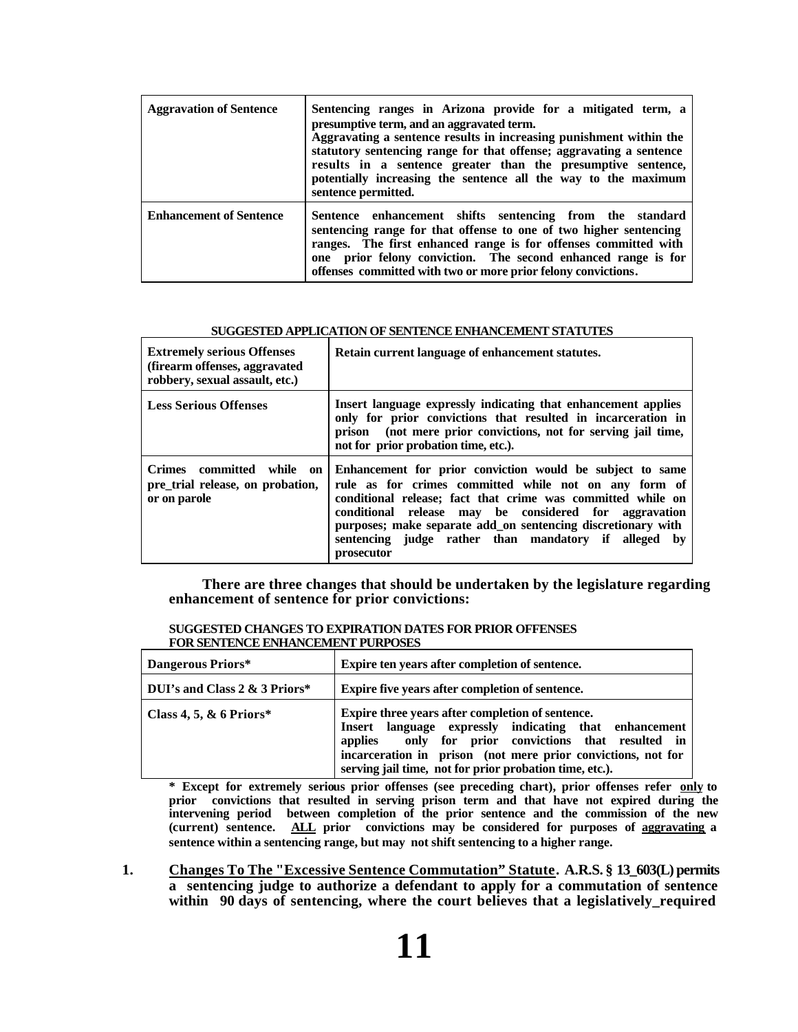| | |
|---|---|
| **Aggravation of Sentence** | **Sentencing ranges in Arizona provide for a mitigated term, a presumptive term, and an aggravated term. Aggravating a sentence results in increasing punishment within the statutory sentencing range for that offense; aggravating a sentence results in a sentence greater than the presumptive sentence, potentially increasing the sentence all the way to the maximum sentence permitted.** |
| **Enhancement of Sentence** | **Sentence enhancement shifts sentencing from the standard sentencing range for that offense to one of two higher sentencing ranges. The first enhanced range is for offenses committed with one prior felony conviction. The second enhanced range is for offenses committed with two or more prior felony convictions.** |

**SUGGESTED APPLICATION OF SENTENCE ENHANCEMENT STATUTES**

| | |
|---|---|
| **Extremely serious Offenses (firearm offenses, aggravated robbery, sexual assault, etc.)** | **Retain current language of enhancement statutes.** |
| **Less Serious Offenses** | **Insert language expressly indicating that enhancement applies only for prior convictions that resulted in incarceration in prison (not mere prior convictions, not for serving jail time, not for prior probation time, etc.).** |
| **Crimes committed while on pre_trial release, on probation, or on parole** | **Enhancement for prior conviction would be subject to same rule as for crimes committed while not on any form of conditional release; fact that crime was committed while on conditional release may be considered for aggravation purposes; make separate add_on sentencing discretionary with sentencing judge rather than mandatory if alleged by prosecutor** |

**There are three changes that should be undertaken by the legislature regarding enhancement of sentence for prior convictions:**

**SUGGESTED CHANGES TO EXPIRATION DATES FOR PRIOR OFFENSES FOR SENTENCE ENHANCEMENT PURPOSES**

| | |
|---|---|
| **Dangerous Priors*** | **Expire ten years after completion of sentence.** |
| **DUI's and Class 2 & 3 Priors*** | **Expire five years after completion of sentence.** |
| **Class 4, 5, & 6 Priors*** | **Expire three years after completion of sentence. Insert language expressly indicating that enhancement applies only for prior convictions that resulted in incarceration in prison (not mere prior convictions, not for serving jail time, not for prior probation time, etc.).** |

**\* Except for extremely serious prior offenses (see preceding chart), prior offenses refer <u>only</u> to prior convictions that resulted in serving prison term and that have not expired during the intervening period between completion of the prior sentence and the commission of the new (current) sentence. <u>ALL</u> prior convictions may be considered for purposes of <u>aggravating</u> a sentence within a sentencing range, but may not shift sentencing to a higher range.**

1. **<u>Changes To The "Excessive Sentence Commutation" Statute</u>. A.R.S. § 13_603(L) permits a sentencing judge to authorize a defendant to apply for a commutation of sentence within 90 days of sentencing, where the court believes that a legislatively_required**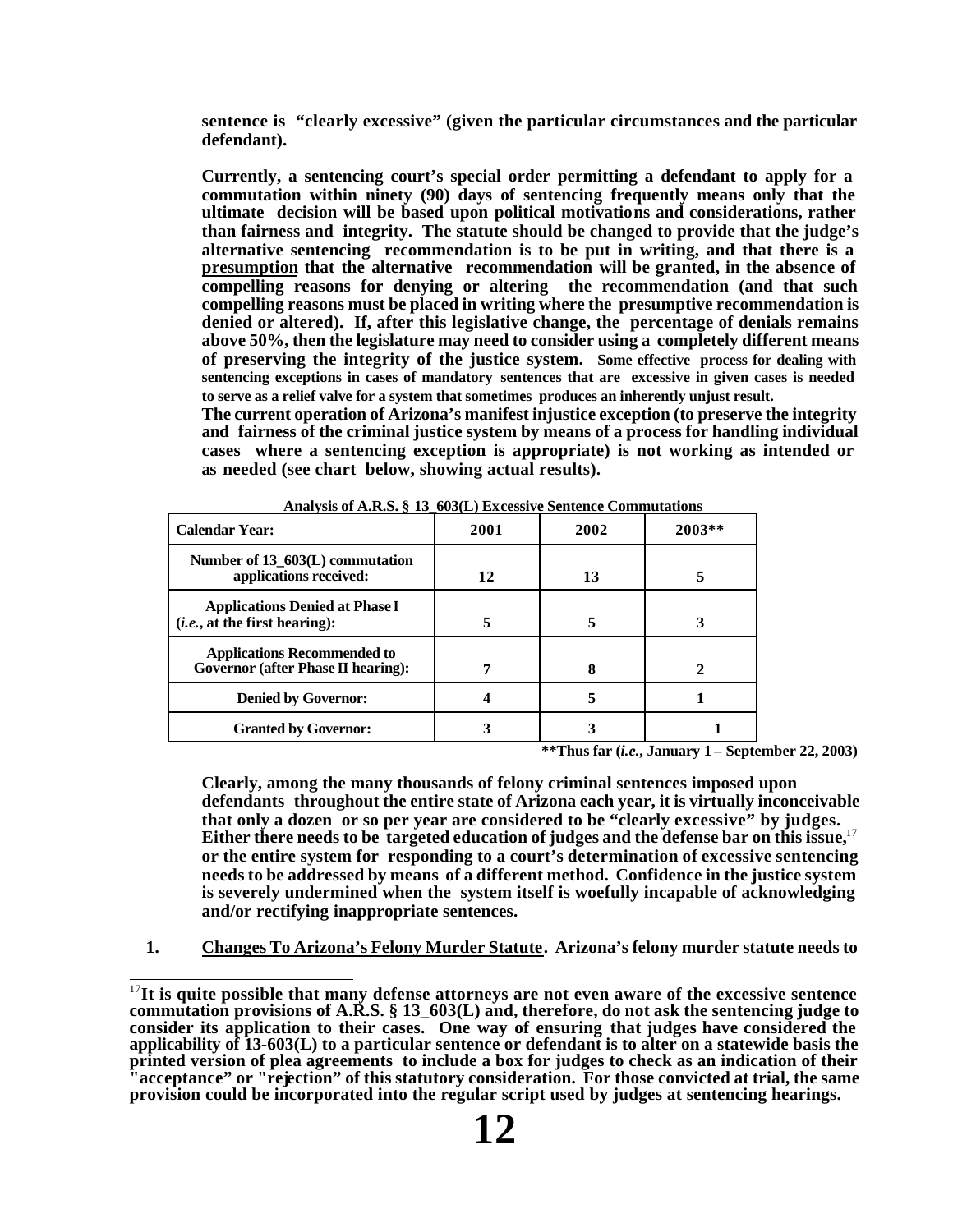**sentence is "clearly excessive" (given the particular circumstances and the particular defendant).**

**Currently, a sentencing court's special order permitting a defendant to apply for a commutation within ninety (90) days of sentencing frequently means only that the ultimate decision will be based upon political motivations and considerations, rather than fairness and integrity. The statute should be changed to provide that the judge's alternative sentencing recommendation is to be put in writing, and that there is a <u>presumption</u> that the alternative recommendation will be granted, in the absence of compelling reasons for denying or altering the recommendation (and that such compelling reasons must be placed in writing where the presumptive recommendation is denied or altered). If, after this legislative change, the percentage of denials remains above 50%, then the legislature may need to consider using a completely different means of preserving the integrity of the justice system. Some effective process for dealing with sentencing exceptions in cases of mandatory sentences that are excessive in given cases is needed to serve as a relief valve for a system that sometimes produces an inherently unjust result.**

**The current operation of Arizona's manifest injustice exception (to preserve the integrity and fairness of the criminal justice system by means of a process for handling individual cases where a sentencing exception is appropriate) is not working as intended or as needed (see chart below, showing actual results).**

**Analysis of A.R.S. § 13_603(L) Excessive Sentence Commutations**

| Calendar Year: | 2001 | 2002 | 2003** |
|---|---|---|---|
| Number of 13_603(L) commutation applications received: | 12 | 13 | 5 |
| Applications Denied at Phase I (*i.e.*, at the first hearing): | 5 | 5 | 3 |
| Applications Recommended to Governor (after Phase II hearing): | 7 | 8 | 2 |
| Denied by Governor: | 4 | 5 | 1 |
| Granted by Governor: | 3 | 3 | 1 |

**\*\*Thus far (*i.e.*, January 1 – September 22, 2003)**

**Clearly, among the many thousands of felony criminal sentences imposed upon defendants throughout the entire state of Arizona each year, it is virtually inconceivable that only a dozen or so per year are considered to be "clearly excessive" by judges. Either there needs to be targeted education of judges and the defense bar on this issue,[17] or the entire system for responding to a court's determination of excessive sentencing needs to be addressed by means of a different method. Confidence in the justice system is severely undermined when the system itself is woefully incapable of acknowledging and/or rectifying inappropriate sentences.**

1. **<u>Changes To Arizona's Felony Murder Statute</u>. Arizona's felony murder statute needs to**

---

[17]**It is quite possible that many defense attorneys are not even aware of the excessive sentence commutation provisions of A.R.S. § 13_603(L) and, therefore, do not ask the sentencing judge to consider its application to their cases. One way of ensuring that judges have considered the applicability of 13-603(L) to a particular sentence or defendant is to alter on a statewide basis the printed version of plea agreements to include a box for judges to check as an indication of their "acceptance" or "rejection" of this statutory consideration. For those convicted at trial, the same provision could be incorporated into the regular script used by judges at sentencing hearings.**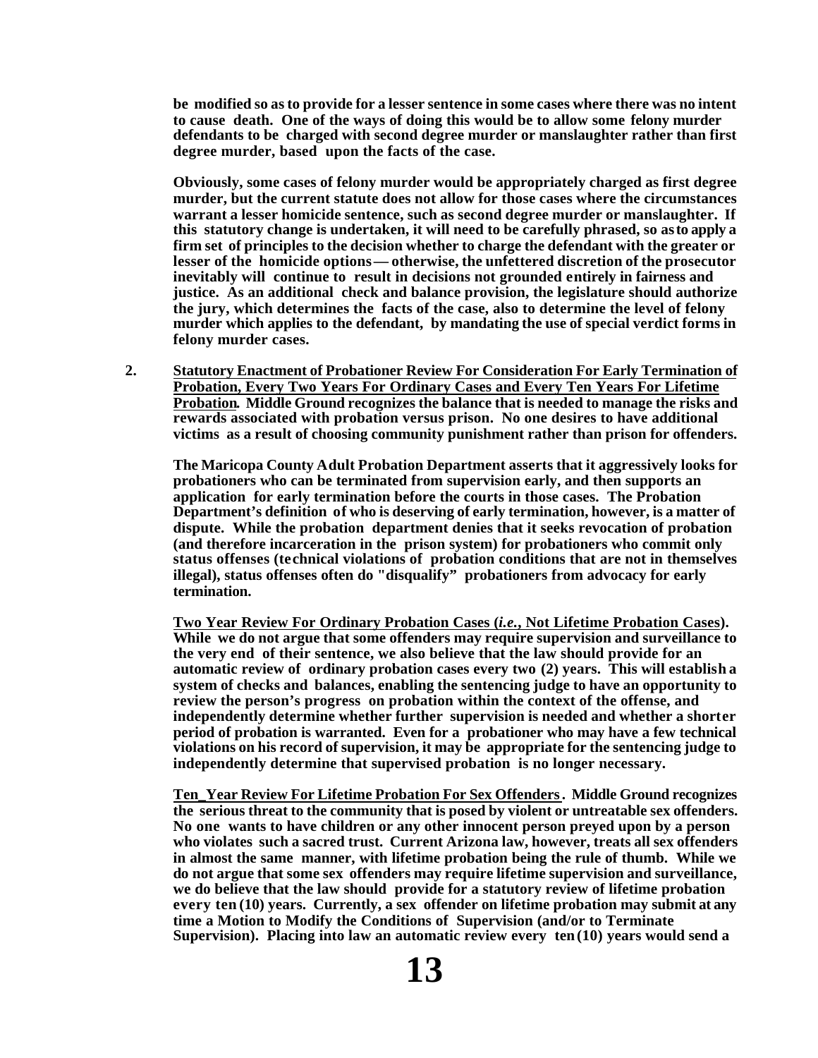**be modified so as to provide for a lesser sentence in some cases where there was no intent to cause death. One of the ways of doing this would be to allow some felony murder defendants to be charged with second degree murder or manslaughter rather than first degree murder, based upon the facts of the case.**

**Obviously, some cases of felony murder would be appropriately charged as first degree murder, but the current statute does not allow for those cases where the circumstances warrant a lesser homicide sentence, such as second degree murder or manslaughter. If this statutory change is undertaken, it will need to be carefully phrased, so as to apply a firm set of principles to the decision whether to charge the defendant with the greater or lesser of the homicide options — otherwise, the unfettered discretion of the prosecutor inevitably will continue to result in decisions not grounded entirely in fairness and justice. As an additional check and balance provision, the legislature should authorize the jury, which determines the facts of the case, also to determine the level of felony murder which applies to the defendant, by mandating the use of special verdict forms in felony murder cases.**

2. **<u>Statutory Enactment of Probationer Review For Consideration For Early Termination of Probation, Every Two Years For Ordinary Cases and Every Ten Years For Lifetime Probation</u>. Middle Ground recognizes the balance that is needed to manage the risks and rewards associated with probation versus prison. No one desires to have additional victims as a result of choosing community punishment rather than prison for offenders.**

   **The Maricopa County Adult Probation Department asserts that it aggressively looks for probationers who can be terminated from supervision early, and then supports an application for early termination before the courts in those cases. The Probation Department's definition of who is deserving of early termination, however, is a matter of dispute. While the probation department denies that it seeks revocation of probation (and therefore incarceration in the prison system) for probationers who commit only status offenses (technical violations of probation conditions that are not in themselves illegal), status offenses often do "disqualify" probationers from advocacy for early termination.**

   **<u>Two Year Review For Ordinary Probation Cases (*i.e.*, Not Lifetime Probation Cases)</u>. While we do not argue that some offenders may require supervision and surveillance to the very end of their sentence, we also believe that the law should provide for an automatic review of ordinary probation cases every two (2) years. This will establish a system of checks and balances, enabling the sentencing judge to have an opportunity to review the person's progress on probation within the context of the offense, and independently determine whether further supervision is needed and whether a shorter period of probation is warranted. Even for a probationer who may have a few technical violations on his record of supervision, it may be appropriate for the sentencing judge to independently determine that supervised probation is no longer necessary.**

   **<u>Ten_Year Review For Lifetime Probation For Sex Offenders</u>. Middle Ground recognizes the serious threat to the community that is posed by violent or untreatable sex offenders. No one wants to have children or any other innocent person preyed upon by a person who violates such a sacred trust. Current Arizona law, however, treats all sex offenders in almost the same manner, with lifetime probation being the rule of thumb. While we do not argue that some sex offenders may require lifetime supervision and surveillance, we do believe that the law should provide for a statutory review of lifetime probation every ten (10) years. Currently, a sex offender on lifetime probation may submit at any time a Motion to Modify the Conditions of Supervision (and/or to Terminate Supervision). Placing into law an automatic review every ten (10) years would send a**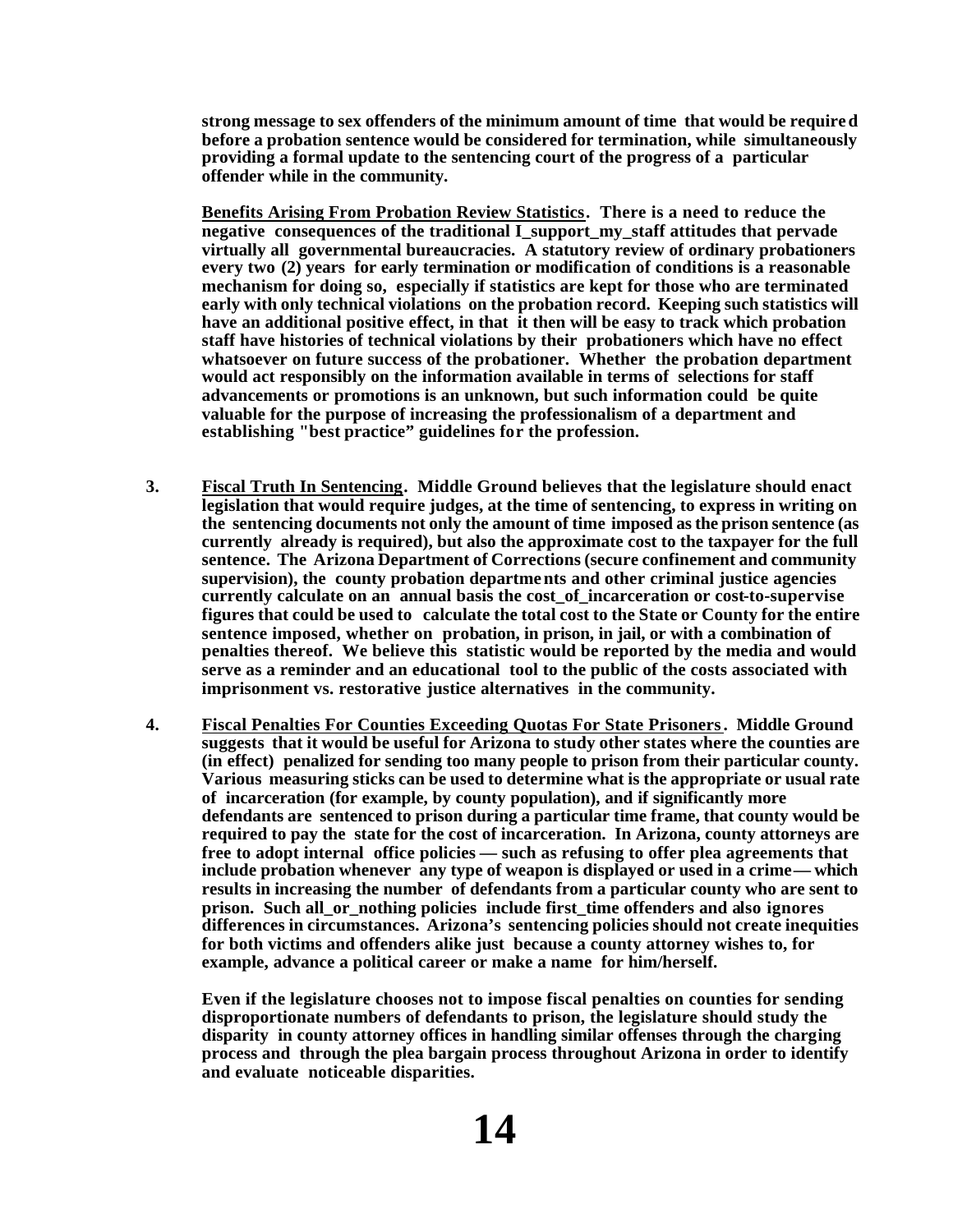**strong message to sex offenders of the minimum amount of time that would be required before a probation sentence would be considered for termination, while simultaneously providing a formal update to the sentencing court of the progress of a particular offender while in the community.**

**<u>Benefits Arising From Probation Review Statistics</u>. There is a need to reduce the negative consequences of the traditional I_support_my_staff attitudes that pervade virtually all governmental bureaucracies. A statutory review of ordinary probationers every two (2) years for early termination or modification of conditions is a reasonable mechanism for doing so, especially if statistics are kept for those who are terminated early with only technical violations on the probation record. Keeping such statistics will have an additional positive effect, in that it then will be easy to track which probation staff have histories of technical violations by their probationers which have no effect whatsoever on future success of the probationer. Whether the probation department would act responsibly on the information available in terms of selections for staff advancements or promotions is an unknown, but such information could be quite valuable for the purpose of increasing the professionalism of a department and establishing "best practice" guidelines for the profession.**

3. **<u>Fiscal Truth In Sentencing</u>. Middle Ground believes that the legislature should enact legislation that would require judges, at the time of sentencing, to express in writing on the sentencing documents not only the amount of time imposed as the prison sentence (as currently already is required), but also the approximate cost to the taxpayer for the full sentence. The Arizona Department of Corrections (secure confinement and community supervision), the county probation departments and other criminal justice agencies currently calculate on an annual basis the cost_of_incarceration or cost-to-supervise figures that could be used to calculate the total cost to the State or County for the entire sentence imposed, whether on probation, in prison, in jail, or with a combination of penalties thereof. We believe this statistic would be reported by the media and would serve as a reminder and an educational tool to the public of the costs associated with imprisonment vs. restorative justice alternatives in the community.**

4. **<u>Fiscal Penalties For Counties Exceeding Quotas For State Prisoners</u>. Middle Ground suggests that it would be useful for Arizona to study other states where the counties are (in effect) penalized for sending too many people to prison from their particular county. Various measuring sticks can be used to determine what is the appropriate or usual rate of incarceration (for example, by county population), and if significantly more defendants are sentenced to prison during a particular time frame, that county would be required to pay the state for the cost of incarceration. In Arizona, county attorneys are free to adopt internal office policies — such as refusing to offer plea agreements that include probation whenever any type of weapon is displayed or used in a crime— which results in increasing the number of defendants from a particular county who are sent to prison. Such all_or_nothing policies include first_time offenders and also ignores differences in circumstances. Arizona's sentencing policies should not create inequities for both victims and offenders alike just because a county attorney wishes to, for example, advance a political career or make a name for him/herself.**

   **Even if the legislature chooses not to impose fiscal penalties on counties for sending disproportionate numbers of defendants to prison, the legislature should study the disparity in county attorney offices in handling similar offenses through the charging process and through the plea bargain process throughout Arizona in order to identify and evaluate noticeable disparities.**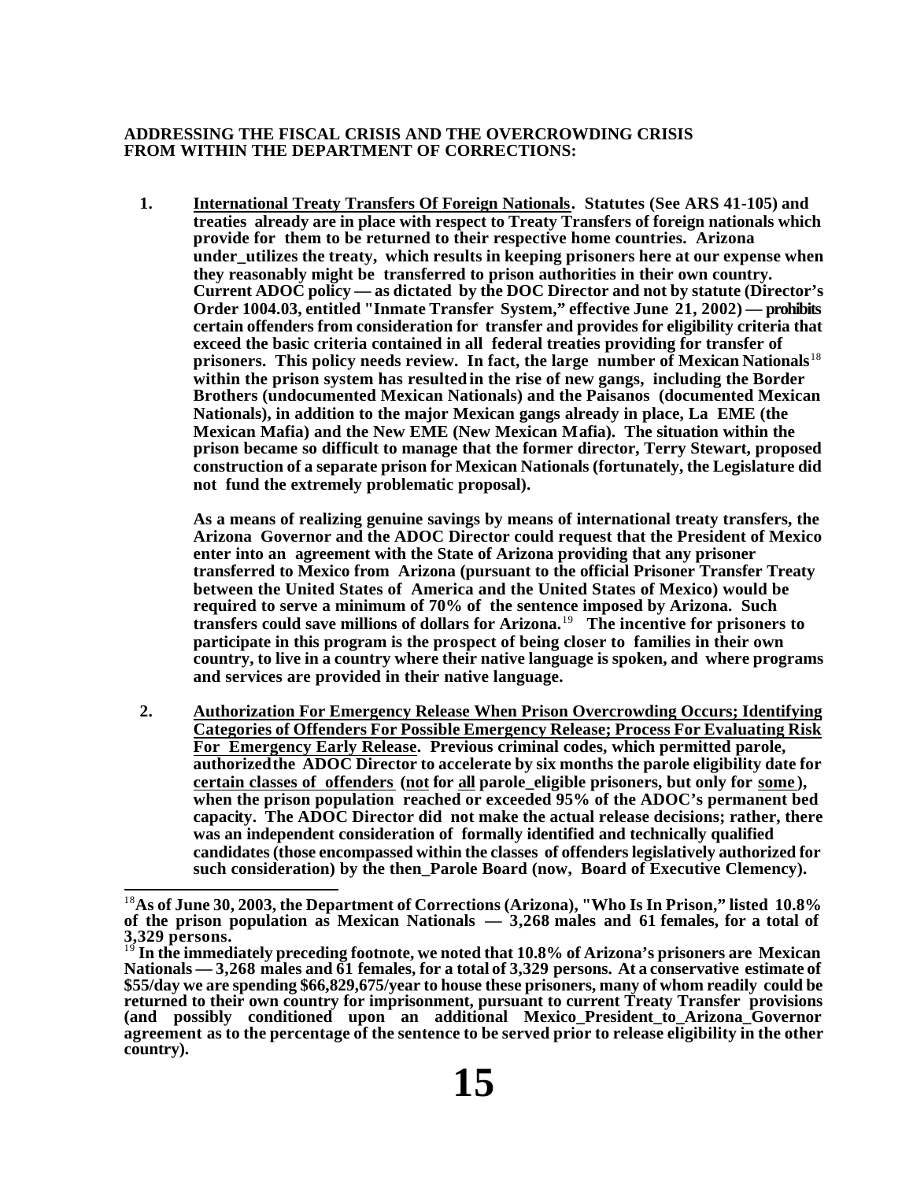**ADDRESSING THE FISCAL CRISIS AND THE OVERCROWDING CRISIS FROM WITHIN THE DEPARTMENT OF CORRECTIONS:**

1. **<u>International Treaty Transfers Of Foreign Nationals</u>. Statutes (See ARS 41-105) and treaties already are in place with respect to Treaty Transfers of foreign nationals which provide for them to be returned to their respective home countries. Arizona under_utilizes the treaty, which results in keeping prisoners here at our expense when they reasonably might be transferred to prison authorities in their own country. Current ADOC policy — as dictated by the DOC Director and not by statute (Director's Order 1004.03, entitled "Inmate Transfer System," effective June 21, 2002) — prohibits certain offenders from consideration for transfer and provides for eligibility criteria that exceed the basic criteria contained in all federal treaties providing for transfer of prisoners. This policy needs review. In fact, the large number of Mexican Nationals[18] within the prison system has resulted in the rise of new gangs, including the Border Brothers (undocumented Mexican Nationals) and the Paisanos (documented Mexican Nationals), in addition to the major Mexican gangs already in place, La EME (the Mexican Mafia) and the New EME (New Mexican Mafia). The situation within the prison became so difficult to manage that the former director, Terry Stewart, proposed construction of a separate prison for Mexican Nationals (fortunately, the Legislature did not fund the extremely problematic proposal).**

   **As a means of realizing genuine savings by means of international treaty transfers, the Arizona Governor and the ADOC Director could request that the President of Mexico enter into an agreement with the State of Arizona providing that any prisoner transferred to Mexico from Arizona (pursuant to the official Prisoner Transfer Treaty between the United States of America and the United States of Mexico) would be required to serve a minimum of 70% of the sentence imposed by Arizona. Such transfers could save millions of dollars for Arizona.[19] The incentive for prisoners to participate in this program is the prospect of being closer to families in their own country, to live in a country where their native language is spoken, and where programs and services are provided in their native language.**

2. **<u>Authorization For Emergency Release When Prison Overcrowding Occurs; Identifying Categories of Offenders For Possible Emergency Release; Process For Evaluating Risk For Emergency Early Release</u>. Previous criminal codes, which permitted parole, authorized the ADOC Director to accelerate by six months the parole eligibility date for <u>certain classes of offenders</u> (<u>not</u> for <u>all</u> parole_eligible prisoners, but only for <u>some</u>), when the prison population reached or exceeded 95% of the ADOC's permanent bed capacity. The ADOC Director did not make the actual release decisions; rather, there was an independent consideration of formally identified and technically qualified candidates (those encompassed within the classes of offenders legislatively authorized for such consideration) by the then_Parole Board (now, Board of Executive Clemency).**

---

[18]**As of June 30, 2003, the Department of Corrections (Arizona), "Who Is In Prison," listed 10.8% of the prison population as Mexican Nationals — 3,268 males and 61 females, for a total of 3,329 persons.**

[19] **In the immediately preceding footnote, we noted that 10.8% of Arizona's prisoners are Mexican Nationals — 3,268 males and 61 females, for a total of 3,329 persons. At a conservative estimate of $55/day we are spending $66,829,675/year to house these prisoners, many of whom readily could be returned to their own country for imprisonment, pursuant to current Treaty Transfer provisions (and possibly conditioned upon an additional Mexico_President_to_Arizona_Governor agreement as to the percentage of the sentence to be served prior to release eligibility in the other country).**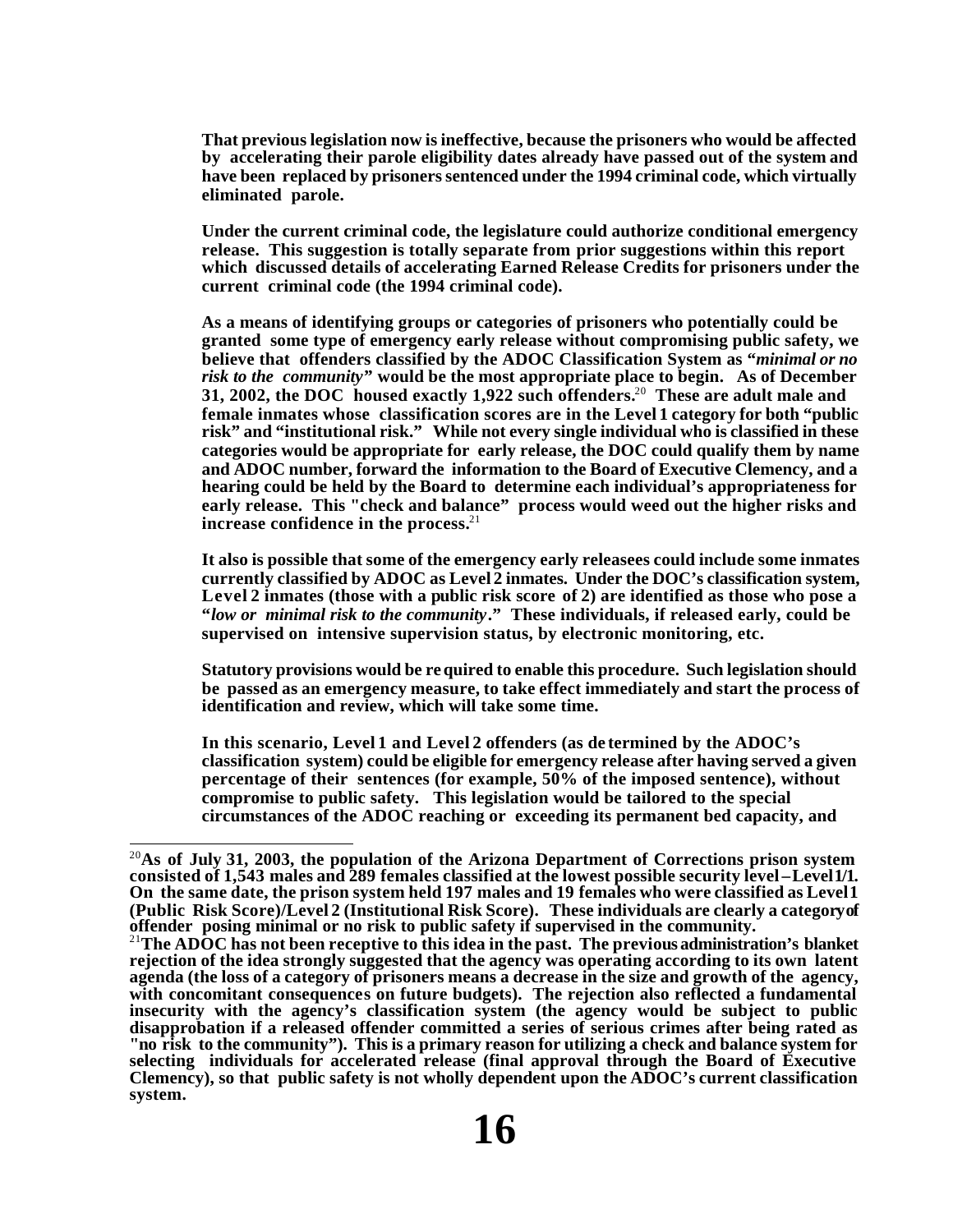**That previous legislation now is ineffective, because the prisoners who would be affected by accelerating their parole eligibility dates already have passed out of the system and have been replaced by prisoners sentenced under the 1994 criminal code, which virtually eliminated parole.**

**Under the current criminal code, the legislature could authorize conditional emergency release. This suggestion is totally separate from prior suggestions within this report which discussed details of accelerating Earned Release Credits for prisoners under the current criminal code (the 1994 criminal code).**

**As a means of identifying groups or categories of prisoners who potentially could be granted some type of emergency early release without compromising public safety, we believe that offenders classified by the ADOC Classification System as "*minimal or no risk to the community*" would be the most appropriate place to begin. As of December 31, 2002, the DOC housed exactly 1,922 such offenders.**[20] **These are adult male and female inmates whose classification scores are in the Level 1 category for both "public risk" and "institutional risk." While not every single individual who is classified in these categories would be appropriate for early release, the DOC could qualify them by name and ADOC number, forward the information to the Board of Executive Clemency, and a hearing could be held by the Board to determine each individual's appropriateness for early release. This "check and balance" process would weed out the higher risks and increase confidence in the process.**[21]

**It also is possible that some of the emergency early releasees could include some inmates currently classified by ADOC as Level 2 inmates. Under the DOC's classification system, Level 2 inmates (those with a public risk score of 2) are identified as those who pose a "*low or minimal risk to the community*." These individuals, if released early, could be supervised on intensive supervision status, by electronic monitoring, etc.**

**Statutory provisions would be required to enable this procedure. Such legislation should be passed as an emergency measure, to take effect immediately and start the process of identification and review, which will take some time.**

**In this scenario, Level 1 and Level 2 offenders (as determined by the ADOC's classification system) could be eligible for emergency release after having served a given percentage of their sentences (for example, 50% of the imposed sentence), without compromise to public safety. This legislation would be tailored to the special circumstances of the ADOC reaching or exceeding its permanent bed capacity, and**

---

[20]**As of July 31, 2003, the population of the Arizona Department of Corrections prison system consisted of 1,543 males and 289 females classified at the lowest possible security level – Level 1/1. On the same date, the prison system held 197 males and 19 females who were classified as Level 1 (Public Risk Score)/Level 2 (Institutional Risk Score). These individuals are clearly a category of offender posing minimal or no risk to public safety if supervised in the community.**

[21]**The ADOC has not been receptive to this idea in the past. The previous administration's blanket rejection of the idea strongly suggested that the agency was operating according to its own latent agenda (the loss of a category of prisoners means a decrease in the size and growth of the agency, with concomitant consequences on future budgets). The rejection also reflected a fundamental insecurity with the agency's classification system (the agency would be subject to public disapprobation if a released offender committed a series of serious crimes after being rated as "no risk to the community"). This is a primary reason for utilizing a check and balance system for selecting individuals for accelerated release (final approval through the Board of Executive Clemency), so that public safety is not wholly dependent upon the ADOC's current classification system.**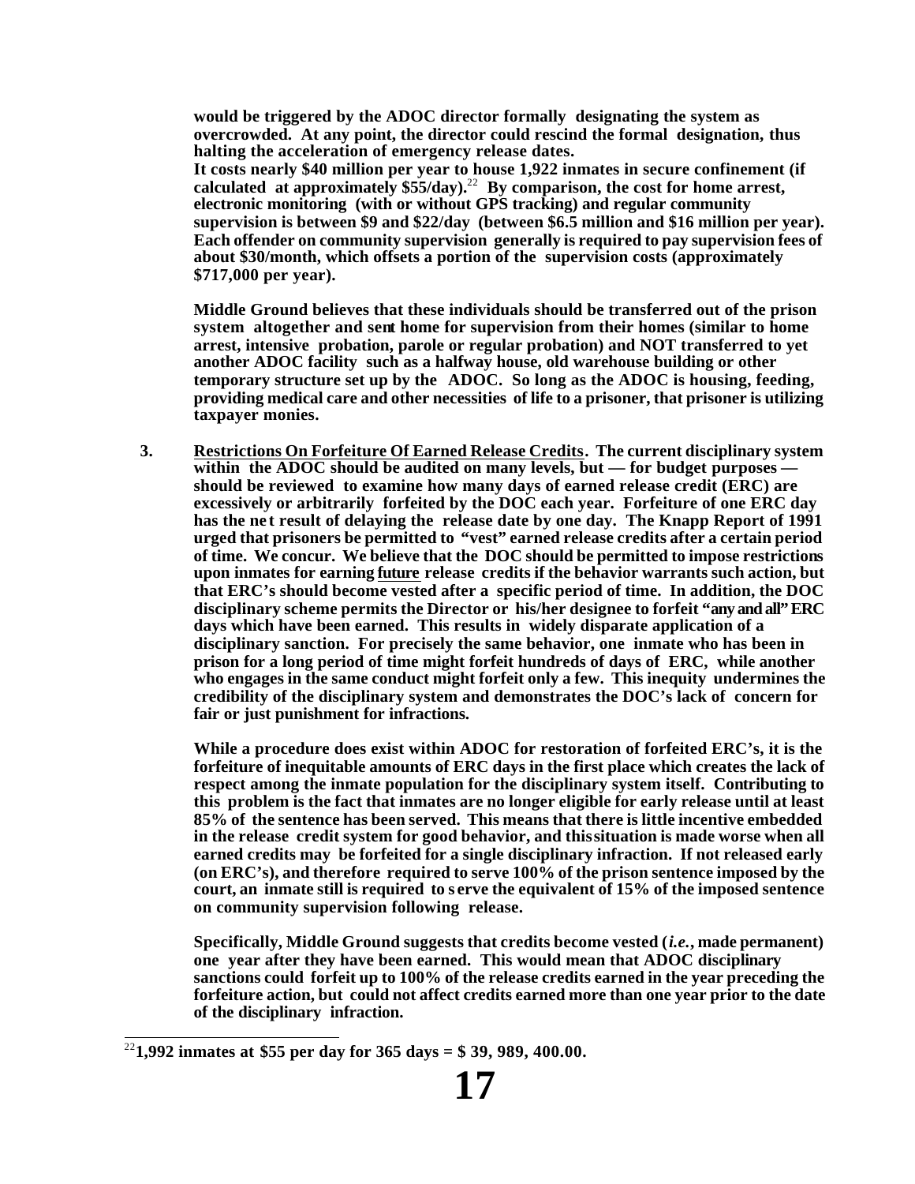**would be triggered by the ADOC director formally designating the system as overcrowded. At any point, the director could rescind the formal designation, thus halting the acceleration of emergency release dates.**

**It costs nearly $40 million per year to house 1,922 inmates in secure confinement (if calculated at approximately $55/day).**[22] **By comparison, the cost for home arrest, electronic monitoring (with or without GPS tracking) and regular community supervision is between $9 and $22/day (between $6.5 million and $16 million per year). Each offender on community supervision generally is required to pay supervision fees of about $30/month, which offsets a portion of the supervision costs (approximately $717,000 per year).**

**Middle Ground believes that these individuals should be transferred out of the prison system altogether and sent home for supervision from their homes (similar to home arrest, intensive probation, parole or regular probation) and NOT transferred to yet another ADOC facility such as a halfway house, old warehouse building or other temporary structure set up by the ADOC. So long as the ADOC is housing, feeding, providing medical care and other necessities of life to a prisoner, that prisoner is utilizing taxpayer monies.**

3. **Restrictions On Forfeiture Of Earned Release Credits. The current disciplinary system within the ADOC should be audited on many levels, but — for budget purposes — should be reviewed to examine how many days of earned release credit (ERC) are excessively or arbitrarily forfeited by the DOC each year. Forfeiture of one ERC day has the net result of delaying the release date by one day. The Knapp Report of 1991 urged that prisoners be permitted to "vest" earned release credits after a certain period of time. We concur. We believe that the DOC should be permitted to impose restrictions upon inmates for earning future release credits if the behavior warrants such action, but that ERC's should become vested after a specific period of time. In addition, the DOC disciplinary scheme permits the Director or his/her designee to forfeit "any and all" ERC days which have been earned. This results in widely disparate application of a disciplinary sanction. For precisely the same behavior, one inmate who has been in prison for a long period of time might forfeit hundreds of days of ERC, while another who engages in the same conduct might forfeit only a few. This inequity undermines the credibility of the disciplinary system and demonstrates the DOC's lack of concern for fair or just punishment for infractions.**

   **While a procedure does exist within ADOC for restoration of forfeited ERC's, it is the forfeiture of inequitable amounts of ERC days in the first place which creates the lack of respect among the inmate population for the disciplinary system itself. Contributing to this problem is the fact that inmates are no longer eligible for early release until at least 85% of the sentence has been served. This means that there is little incentive embedded in the release credit system for good behavior, and this situation is made worse when all earned credits may be forfeited for a single disciplinary infraction. If not released early (on ERC's), and therefore required to serve 100% of the prison sentence imposed by the court, an inmate still is required to serve the equivalent of 15% of the imposed sentence on community supervision following release.**

   **Specifically, Middle Ground suggests that credits become vested (*i.e.*, made permanent) one year after they have been earned. This would mean that ADOC disciplinary sanctions could forfeit up to 100% of the release credits earned in the year preceding the forfeiture action, but could not affect credits earned more than one year prior to the date of the disciplinary infraction.**

---

[22] **1,992 inmates at $55 per day for 365 days = $ 39, 989, 400.00.**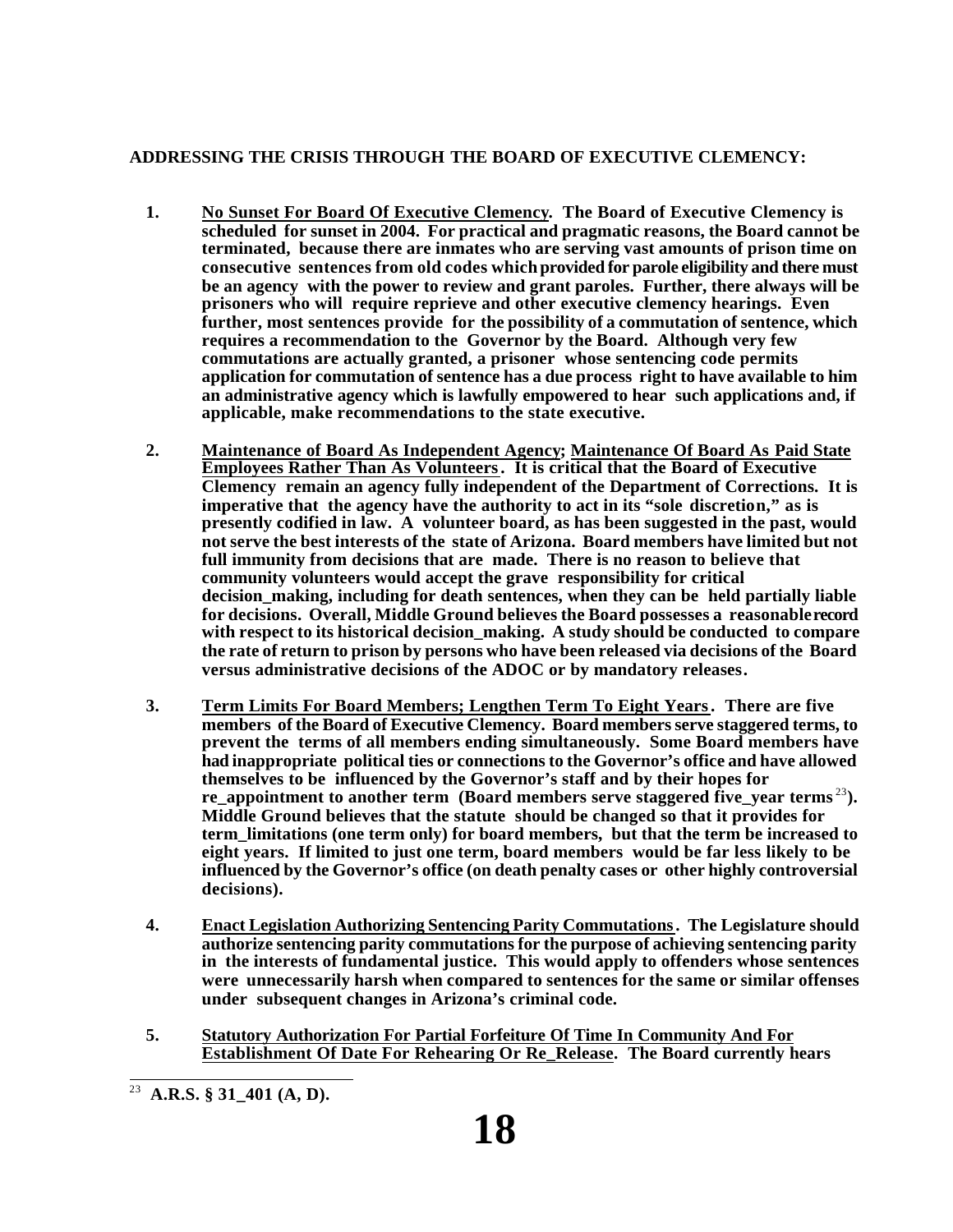**ADDRESSING THE CRISIS THROUGH THE BOARD OF EXECUTIVE CLEMENCY:**

1. **No Sunset For Board Of Executive Clemency. The Board of Executive Clemency is scheduled for sunset in 2004. For practical and pragmatic reasons, the Board cannot be terminated, because there are inmates who are serving vast amounts of prison time on consecutive sentences from old codes which provided for parole eligibility and there must be an agency with the power to review and grant paroles. Further, there always will be prisoners who will require reprieve and other executive clemency hearings. Even further, most sentences provide for the possibility of a commutation of sentence, which requires a recommendation to the Governor by the Board. Although very few commutations are actually granted, a prisoner whose sentencing code permits application for commutation of sentence has a due process right to have available to him an administrative agency which is lawfully empowered to hear such applications and, if applicable, make recommendations to the state executive.**

2. **Maintenance of Board As Independent Agency; Maintenance Of Board As Paid State Employees Rather Than As Volunteers. It is critical that the Board of Executive Clemency remain an agency fully independent of the Department of Corrections. It is imperative that the agency have the authority to act in its "sole discretion," as is presently codified in law. A volunteer board, as has been suggested in the past, would not serve the best interests of the state of Arizona. Board members have limited but not full immunity from decisions that are made. There is no reason to believe that community volunteers would accept the grave responsibility for critical decision_making, including for death sentences, when they can be held partially liable for decisions. Overall, Middle Ground believes the Board possesses a reasonable record with respect to its historical decision_making. A study should be conducted to compare the rate of return to prison by persons who have been released via decisions of the Board versus administrative decisions of the ADOC or by mandatory releases.**

3. **Term Limits For Board Members; Lengthen Term To Eight Years. There are five members of the Board of Executive Clemency. Board members serve staggered terms, to prevent the terms of all members ending simultaneously. Some Board members have had inappropriate political ties or connections to the Governor's office and have allowed themselves to be influenced by the Governor's staff and by their hopes for re_appointment to another term (Board members serve staggered five_year terms[23]). Middle Ground believes that the statute should be changed so that it provides for term_limitations (one term only) for board members, but that the term be increased to eight years. If limited to just one term, board members would be far less likely to be influenced by the Governor's office (on death penalty cases or other highly controversial decisions).**

4. **Enact Legislation Authorizing Sentencing Parity Commutations. The Legislature should authorize sentencing parity commutations for the purpose of achieving sentencing parity in the interests of fundamental justice. This would apply to offenders whose sentences were unnecessarily harsh when compared to sentences for the same or similar offenses under subsequent changes in Arizona's criminal code.**

5. **Statutory Authorization For Partial Forfeiture Of Time In Community And For Establishment Of Date For Rehearing Or Re_Release. The Board currently hears**

[23] **A.R.S. § 31_401 (A, D).**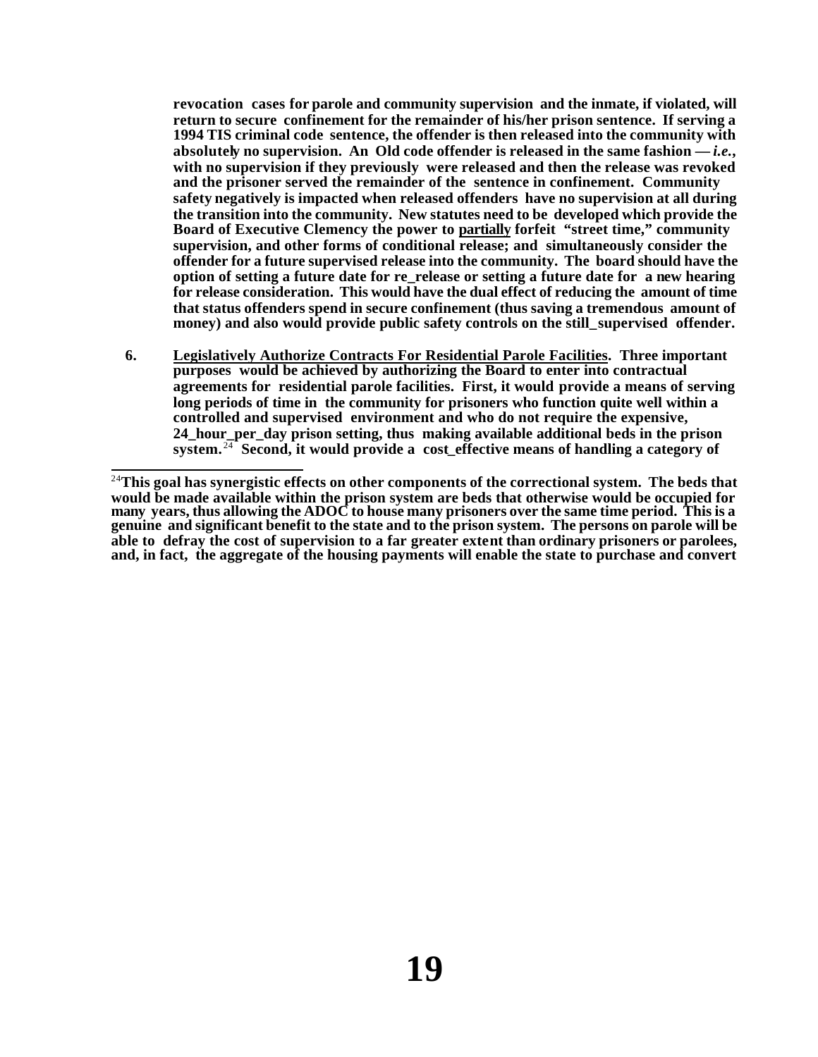**revocation cases for parole and community supervision and the inmate, if violated, will return to secure confinement for the remainder of his/her prison sentence. If serving a 1994 TIS criminal code sentence, the offender is then released into the community with absolutely no supervision. An Old code offender is released in the same fashion —** ***i.e.*****, with no supervision if they previously were released and then the release was revoked and the prisoner served the remainder of the sentence in confinement. Community safety negatively is impacted when released offenders have no supervision at all during the transition into the community. New statutes need to be developed which provide the Board of Executive Clemency the power to <u>partially</u> forfeit "street time," community supervision, and other forms of conditional release; and simultaneously consider the offender for a future supervised release into the community. The board should have the option of setting a future date for re_release or setting a future date for a new hearing for release consideration. This would have the dual effect of reducing the amount of time that status offenders spend in secure confinement (thus saving a tremendous amount of money) and also would provide public safety controls on the still_supervised offender.**

6. **<u>Legislatively Authorize Contracts For Residential Parole Facilities</u>. Three important purposes would be achieved by authorizing the Board to enter into contractual agreements for residential parole facilities. First, it would provide a means of serving long periods of time in the community for prisoners who function quite well within a controlled and supervised environment and who do not require the expensive, 24_hour_per_day prison setting, thus making available additional beds in the prison system.[24] Second, it would provide a cost_effective means of handling a category of**

---

[24]**This goal has synergistic effects on other components of the correctional system. The beds that would be made available within the prison system are beds that otherwise would be occupied for many years, thus allowing the ADOC to house many prisoners over the same time period. This is a genuine and significant benefit to the state and to the prison system. The persons on parole will be able to defray the cost of supervision to a far greater extent than ordinary prisoners or parolees, and, in fact, the aggregate of the housing payments will enable the state to purchase and convert**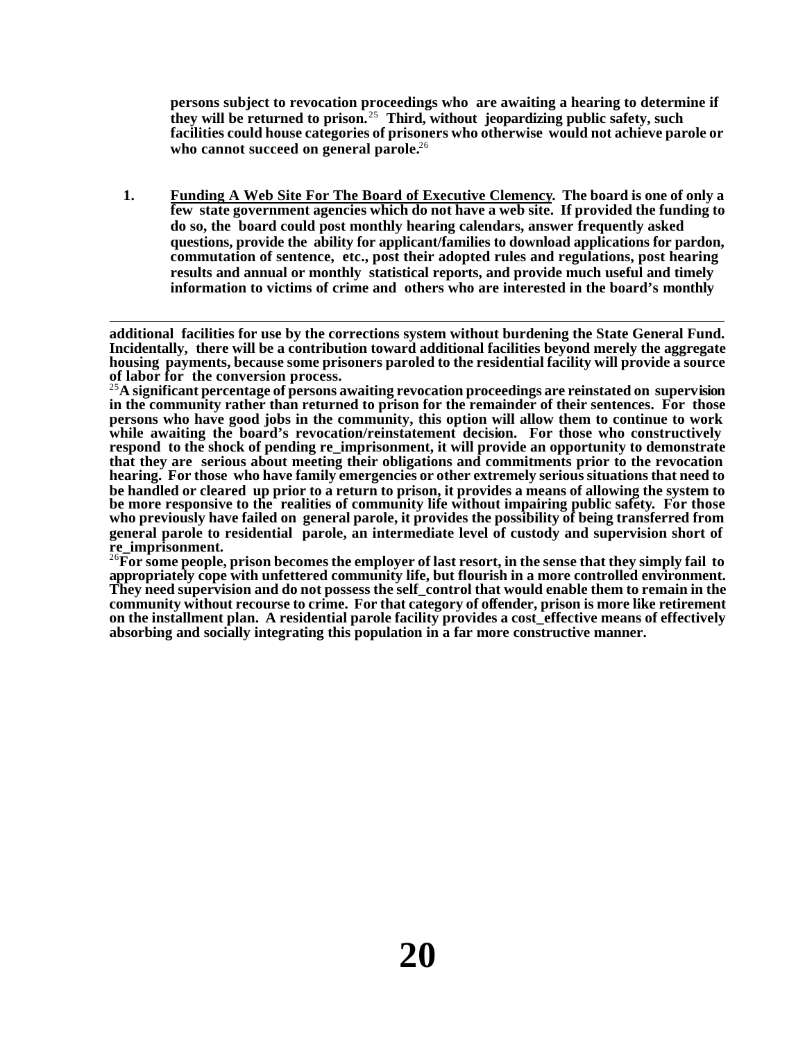**persons subject to revocation proceedings who are awaiting a hearing to determine if they will be returned to prison.**[25] **Third, without jeopardizing public safety, such facilities could house categories of prisoners who otherwise would not achieve parole or who cannot succeed on general parole.**[26]

1. **Funding A Web Site For The Board of Executive Clemency. The board is one of only a few state government agencies which do not have a web site. If provided the funding to do so, the board could post monthly hearing calendars, answer frequently asked questions, provide the ability for applicant/families to download applications for pardon, commutation of sentence, etc., post their adopted rules and regulations, post hearing results and annual or monthly statistical reports, and provide much useful and timely information to victims of crime and others who are interested in the board's monthly**

---

**additional facilities for use by the corrections system without burdening the State General Fund. Incidentally, there will be a contribution toward additional facilities beyond merely the aggregate housing payments, because some prisoners paroled to the residential facility will provide a source of labor for the conversion process.**

[25] **A significant percentage of persons awaiting revocation proceedings are reinstated on supervision in the community rather than returned to prison for the remainder of their sentences. For those persons who have good jobs in the community, this option will allow them to continue to work while awaiting the board's revocation/reinstatement decision. For those who constructively respond to the shock of pending re_imprisonment, it will provide an opportunity to demonstrate that they are serious about meeting their obligations and commitments prior to the revocation hearing. For those who have family emergencies or other extremely serious situations that need to be handled or cleared up prior to a return to prison, it provides a means of allowing the system to be more responsive to the realities of community life without impairing public safety. For those who previously have failed on general parole, it provides the possibility of being transferred from general parole to residential parole, an intermediate level of custody and supervision short of re_imprisonment.**

[26] **For some people, prison becomes the employer of last resort, in the sense that they simply fail to appropriately cope with unfettered community life, but flourish in a more controlled environment. They need supervision and do not possess the self_control that would enable them to remain in the community without recourse to crime. For that category of offender, prison is more like retirement on the installment plan. A residential parole facility provides a cost_effective means of effectively absorbing and socially integrating this population in a far more constructive manner.**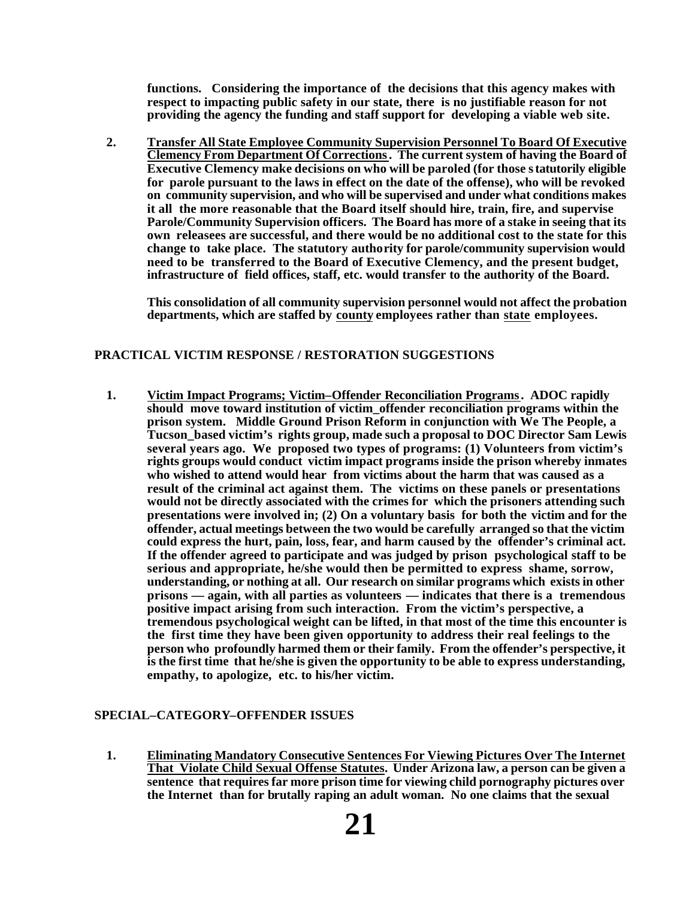**functions. Considering the importance of the decisions that this agency makes with respect to impacting public safety in our state, there is no justifiable reason for not providing the agency the funding and staff support for developing a viable web site.**

2. **Transfer All State Employee Community Supervision Personnel To Board Of Executive Clemency From Department Of Corrections. The current system of having the Board of Executive Clemency make decisions on who will be paroled (for those statutorily eligible for parole pursuant to the laws in effect on the date of the offense), who will be revoked on community supervision, and who will be supervised and under what conditions makes it all the more reasonable that the Board itself should hire, train, fire, and supervise Parole/Community Supervision officers. The Board has more of a stake in seeing that its own releasees are successful, and there would be no additional cost to the state for this change to take place. The statutory authority for parole/community supervision would need to be transferred to the Board of Executive Clemency, and the present budget, infrastructure of field offices, staff, etc. would transfer to the authority of the Board.**

   **This consolidation of all community supervision personnel would not affect the probation departments, which are staffed by county employees rather than state employees.**

## PRACTICAL VICTIM RESPONSE / RESTORATION SUGGESTIONS

1. **Victim Impact Programs; Victim–Offender Reconciliation Programs. ADOC rapidly should move toward institution of victim_offender reconciliation programs within the prison system. Middle Ground Prison Reform in conjunction with We The People, a Tucson_based victim's rights group, made such a proposal to DOC Director Sam Lewis several years ago. We proposed two types of programs: (1) Volunteers from victim's rights groups would conduct victim impact programs inside the prison whereby inmates who wished to attend would hear from victims about the harm that was caused as a result of the criminal act against them. The victims on these panels or presentations would not be directly associated with the crimes for which the prisoners attending such presentations were involved in; (2) On a voluntary basis for both the victim and for the offender, actual meetings between the two would be carefully arranged so that the victim could express the hurt, pain, loss, fear, and harm caused by the offender's criminal act. If the offender agreed to participate and was judged by prison psychological staff to be serious and appropriate, he/she would then be permitted to express shame, sorrow, understanding, or nothing at all. Our research on similar programs which exists in other prisons — again, with all parties as volunteers — indicates that there is a tremendous positive impact arising from such interaction. From the victim's perspective, a tremendous psychological weight can be lifted, in that most of the time this encounter is the first time they have been given opportunity to address their real feelings to the person who profoundly harmed them or their family. From the offender's perspective, it is the first time that he/she is given the opportunity to be able to express understanding, empathy, to apologize, etc. to his/her victim.**

## SPECIAL–CATEGORY–OFFENDER ISSUES

1. **Eliminating Mandatory Consecutive Sentences For Viewing Pictures Over The Internet That Violate Child Sexual Offense Statutes. Under Arizona law, a person can be given a sentence that requires far more prison time for viewing child pornography pictures over the Internet than for brutally raping an adult woman. No one claims that the sexual**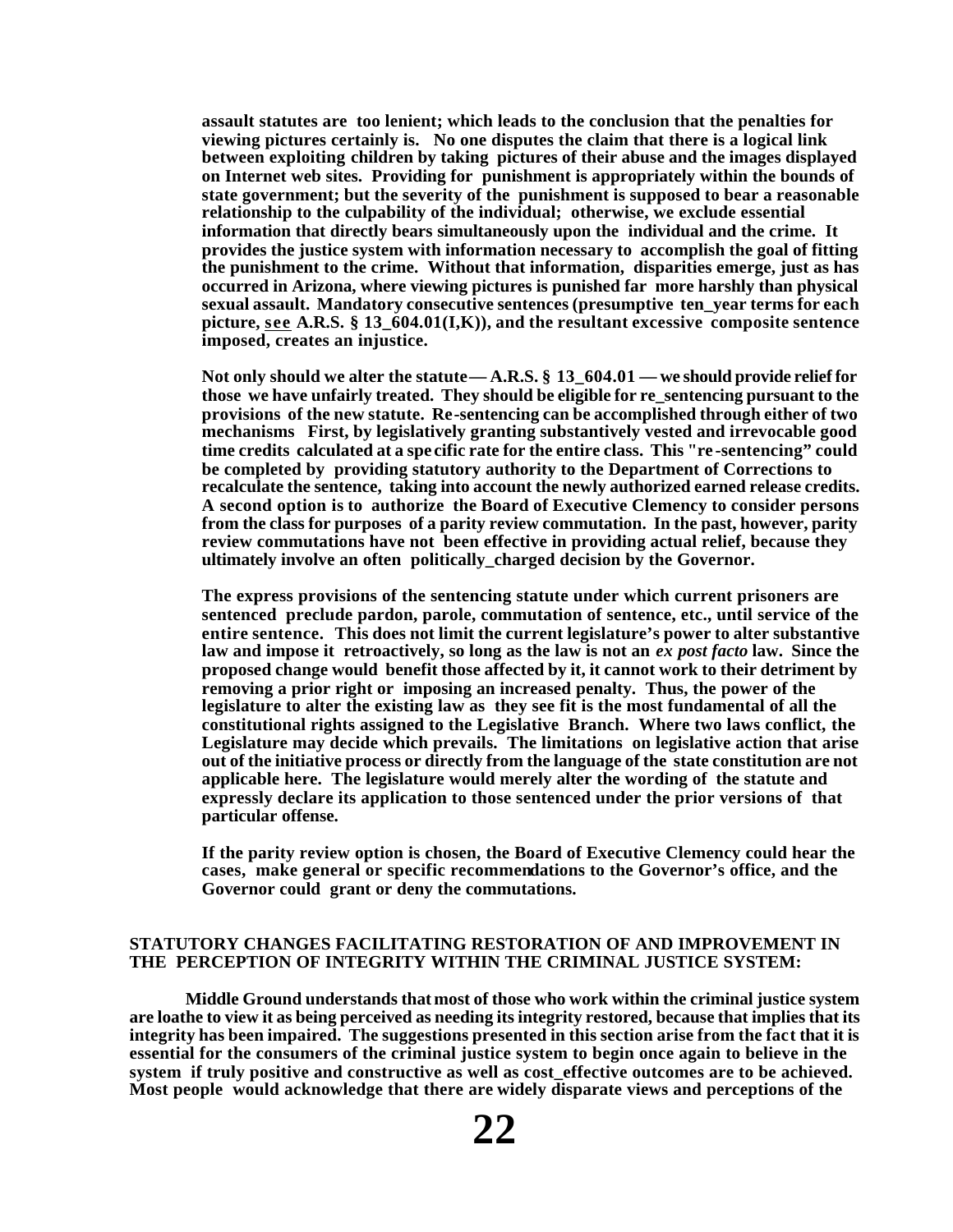**assault statutes are too lenient; which leads to the conclusion that the penalties for viewing pictures certainly is. No one disputes the claim that there is a logical link between exploiting children by taking pictures of their abuse and the images displayed on Internet web sites. Providing for punishment is appropriately within the bounds of state government; but the severity of the punishment is supposed to bear a reasonable relationship to the culpability of the individual; otherwise, we exclude essential information that directly bears simultaneously upon the individual and the crime. It provides the justice system with information necessary to accomplish the goal of fitting the punishment to the crime. Without that information, disparities emerge, just as has occurred in Arizona, where viewing pictures is punished far more harshly than physical sexual assault. Mandatory consecutive sentences (presumptive ten_year terms for each picture, see A.R.S. § 13_604.01(I,K)), and the resultant excessive composite sentence imposed, creates an injustice.**

**Not only should we alter the statute — A.R.S. § 13_604.01 — we should provide relief for those we have unfairly treated. They should be eligible for re_sentencing pursuant to the provisions of the new statute. Re-sentencing can be accomplished through either of two mechanisms First, by legislatively granting substantively vested and irrevocable good time credits calculated at a specific rate for the entire class. This "re-sentencing" could be completed by providing statutory authority to the Department of Corrections to recalculate the sentence, taking into account the newly authorized earned release credits. A second option is to authorize the Board of Executive Clemency to consider persons from the class for purposes of a parity review commutation. In the past, however, parity review commutations have not been effective in providing actual relief, because they ultimately involve an often politically_charged decision by the Governor.**

**The express provisions of the sentencing statute under which current prisoners are sentenced preclude pardon, parole, commutation of sentence, etc., until service of the entire sentence. This does not limit the current legislature's power to alter substantive law and impose it retroactively, so long as the law is not an *ex post facto* law. Since the proposed change would benefit those affected by it, it cannot work to their detriment by removing a prior right or imposing an increased penalty. Thus, the power of the legislature to alter the existing law as they see fit is the most fundamental of all the constitutional rights assigned to the Legislative Branch. Where two laws conflict, the Legislature may decide which prevails. The limitations on legislative action that arise out of the initiative process or directly from the language of the state constitution are not applicable here. The legislature would merely alter the wording of the statute and expressly declare its application to those sentenced under the prior versions of that particular offense.**

**If the parity review option is chosen, the Board of Executive Clemency could hear the cases, make general or specific recommendations to the Governor's office, and the Governor could grant or deny the commutations.**

## STATUTORY CHANGES FACILITATING RESTORATION OF AND IMPROVEMENT IN THE PERCEPTION OF INTEGRITY WITHIN THE CRIMINAL JUSTICE SYSTEM:

**Middle Ground understands that most of those who work within the criminal justice system are loathe to view it as being perceived as needing its integrity restored, because that implies that its integrity has been impaired. The suggestions presented in this section arise from the fact that it is essential for the consumers of the criminal justice system to begin once again to believe in the system if truly positive and constructive as well as cost_effective outcomes are to be achieved. Most people would acknowledge that there are widely disparate views and perceptions of the**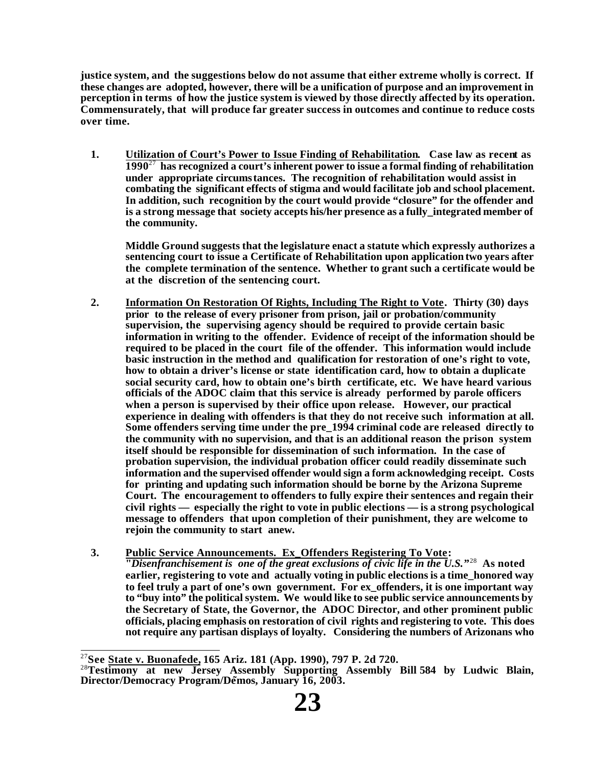**justice system, and the suggestions below do not assume that either extreme wholly is correct. If these changes are adopted, however, there will be a unification of purpose and an improvement in perception in terms of how the justice system is viewed by those directly affected by its operation. Commensurately, that will produce far greater success in outcomes and continue to reduce costs over time.**

1. **Utilization of Court's Power to Issue Finding of Rehabilitation. Case law as recent as 1990[27] has recognized a court's inherent power to issue a formal finding of rehabilitation under appropriate circumstances. The recognition of rehabilitation would assist in combating the significant effects of stigma and would facilitate job and school placement. In addition, such recognition by the court would provide "closure" for the offender and is a strong message that society accepts his/her presence as a fully_integrated member of the community.**

   **Middle Ground suggests that the legislature enact a statute which expressly authorizes a sentencing court to issue a Certificate of Rehabilitation upon application two years after the complete termination of the sentence. Whether to grant such a certificate would be at the discretion of the sentencing court.**

2. **Information On Restoration Of Rights, Including The Right to Vote. Thirty (30) days prior to the release of every prisoner from prison, jail or probation/community supervision, the supervising agency should be required to provide certain basic information in writing to the offender. Evidence of receipt of the information should be required to be placed in the court file of the offender. This information would include basic instruction in the method and qualification for restoration of one's right to vote, how to obtain a driver's license or state identification card, how to obtain a duplicate social security card, how to obtain one's birth certificate, etc. We have heard various officials of the ADOC claim that this service is already performed by parole officers when a person is supervised by their office upon release. However, our practical experience in dealing with offenders is that they do not receive such information at all. Some offenders serving time under the pre_1994 criminal code are released directly to the community with no supervision, and that is an additional reason the prison system itself should be responsible for dissemination of such information. In the case of probation supervision, the individual probation officer could readily disseminate such information and the supervised offender would sign a form acknowledging receipt. Costs for printing and updating such information should be borne by the Arizona Supreme Court. The encouragement to offenders to fully expire their sentences and regain their civil rights — especially the right to vote in public elections — is a strong psychological message to offenders that upon completion of their punishment, they are welcome to rejoin the community to start anew.**

3. **Public Service Announcements. Ex_Offenders Registering To Vote: *"Disenfranchisement is one of the great exclusions of civic life in the U.S."*[28] As noted earlier, registering to vote and actually voting in public elections is a time_honored way to feel truly a part of one's own government. For ex_offenders, it is one important way to "buy into" the political system. We would like to see public service announcements by the Secretary of State, the Governor, the ADOC Director, and other prominent public officials, placing emphasis on restoration of civil rights and registering to vote. This does not require any partisan displays of loyalty. Considering the numbers of Arizonans who**

---

[27]**See State v. Buonafede, 165 Ariz. 181 (App. 1990), 797 P. 2d 720.**

[28]**Testimony at new Jersey Assembly Supporting Assembly Bill 584 by Ludwic Blain, Director/Democracy Program/Dẽmos, January 16, 2003.**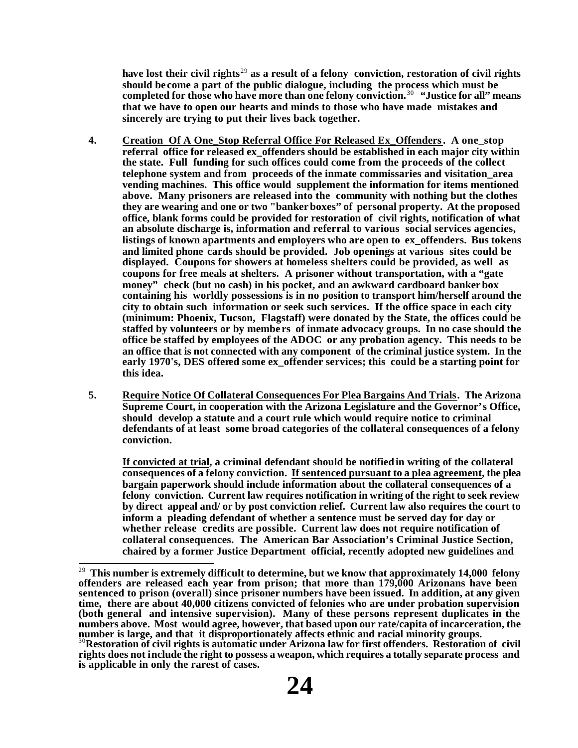**have lost their civil rights**[29] **as a result of a felony conviction, restoration of civil rights should become a part of the public dialogue, including the process which must be completed for those who have more than one felony conviction.**[30] **"Justice for all" means that we have to open our hearts and minds to those who have made mistakes and sincerely are trying to put their lives back together.**

4. **Creation Of A One_Stop Referral Office For Released Ex_Offenders. A one_stop referral office for released ex_offenders should be established in each major city within the state. Full funding for such offices could come from the proceeds of the collect telephone system and from proceeds of the inmate commissaries and visitation_area vending machines. This office would supplement the information for items mentioned above. Many prisoners are released into the community with nothing but the clothes they are wearing and one or two "banker boxes" of personal property. At the proposed office, blank forms could be provided for restoration of civil rights, notification of what an absolute discharge is, information and referral to various social services agencies, listings of known apartments and employers who are open to ex_offenders. Bus tokens and limited phone cards should be provided. Job openings at various sites could be displayed. Coupons for showers at homeless shelters could be provided, as well as coupons for free meals at shelters. A prisoner without transportation, with a "gate money" check (but no cash) in his pocket, and an awkward cardboard banker box containing his worldly possessions is in no position to transport him/herself around the city to obtain such information or seek such services. If the office space in each city (minimum: Phoenix, Tucson, Flagstaff) were donated by the State, the offices could be staffed by volunteers or by members of inmate advocacy groups. In no case should the office be staffed by employees of the ADOC or any probation agency. This needs to be an office that is not connected with any component of the criminal justice system. In the early 1970's, DES offered some ex_offender services; this could be a starting point for this idea.**

5. **Require Notice Of Collateral Consequences For Plea Bargains And Trials. The Arizona Supreme Court, in cooperation with the Arizona Legislature and the Governor's Office, should develop a statute and a court rule which would require notice to criminal defendants of at least some broad categories of the collateral consequences of a felony conviction.**

   **If convicted at trial, a criminal defendant should be notified in writing of the collateral consequences of a felony conviction. If sentenced pursuant to a plea agreement, the plea bargain paperwork should include information about the collateral consequences of a felony conviction. Current law requires notification in writing of the right to seek review by direct appeal and/ or by post conviction relief. Current law also requires the court to inform a pleading defendant of whether a sentence must be served day for day or whether release credits are possible. Current law does not require notification of collateral consequences. The American Bar Association's Criminal Justice Section, chaired by a former Justice Department official, recently adopted new guidelines and**

---

[29] **This number is extremely difficult to determine, but we know that approximately 14,000 felony offenders are released each year from prison; that more than 179,000 Arizonans have been sentenced to prison (overall) since prisoner numbers have been issued. In addition, at any given time, there are about 40,000 citizens convicted of felonies who are under probation supervision (both general and intensive supervision). Many of these persons represent duplicates in the numbers above. Most would agree, however, that based upon our rate/capita of incarceration, the number is large, and that it disproportionately affects ethnic and racial minority groups.**

[30] **Restoration of civil rights is automatic under Arizona law for first offenders. Restoration of civil rights does not include the right to possess a weapon, which requires a totally separate process and is applicable in only the rarest of cases.**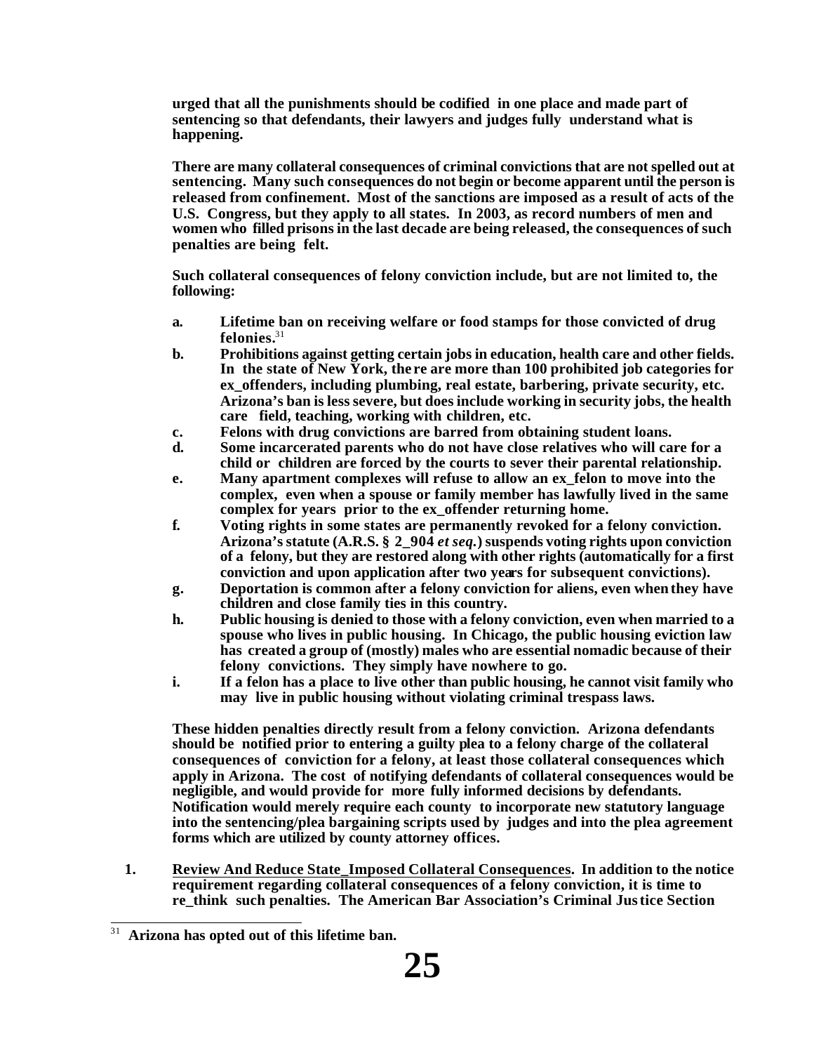**urged that all the punishments should be codified in one place and made part of sentencing so that defendants, their lawyers and judges fully understand what is happening.**

**There are many collateral consequences of criminal convictions that are not spelled out at sentencing. Many such consequences do not begin or become apparent until the person is released from confinement. Most of the sanctions are imposed as a result of acts of the U.S. Congress, but they apply to all states. In 2003, as record numbers of men and women who filled prisons in the last decade are being released, the consequences of such penalties are being felt.**

**Such collateral consequences of felony conviction include, but are not limited to, the following:**

- **a.** **Lifetime ban on receiving welfare or food stamps for those convicted of drug felonies.**[31]
- **b.** **Prohibitions against getting certain jobs in education, health care and other fields. In the state of New York, there are more than 100 prohibited job categories for ex_offenders, including plumbing, real estate, barbering, private security, etc. Arizona's ban is less severe, but does include working in security jobs, the health care field, teaching, working with children, etc.**
- **c.** **Felons with drug convictions are barred from obtaining student loans.**
- **d.** **Some incarcerated parents who do not have close relatives who will care for a child or children are forced by the courts to sever their parental relationship.**
- **e.** **Many apartment complexes will refuse to allow an ex_felon to move into the complex, even when a spouse or family member has lawfully lived in the same complex for years prior to the ex_offender returning home.**
- **f.** **Voting rights in some states are permanently revoked for a felony conviction. Arizona's statute (A.R.S. § 2_904 *et seq.*) suspends voting rights upon conviction of a felony, but they are restored along with other rights (automatically for a first conviction and upon application after two years for subsequent convictions).**
- **g.** **Deportation is common after a felony conviction for aliens, even when they have children and close family ties in this country.**
- **h.** **Public housing is denied to those with a felony conviction, even when married to a spouse who lives in public housing. In Chicago, the public housing eviction law has created a group of (mostly) males who are essential nomadic because of their felony convictions. They simply have nowhere to go.**
- **i.** **If a felon has a place to live other than public housing, he cannot visit family who may live in public housing without violating criminal trespass laws.**

**These hidden penalties directly result from a felony conviction. Arizona defendants should be notified prior to entering a guilty plea to a felony charge of the collateral consequences of conviction for a felony, at least those collateral consequences which apply in Arizona. The cost of notifying defendants of collateral consequences would be negligible, and would provide for more fully informed decisions by defendants. Notification would merely require each county to incorporate new statutory language into the sentencing/plea bargaining scripts used by judges and into the plea agreement forms which are utilized by county attorney offices.**

1. **<u>Review And Reduce State_Imposed Collateral Consequences</u>. In addition to the notice requirement regarding collateral consequences of a felony conviction, it is time to re_think such penalties. The American Bar Association's Criminal Justice Section**

---

[31] **Arizona has opted out of this lifetime ban.**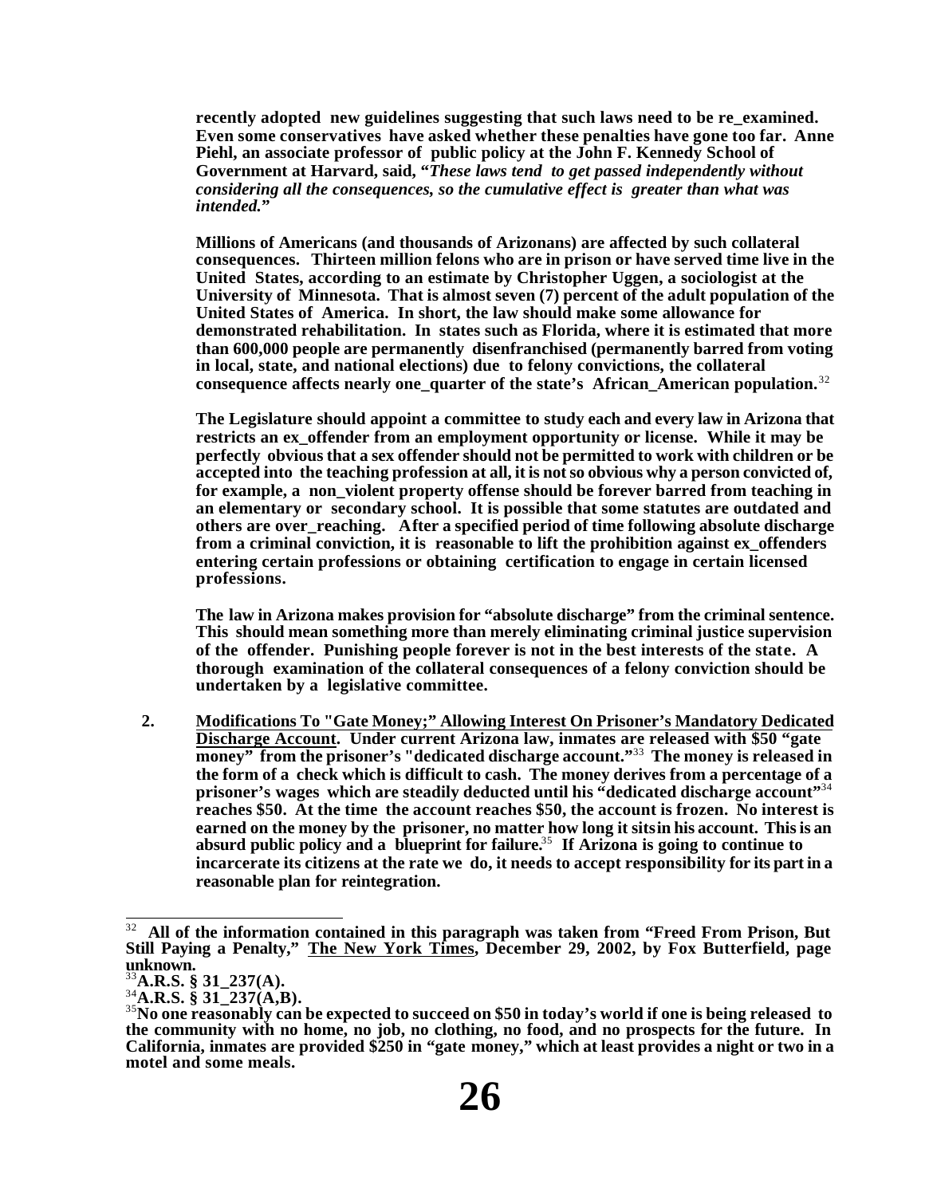**recently adopted new guidelines suggesting that such laws need to be re_examined. Even some conservatives have asked whether these penalties have gone too far. Anne Piehl, an associate professor of public policy at the John F. Kennedy School of Government at Harvard, said, "*These laws tend to get passed independently without considering all the consequences, so the cumulative effect is greater than what was intended.*"**

**Millions of Americans (and thousands of Arizonans) are affected by such collateral consequences. Thirteen million felons who are in prison or have served time live in the United States, according to an estimate by Christopher Uggen, a sociologist at the University of Minnesota. That is almost seven (7) percent of the adult population of the United States of America. In short, the law should make some allowance for demonstrated rehabilitation. In states such as Florida, where it is estimated that more than 600,000 people are permanently disenfranchised (permanently barred from voting in local, state, and national elections) due to felony convictions, the collateral consequence affects nearly one_quarter of the state's African_American population.**[32]

**The Legislature should appoint a committee to study each and every law in Arizona that restricts an ex_offender from an employment opportunity or license. While it may be perfectly obvious that a sex offender should not be permitted to work with children or be accepted into the teaching profession at all, it is not so obvious why a person convicted of, for example, a non_violent property offense should be forever barred from teaching in an elementary or secondary school. It is possible that some statutes are outdated and others are over_reaching. After a specified period of time following absolute discharge from a criminal conviction, it is reasonable to lift the prohibition against ex_offenders entering certain professions or obtaining certification to engage in certain licensed professions.**

**The law in Arizona makes provision for "absolute discharge" from the criminal sentence. This should mean something more than merely eliminating criminal justice supervision of the offender. Punishing people forever is not in the best interests of the state. A thorough examination of the collateral consequences of a felony conviction should be undertaken by a legislative committee.**

**2. <u>Modifications To "Gate Money;" Allowing Interest On Prisoner's Mandatory Dedicated Discharge Account</u>. Under current Arizona law, inmates are released with $50 "gate money" from the prisoner's "dedicated discharge account."**[33] **The money is released in the form of a check which is difficult to cash. The money derives from a percentage of a prisoner's wages which are steadily deducted until his "dedicated discharge account"**[34] **reaches $50. At the time the account reaches $50, the account is frozen. No interest is earned on the money by the prisoner, no matter how long it sits in his account. This is an absurd public policy and a blueprint for failure.**[35] **If Arizona is going to continue to incarcerate its citizens at the rate we do, it needs to accept responsibility for its part in a reasonable plan for reintegration.**

---

[32] **All of the information contained in this paragraph was taken from "Freed From Prison, But Still Paying a Penalty," <u>The New York Times</u>, December 29, 2002, by Fox Butterfield, page unknown.**

[33] **A.R.S. § 31_237(A).**

[34] **A.R.S. § 31_237(A,B).**

[35] **No one reasonably can be expected to succeed on $50 in today's world if one is being released to the community with no home, no job, no clothing, no food, and no prospects for the future. In California, inmates are provided $250 in "gate money," which at least provides a night or two in a motel and some meals.**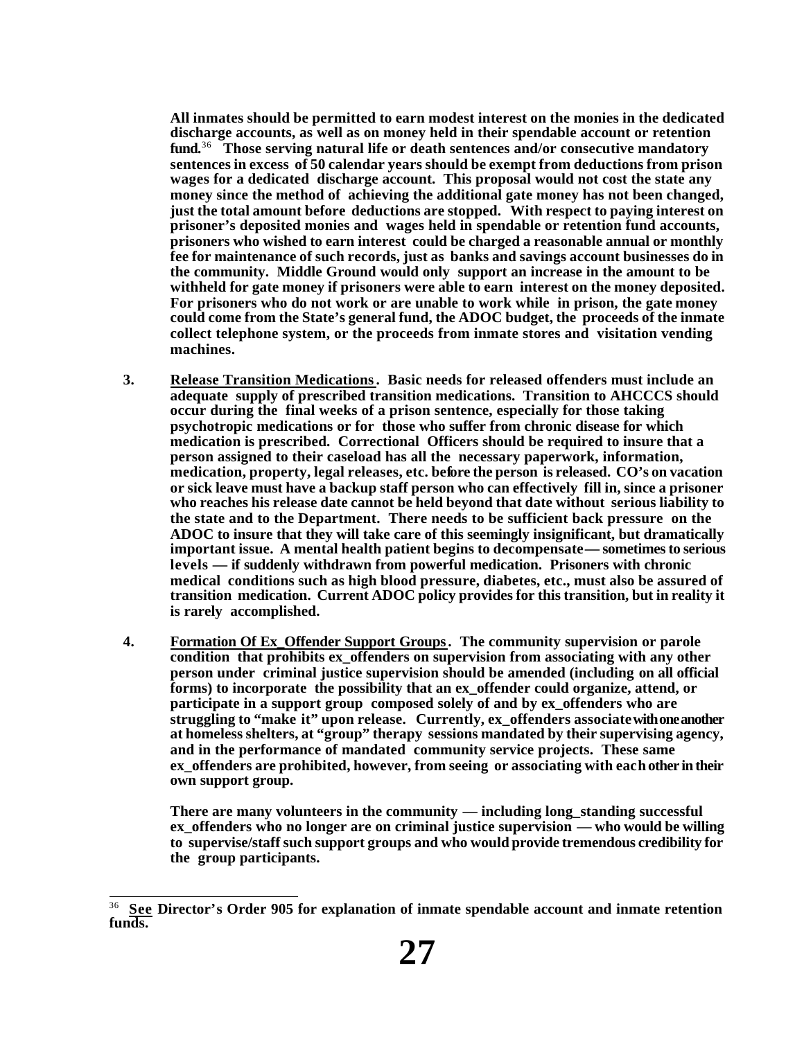**All inmates should be permitted to earn modest interest on the monies in the dedicated discharge accounts, as well as on money held in their spendable account or retention fund.**[36] **Those serving natural life or death sentences and/or consecutive mandatory sentences in excess of 50 calendar years should be exempt from deductions from prison wages for a dedicated discharge account. This proposal would not cost the state any money since the method of achieving the additional gate money has not been changed, just the total amount before deductions are stopped. With respect to paying interest on prisoner's deposited monies and wages held in spendable or retention fund accounts, prisoners who wished to earn interest could be charged a reasonable annual or monthly fee for maintenance of such records, just as banks and savings account businesses do in the community. Middle Ground would only support an increase in the amount to be withheld for gate money if prisoners were able to earn interest on the money deposited. For prisoners who do not work or are unable to work while in prison, the gate money could come from the State's general fund, the ADOC budget, the proceeds of the inmate collect telephone system, or the proceeds from inmate stores and visitation vending machines.**

**3. Release Transition Medications. Basic needs for released offenders must include an adequate supply of prescribed transition medications. Transition to AHCCCS should occur during the final weeks of a prison sentence, especially for those taking psychotropic medications or for those who suffer from chronic disease for which medication is prescribed. Correctional Officers should be required to insure that a person assigned to their caseload has all the necessary paperwork, information, medication, property, legal releases, etc. before the person is released. CO's on vacation or sick leave must have a backup staff person who can effectively fill in, since a prisoner who reaches his release date cannot be held beyond that date without serious liability to the state and to the Department. There needs to be sufficient back pressure on the ADOC to insure that they will take care of this seemingly insignificant, but dramatically important issue. A mental health patient begins to decompensate — sometimes to serious levels — if suddenly withdrawn from powerful medication. Prisoners with chronic medical conditions such as high blood pressure, diabetes, etc., must also be assured of transition medication. Current ADOC policy provides for this transition, but in reality it is rarely accomplished.**

**4. Formation Of Ex_Offender Support Groups. The community supervision or parole condition that prohibits ex_offenders on supervision from associating with any other person under criminal justice supervision should be amended (including on all official forms) to incorporate the possibility that an ex_offender could organize, attend, or participate in a support group composed solely of and by ex_offenders who are struggling to "make it" upon release. Currently, ex_offenders associate with one another at homeless shelters, at "group" therapy sessions mandated by their supervising agency, and in the performance of mandated community service projects. These same ex_offenders are prohibited, however, from seeing or associating with each other in their own support group.**

**There are many volunteers in the community — including long_standing successful ex_offenders who no longer are on criminal justice supervision — who would be willing to supervise/staff such support groups and who would provide tremendous credibility for the group participants.**

---

[36] **See Director's Order 905 for explanation of inmate spendable account and inmate retention funds.**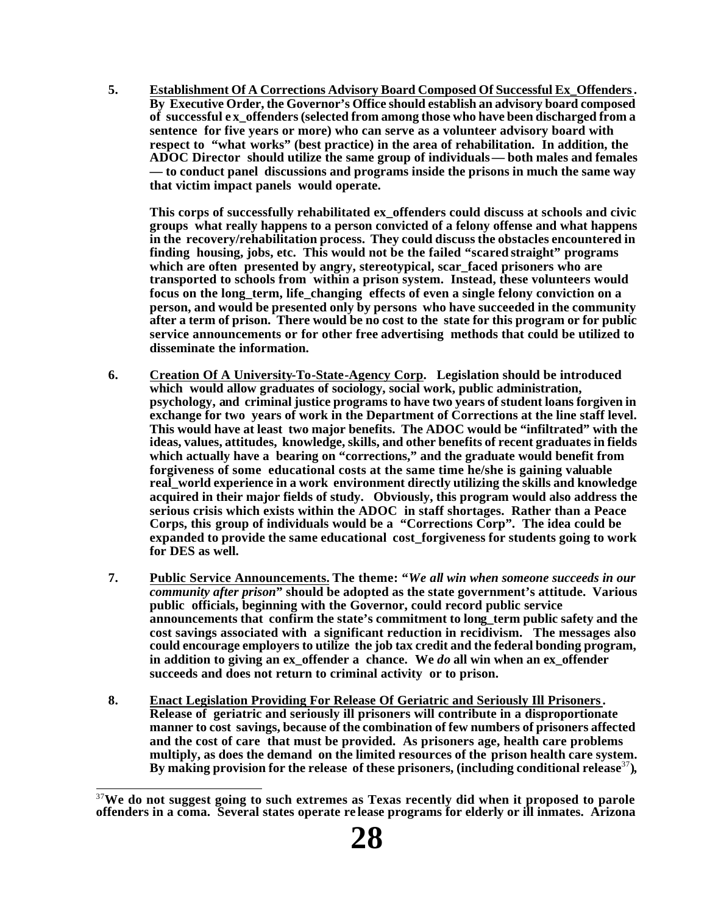**5. Establishment Of A Corrections Advisory Board Composed Of Successful Ex_Offenders. By Executive Order, the Governor's Office should establish an advisory board composed of successful ex_offenders (selected from among those who have been discharged from a sentence for five years or more) who can serve as a volunteer advisory board with respect to "what works" (best practice) in the area of rehabilitation. In addition, the ADOC Director should utilize the same group of individuals — both males and females — to conduct panel discussions and programs inside the prisons in much the same way that victim impact panels would operate.**

**This corps of successfully rehabilitated ex_offenders could discuss at schools and civic groups what really happens to a person convicted of a felony offense and what happens in the recovery/rehabilitation process. They could discuss the obstacles encountered in finding housing, jobs, etc. This would not be the failed "scared straight" programs which are often presented by angry, stereotypical, scar_faced prisoners who are transported to schools from within a prison system. Instead, these volunteers would focus on the long_term, life_changing effects of even a single felony conviction on a person, and would be presented only by persons who have succeeded in the community after a term of prison. There would be no cost to the state for this program or for public service announcements or for other free advertising methods that could be utilized to disseminate the information.**

**6. Creation Of A University-To-State-Agency Corp. Legislation should be introduced which would allow graduates of sociology, social work, public administration, psychology, and criminal justice programs to have two years of student loans forgiven in exchange for two years of work in the Department of Corrections at the line staff level. This would have at least two major benefits. The ADOC would be "infiltrated" with the ideas, values, attitudes, knowledge, skills, and other benefits of recent graduates in fields which actually have a bearing on "corrections," and the graduate would benefit from forgiveness of some educational costs at the same time he/she is gaining valuable real_world experience in a work environment directly utilizing the skills and knowledge acquired in their major fields of study. Obviously, this program would also address the serious crisis which exists within the ADOC in staff shortages. Rather than a Peace Corps, this group of individuals would be a "Corrections Corp". The idea could be expanded to provide the same educational cost_forgiveness for students going to work for DES as well.**

**7. Public Service Announcements. The theme: "*We all win when someone succeeds in our community after prison*" should be adopted as the state government's attitude. Various public officials, beginning with the Governor, could record public service announcements that confirm the state's commitment to long_term public safety and the cost savings associated with a significant reduction in recidivism. The messages also could encourage employers to utilize the job tax credit and the federal bonding program, in addition to giving an ex_offender a chance. We *do* all win when an ex_offender succeeds and does not return to criminal activity or to prison.**

**8. Enact Legislation Providing For Release Of Geriatric and Seriously Ill Prisoners. Release of geriatric and seriously ill prisoners will contribute in a disproportionate manner to cost savings, because of the combination of few numbers of prisoners affected and the cost of care that must be provided. As prisoners age, health care problems multiply, as does the demand on the limited resources of the prison health care system. By making provision for the release of these prisoners, (including conditional release[37]),**

---

[37]**We do not suggest going to such extremes as Texas recently did when it proposed to parole offenders in a coma. Several states operate release programs for elderly or ill inmates. Arizona**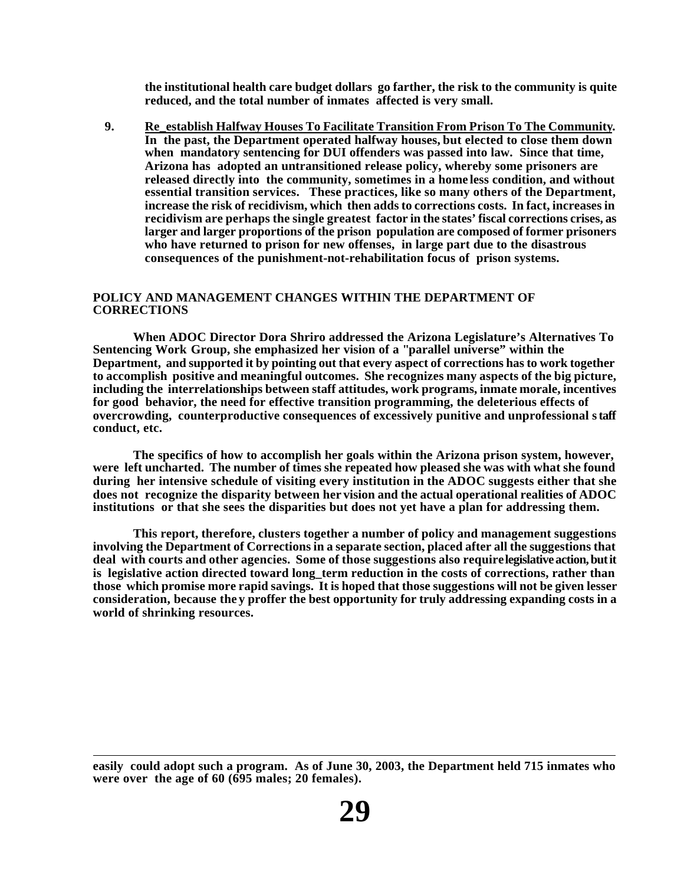**the institutional health care budget dollars go farther, the risk to the community is quite reduced, and the total number of inmates affected is very small.**

**9. Re_establish Halfway Houses To Facilitate Transition From Prison To The Community. In the past, the Department operated halfway houses, but elected to close them down when mandatory sentencing for DUI offenders was passed into law. Since that time, Arizona has adopted an untransitioned release policy, whereby some prisoners are released directly into the community, sometimes in a homeless condition, and without essential transition services. These practices, like so many others of the Department, increase the risk of recidivism, which then adds to corrections costs. In fact, increases in recidivism are perhaps the single greatest factor in the states' fiscal corrections crises, as larger and larger proportions of the prison population are composed of former prisoners who have returned to prison for new offenses, in large part due to the disastrous consequences of the punishment-not-rehabilitation focus of prison systems.**

## POLICY AND MANAGEMENT CHANGES WITHIN THE DEPARTMENT OF CORRECTIONS

**When ADOC Director Dora Shriro addressed the Arizona Legislature's Alternatives To Sentencing Work Group, she emphasized her vision of a "parallel universe" within the Department, and supported it by pointing out that every aspect of corrections has to work together to accomplish positive and meaningful outcomes. She recognizes many aspects of the big picture, including the interrelationships between staff attitudes, work programs, inmate morale, incentives for good behavior, the need for effective transition programming, the deleterious effects of overcrowding, counterproductive consequences of excessively punitive and unprofessional staff conduct, etc.**

**The specifics of how to accomplish her goals within the Arizona prison system, however, were left uncharted. The number of times she repeated how pleased she was with what she found during her intensive schedule of visiting every institution in the ADOC suggests either that she does not recognize the disparity between her vision and the actual operational realities of ADOC institutions or that she sees the disparities but does not yet have a plan for addressing them.**

**This report, therefore, clusters together a number of policy and management suggestions involving the Department of Corrections in a separate section, placed after all the suggestions that deal with courts and other agencies. Some of those suggestions also require legislative action, but it is legislative action directed toward long_term reduction in the costs of corrections, rather than those which promise more rapid savings. It is hoped that those suggestions will not be given lesser consideration, because they proffer the best opportunity for truly addressing expanding costs in a world of shrinking resources.**

---

**easily could adopt such a program. As of June 30, 2003, the Department held 715 inmates who were over the age of 60 (695 males; 20 females).**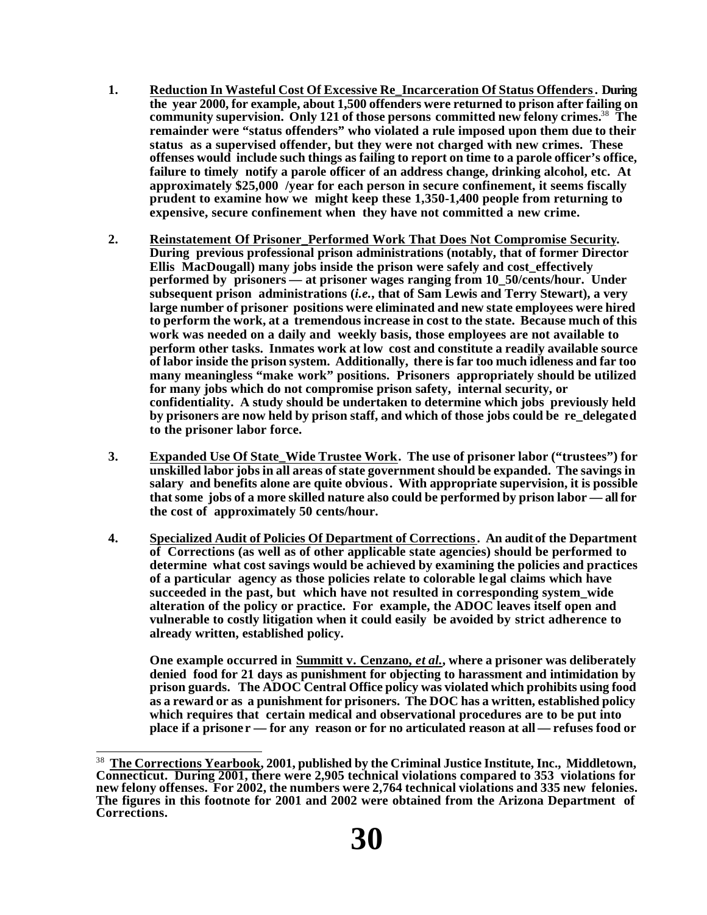1. **Reduction In Wasteful Cost Of Excessive Re_Incarceration Of Status Offenders. During the year 2000, for example, about 1,500 offenders were returned to prison after failing on community supervision. Only 121 of those persons committed new felony crimes.[38] The remainder were "status offenders" who violated a rule imposed upon them due to their status as a supervised offender, but they were not charged with new crimes. These offenses would include such things as failing to report on time to a parole officer's office, failure to timely notify a parole officer of an address change, drinking alcohol, etc. At approximately $25,000 /year for each person in secure confinement, it seems fiscally prudent to examine how we might keep these 1,350-1,400 people from returning to expensive, secure confinement when they have not committed a new crime.**

2. **Reinstatement Of Prisoner_Performed Work That Does Not Compromise Security. During previous professional prison administrations (notably, that of former Director Ellis MacDougall) many jobs inside the prison were safely and cost_effectively performed by prisoners — at prisoner wages ranging from 10_50/cents/hour. Under subsequent prison administrations (*i.e.*, that of Sam Lewis and Terry Stewart), a very large number of prisoner positions were eliminated and new state employees were hired to perform the work, at a tremendous increase in cost to the state. Because much of this work was needed on a daily and weekly basis, those employees are not available to perform other tasks. Inmates work at low cost and constitute a readily available source of labor inside the prison system. Additionally, there is far too much idleness and far too many meaningless "make work" positions. Prisoners appropriately should be utilized for many jobs which do not compromise prison safety, internal security, or confidentiality. A study should be undertaken to determine which jobs previously held by prisoners are now held by prison staff, and which of those jobs could be re_delegated to the prisoner labor force.**

3. **Expanded Use Of State_Wide Trustee Work. The use of prisoner labor ("trustees") for unskilled labor jobs in all areas of state government should be expanded. The savings in salary and benefits alone are quite obvious. With appropriate supervision, it is possible that some jobs of a more skilled nature also could be performed by prison labor — all for the cost of approximately 50 cents/hour.**

4. **Specialized Audit of Policies Of Department of Corrections. An audit of the Department of Corrections (as well as of other applicable state agencies) should be performed to determine what cost savings would be achieved by examining the policies and practices of a particular agency as those policies relate to colorable legal claims which have succeeded in the past, but which have not resulted in corresponding system_wide alteration of the policy or practice. For example, the ADOC leaves itself open and vulnerable to costly litigation when it could easily be avoided by strict adherence to already written, established policy.**

   **One example occurred in Summitt v. Cenzano, *et al.*, where a prisoner was deliberately denied food for 21 days as punishment for objecting to harassment and intimidation by prison guards. The ADOC Central Office policy was violated which prohibits using food as a reward or as a punishment for prisoners. The DOC has a written, established policy which requires that certain medical and observational procedures are to be put into place if a prisoner — for any reason or for no articulated reason at all — refuses food or**

---

[38] **The Corrections Yearbook, 2001, published by the Criminal Justice Institute, Inc., Middletown, Connecticut. During 2001, there were 2,905 technical violations compared to 353 violations for new felony offenses. For 2002, the numbers were 2,764 technical violations and 335 new felonies. The figures in this footnote for 2001 and 2002 were obtained from the Arizona Department of Corrections.**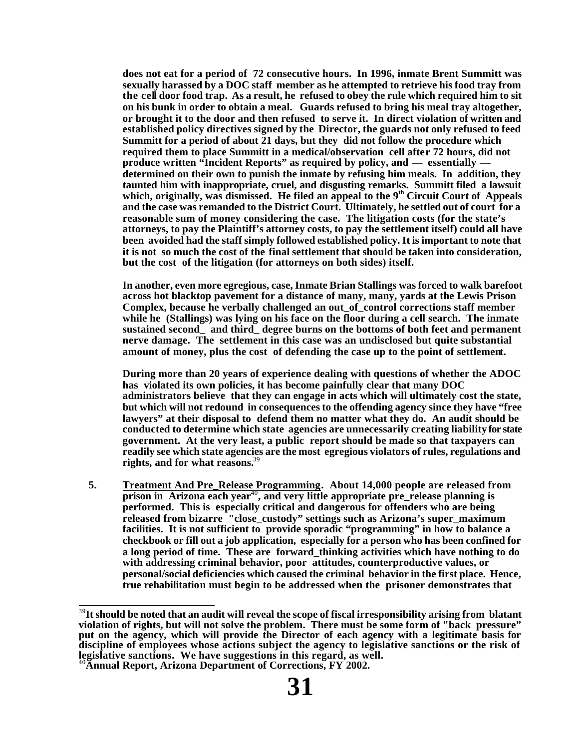**does not eat for a period of 72 consecutive hours. In 1996, inmate Brent Summitt was sexually harassed by a DOC staff member as he attempted to retrieve his food tray from the cell door food trap. As a result, he refused to obey the rule which required him to sit on his bunk in order to obtain a meal. Guards refused to bring his meal tray altogether, or brought it to the door and then refused to serve it. In direct violation of written and established policy directives signed by the Director, the guards not only refused to feed Summitt for a period of about 21 days, but they did not follow the procedure which required them to place Summitt in a medical/observation cell after 72 hours, did not produce written "Incident Reports" as required by policy, and — essentially — determined on their own to punish the inmate by refusing him meals. In addition, they taunted him with inappropriate, cruel, and disgusting remarks. Summitt filed a lawsuit which, originally, was dismissed. He filed an appeal to the 9th Circuit Court of Appeals and the case was remanded to the District Court. Ultimately, he settled out of court for a reasonable sum of money considering the case. The litigation costs (for the state's attorneys, to pay the Plaintiff's attorney costs, to pay the settlement itself) could all have been avoided had the staff simply followed established policy. It is important to note that it is not so much the cost of the final settlement that should be taken into consideration, but the cost of the litigation (for attorneys on both sides) itself.**

**In another, even more egregious, case, Inmate Brian Stallings was forced to walk barefoot across hot blacktop pavement for a distance of many, many, yards at the Lewis Prison Complex, because he verbally challenged an out_of_control corrections staff member while he (Stallings) was lying on his face on the floor during a cell search. The inmate sustained second_ and third_ degree burns on the bottoms of both feet and permanent nerve damage. The settlement in this case was an undisclosed but quite substantial amount of money, plus the cost of defending the case up to the point of settlement.**

**During more than 20 years of experience dealing with questions of whether the ADOC has violated its own policies, it has become painfully clear that many DOC administrators believe that they can engage in acts which will ultimately cost the state, but which will not redound in consequences to the offending agency since they have "free lawyers" at their disposal to defend them no matter what they do. An audit should be conducted to determine which state agencies are unnecessarily creating liability for state government. At the very least, a public report should be made so that taxpayers can readily see which state agencies are the most egregious violators of rules, regulations and rights, and for what reasons.**[39]

**5. <u>Treatment And Pre_Release Programming</u>. About 14,000 people are released from prison in Arizona each year**[40]**, and very little appropriate pre_release planning is performed. This is especially critical and dangerous for offenders who are being released from bizarre "close_custody" settings such as Arizona's super_maximum facilities. It is not sufficient to provide sporadic "programming" in how to balance a checkbook or fill out a job application, especially for a person who has been confined for a long period of time. These are forward_thinking activities which have nothing to do with addressing criminal behavior, poor attitudes, counterproductive values, or personal/social deficiencies which caused the criminal behavior in the first place. Hence, true rehabilitation must begin to be addressed when the prisoner demonstrates that**

---

[39]**It should be noted that an audit will reveal the scope of fiscal irresponsibility arising from blatant violation of rights, but will not solve the problem. There must be some form of "back pressure" put on the agency, which will provide the Director of each agency with a legitimate basis for discipline of employees whose actions subject the agency to legislative sanctions or the risk of legislative sanctions. We have suggestions in this regard, as well.**

[40]**Annual Report, Arizona Department of Corrections, FY 2002.**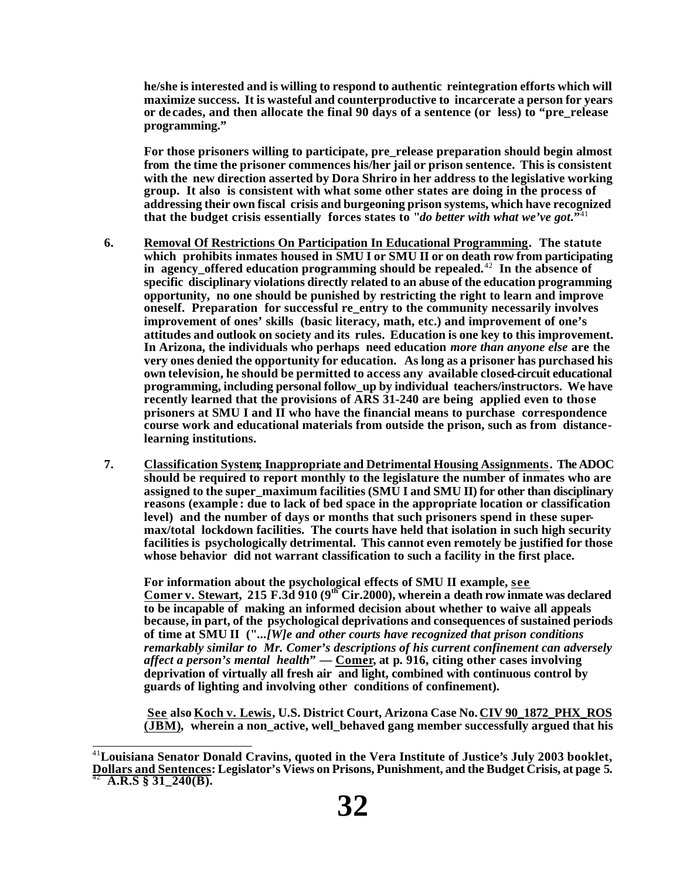**he/she is interested and is willing to respond to authentic reintegration efforts which will maximize success. It is wasteful and counterproductive to incarcerate a person for years or decades, and then allocate the final 90 days of a sentence (or less) to "pre_release programming."**

**For those prisoners willing to participate, pre_release preparation should begin almost from the time the prisoner commences his/her jail or prison sentence. This is consistent with the new direction asserted by Dora Shriro in her address to the legislative working group. It also is consistent with what some other states are doing in the process of addressing their own fiscal crisis and burgeoning prison systems, which have recognized that the budget crisis essentially forces states to "*do better with what we've got*."**[41]

**6. Removal Of Restrictions On Participation In Educational Programming. The statute which prohibits inmates housed in SMU I or SMU II or on death row from participating in agency_offered education programming should be repealed.**[42] **In the absence of specific disciplinary violations directly related to an abuse of the education programming opportunity, no one should be punished by restricting the right to learn and improve oneself. Preparation for successful re_entry to the community necessarily involves improvement of ones' skills (basic literacy, math, etc.) and improvement of one's attitudes and outlook on society and its rules. Education is one key to this improvement. In Arizona, the individuals who perhaps need education *more than anyone else* are the very ones denied the opportunity for education. As long as a prisoner has purchased his own television, he should be permitted to access any available closed-circuit educational programming, including personal follow_up by individual teachers/instructors. We have recently learned that the provisions of ARS 31-240 are being applied even to those prisoners at SMU I and II who have the financial means to purchase correspondence course work and educational materials from outside the prison, such as from distance-learning institutions.**

**7. Classification System; Inappropriate and Detrimental Housing Assignments. The ADOC should be required to report monthly to the legislature the number of inmates who are assigned to the super_maximum facilities (SMU I and SMU II) for other than disciplinary reasons (example: due to lack of bed space in the appropriate location or classification level) and the number of days or months that such prisoners spend in these super-max/total lockdown facilities. The courts have held that isolation in such high security facilities is psychologically detrimental. This cannot even remotely be justified for those whose behavior did not warrant classification to such a facility in the first place.**

**For information about the psychological effects of SMU II example, see Comer v. Stewart, 215 F.3d 910 (9th Cir.2000), wherein a death row inmate was declared to be incapable of making an informed decision about whether to waive all appeals because, in part, of the psychological deprivations and consequences of sustained periods of time at SMU II ("*...[W]e and other courts have recognized that prison conditions remarkably similar to Mr. Comer's descriptions of his current confinement can adversely affect a person's mental health*" — Comer, at p. 916, citing other cases involving deprivation of virtually all fresh air and light, combined with continuous control by guards of lighting and involving other conditions of confinement).**

**See also Koch v. Lewis, U.S. District Court, Arizona Case No. CIV 90_1872_PHX_ROS (JBM), wherein a non_active, well_behaved gang member successfully argued that his**

---

[41] **Louisiana Senator Donald Cravins, quoted in the Vera Institute of Justice's July 2003 booklet, Dollars and Sentences: Legislator's Views on Prisons, Punishment, and the Budget Crisis, at page 5.**

[42] **A.R.S § 31_240(B).**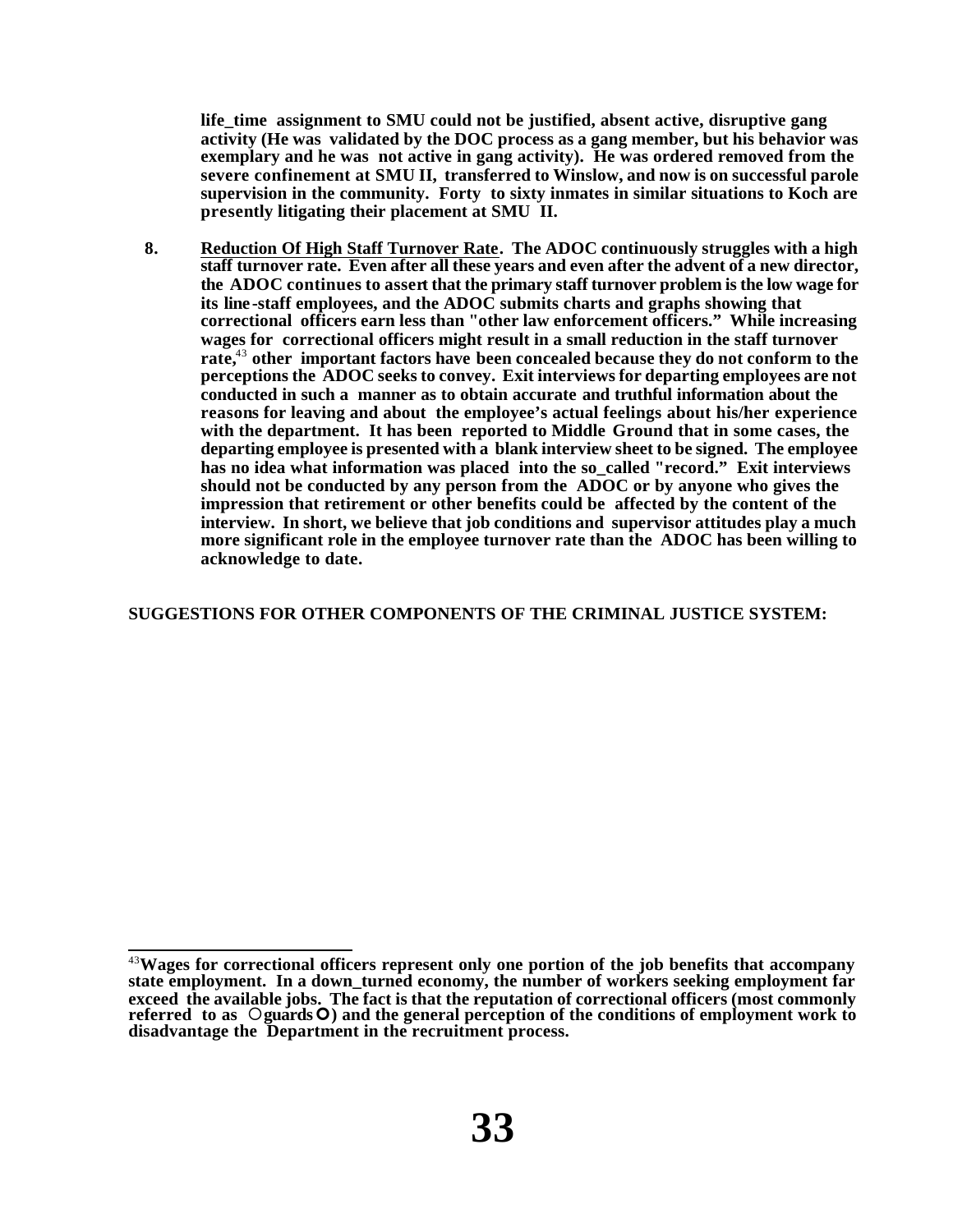**life_time assignment to SMU could not be justified, absent active, disruptive gang activity (He was validated by the DOC process as a gang member, but his behavior was exemplary and he was not active in gang activity). He was ordered removed from the severe confinement at SMU II, transferred to Winslow, and now is on successful parole supervision in the community. Forty to sixty inmates in similar situations to Koch are presently litigating their placement at SMU II.**

**8. <u>Reduction Of High Staff Turnover Rate</u>. The ADOC continuously struggles with a high staff turnover rate. Even after all these years and even after the advent of a new director, the ADOC continues to assert that the primary staff turnover problem is the low wage for its line-staff employees, and the ADOC submits charts and graphs showing that correctional officers earn less than "other law enforcement officers." While increasing wages for correctional officers might result in a small reduction in the staff turnover rate,[43] other important factors have been concealed because they do not conform to the perceptions the ADOC seeks to convey. Exit interviews for departing employees are not conducted in such a manner as to obtain accurate and truthful information about the reasons for leaving and about the employee's actual feelings about his/her experience with the department. It has been reported to Middle Ground that in some cases, the departing employee is presented with a blank interview sheet to be signed. The employee has no idea what information was placed into the so_called "record." Exit interviews should not be conducted by any person from the ADOC or by anyone who gives the impression that retirement or other benefits could be affected by the content of the interview. In short, we believe that job conditions and supervisor attitudes play a much more significant role in the employee turnover rate than the ADOC has been willing to acknowledge to date.**

**SUGGESTIONS FOR OTHER COMPONENTS OF THE CRIMINAL JUSTICE SYSTEM:**

---

[43] **Wages for correctional officers represent only one portion of the job benefits that accompany state employment. In a down_turned economy, the number of workers seeking employment far exceed the available jobs. The fact is that the reputation of correctional officers (most commonly referred to as "guards") and the general perception of the conditions of employment work to disadvantage the Department in the recruitment process.**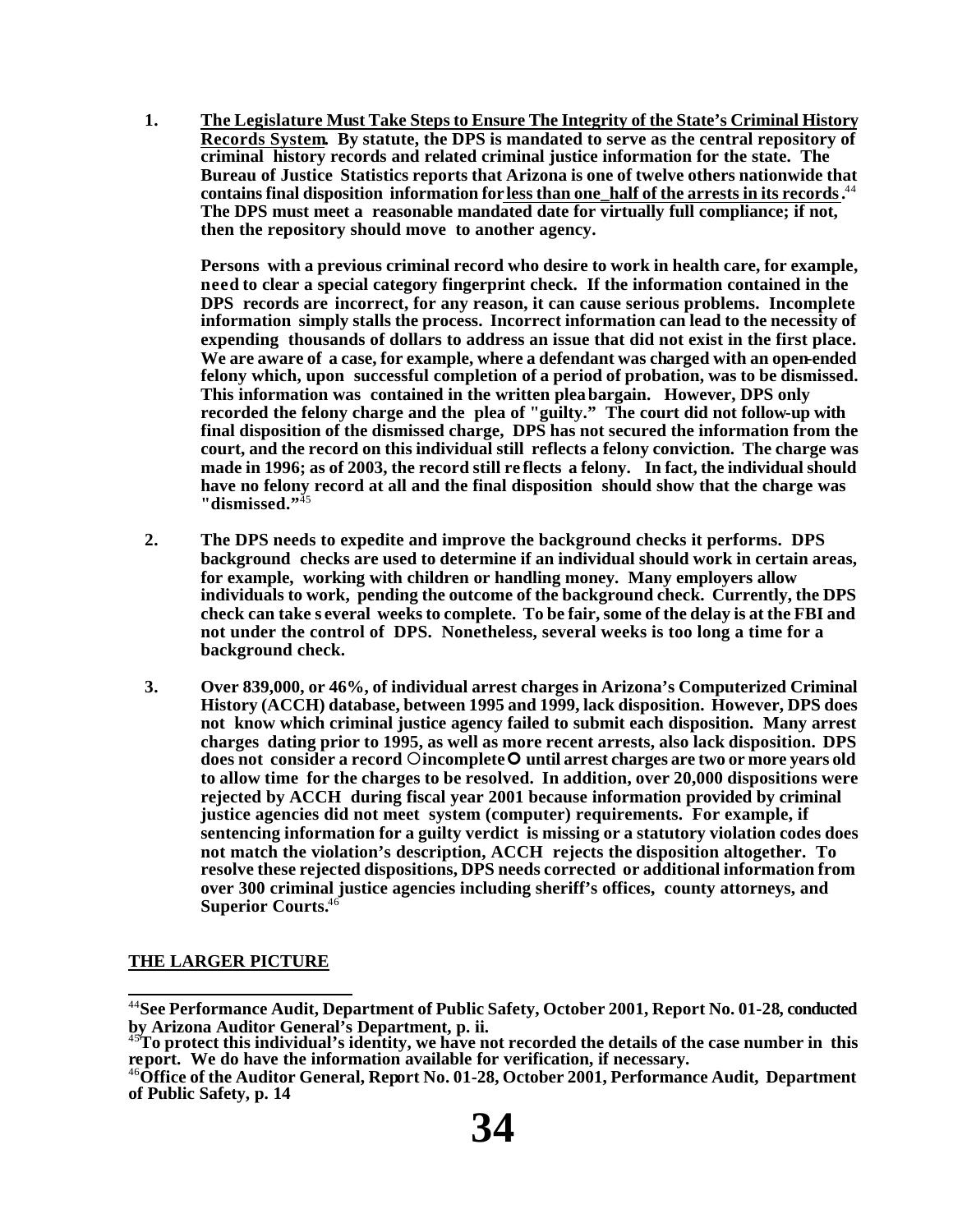1. **<u>The Legislature Must Take Steps to Ensure The Integrity of the State's Criminal History Records System</u>. By statute, the DPS is mandated to serve as the central repository of criminal history records and related criminal justice information for the state. The Bureau of Justice Statistics reports that Arizona is one of twelve others nationwide that contains final disposition information for <u>less than one_half of the arrests in its records</u>.[44] The DPS must meet a reasonable mandated date for virtually full compliance; if not, then the repository should move to another agency.**

   **Persons with a previous criminal record who desire to work in health care, for example, need to clear a special category fingerprint check. If the information contained in the DPS records are incorrect, for any reason, it can cause serious problems. Incomplete information simply stalls the process. Incorrect information can lead to the necessity of expending thousands of dollars to address an issue that did not exist in the first place. We are aware of a case, for example, where a defendant was charged with an open-ended felony which, upon successful completion of a period of probation, was to be dismissed. This information was contained in the written plea bargain. However, DPS only recorded the felony charge and the plea of "guilty." The court did not follow-up with final disposition of the dismissed charge, DPS has not secured the information from the court, and the record on this individual still reflects a felony conviction. The charge was made in 1996; as of 2003, the record still reflects a felony. In fact, the individual should have no felony record at all and the final disposition should show that the charge was "dismissed."[45]**

2. **The DPS needs to expedite and improve the background checks it performs. DPS background checks are used to determine if an individual should work in certain areas, for example, working with children or handling money. Many employers allow individuals to work, pending the outcome of the background check. Currently, the DPS check can take several weeks to complete. To be fair, some of the delay is at the FBI and not under the control of DPS. Nonetheless, several weeks is too long a time for a background check.**

3. **Over 839,000, or 46%, of individual arrest charges in Arizona's Computerized Criminal History (ACCH) database, between 1995 and 1999, lack disposition. However, DPS does not know which criminal justice agency failed to submit each disposition. Many arrest charges dating prior to 1995, as well as more recent arrests, also lack disposition. DPS does not consider a record "incomplete" until arrest charges are two or more years old to allow time for the charges to be resolved. In addition, over 20,000 dispositions were rejected by ACCH during fiscal year 2001 because information provided by criminal justice agencies did not meet system (computer) requirements. For example, if sentencing information for a guilty verdict is missing or a statutory violation codes does not match the violation's description, ACCH rejects the disposition altogether. To resolve these rejected dispositions, DPS needs corrected or additional information from over 300 criminal justice agencies including sheriff's offices, county attorneys, and Superior Courts.[46]**

**<u>THE LARGER PICTURE</u>**

---

[44]**See Performance Audit, Department of Public Safety, October 2001, Report No. 01-28, conducted by Arizona Auditor General's Department, p. ii.**

[45]**To protect this individual's identity, we have not recorded the details of the case number in this report. We do have the information available for verification, if necessary.**

[46]**Office of the Auditor General, Report No. 01-28, October 2001, Performance Audit, Department of Public Safety, p. 14**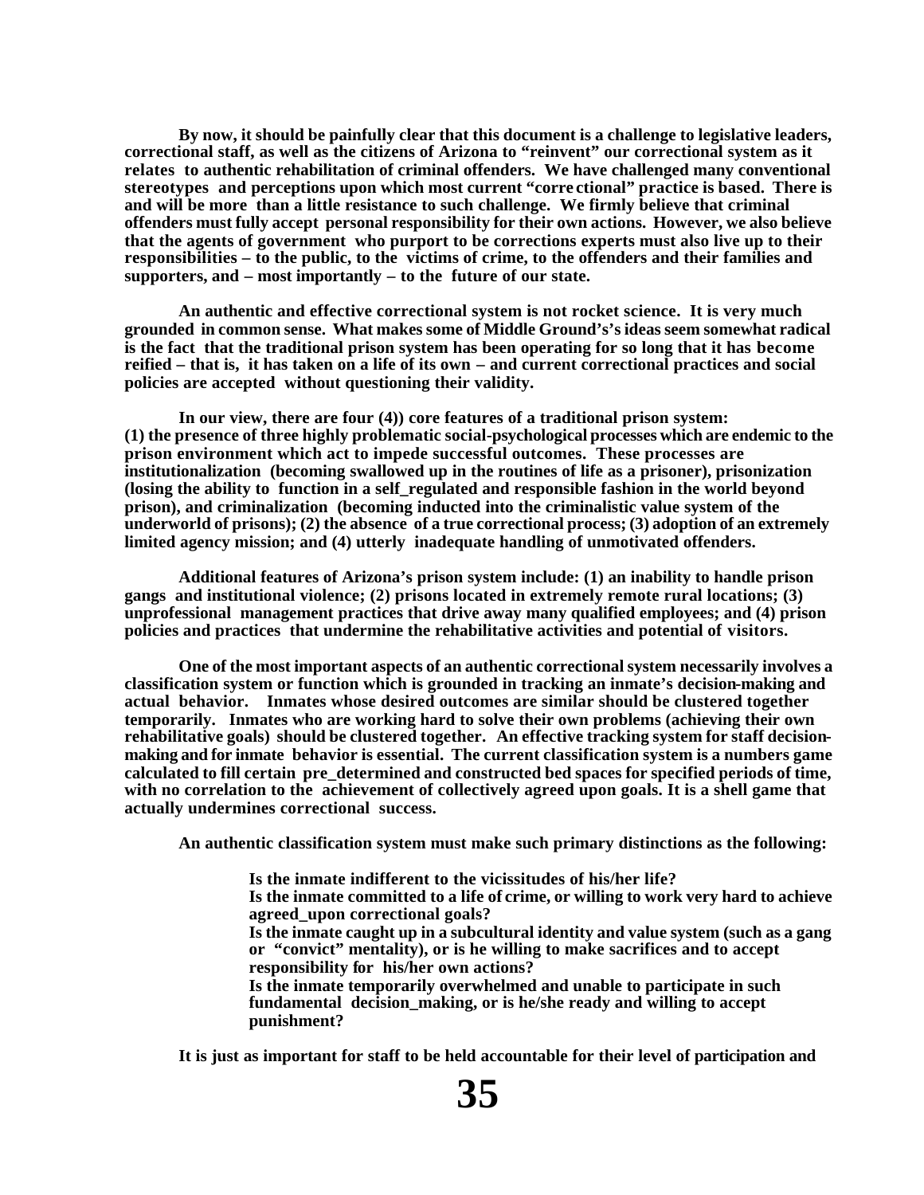**By now, it should be painfully clear that this document is a challenge to legislative leaders, correctional staff, as well as the citizens of Arizona to "reinvent" our correctional system as it relates to authentic rehabilitation of criminal offenders. We have challenged many conventional stereotypes and perceptions upon which most current "corre ctional" practice is based. There is and will be more than a little resistance to such challenge. We firmly believe that criminal offenders must fully accept personal responsibility for their own actions. However, we also believe that the agents of government who purport to be corrections experts must also live up to their responsibilities – to the public, to the victims of crime, to the offenders and their families and supporters, and – most importantly – to the future of our state.**

**An authentic and effective correctional system is not rocket science. It is very much grounded in common sense. What makes some of Middle Ground's's ideas seem somewhat radical is the fact that the traditional prison system has been operating for so long that it has become reified – that is, it has taken on a life of its own – and current correctional practices and social policies are accepted without questioning their validity.**

**In our view, there are four (4)) core features of a traditional prison system: (1) the presence of three highly problematic social-psychological processes which are endemic to the prison environment which act to impede successful outcomes. These processes are institutionalization (becoming swallowed up in the routines of life as a prisoner), prisonization (losing the ability to function in a self_regulated and responsible fashion in the world beyond prison), and criminalization (becoming inducted into the criminalistic value system of the underworld of prisons); (2) the absence of a true correctional process; (3) adoption of an extremely limited agency mission; and (4) utterly inadequate handling of unmotivated offenders.**

**Additional features of Arizona's prison system include: (1) an inability to handle prison gangs and institutional violence; (2) prisons located in extremely remote rural locations; (3) unprofessional management practices that drive away many qualified employees; and (4) prison policies and practices that undermine the rehabilitative activities and potential of visitors.**

**One of the most important aspects of an authentic correctional system necessarily involves a classification system or function which is grounded in tracking an inmate's decision-making and actual behavior. Inmates whose desired outcomes are similar should be clustered together temporarily. Inmates who are working hard to solve their own problems (achieving their own rehabilitative goals) should be clustered together. An effective tracking system for staff decision-making and for inmate behavior is essential. The current classification system is a numbers game calculated to fill certain pre_determined and constructed bed spaces for specified periods of time, with no correlation to the achievement of collectively agreed upon goals. It is a shell game that actually undermines correctional success.**

**An authentic classification system must make such primary distinctions as the following:**

> **Is the inmate indifferent to the vicissitudes of his/her life?**
> **Is the inmate committed to a life of crime, or willing to work very hard to achieve agreed_upon correctional goals?**
> **Is the inmate caught up in a subcultural identity and value system (such as a gang or "convict" mentality), or is he willing to make sacrifices and to accept responsibility for his/her own actions?**
> **Is the inmate temporarily overwhelmed and unable to participate in such fundamental decision_making, or is he/she ready and willing to accept punishment?**

**It is just as important for staff to be held accountable for their level of participation and**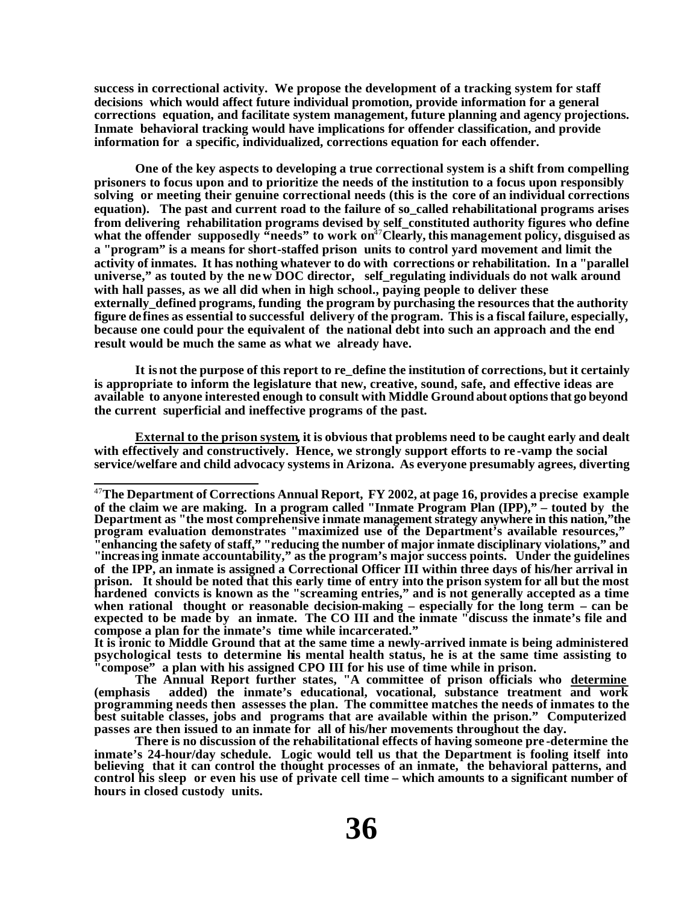**success in correctional activity. We propose the development of a tracking system for staff decisions which would affect future individual promotion, provide information for a general corrections equation, and facilitate system management, future planning and agency projections. Inmate behavioral tracking would have implications for offender classification, and provide information for a specific, individualized, corrections equation for each offender.**

**One of the key aspects to developing a true correctional system is a shift from compelling prisoners to focus upon and to prioritize the needs of the institution to a focus upon responsibly solving or meeting their genuine correctional needs (this is the core of an individual corrections equation). The past and current road to the failure of so_called rehabilitational programs arises from delivering rehabilitation programs devised by self_constituted authority figures who define what the offender supposedly "needs" to work on[47] Clearly, this management policy, disguised as a "program" is a means for short-staffed prison units to control yard movement and limit the activity of inmates. It has nothing whatever to do with corrections or rehabilitation. In a "parallel universe," as touted by the new DOC director, self_regulating individuals do not walk around with hall passes, as we all did when in high school., paying people to deliver these externally_defined programs, funding the program by purchasing the resources that the authority figure defines as essential to successful delivery of the program. This is a fiscal failure, especially, because one could pour the equivalent of the national debt into such an approach and the end result would be much the same as what we already have.**

**It is not the purpose of this report to re_define the institution of corrections, but it certainly is appropriate to inform the legislature that new, creative, sound, safe, and effective ideas are available to anyone interested enough to consult with Middle Ground about options that go beyond the current superficial and ineffective programs of the past.**

**<u>External to the prison system</u>, it is obvious that problems need to be caught early and dealt with effectively and constructively. Hence, we strongly support efforts to re-vamp the social service/welfare and child advocacy systems in Arizona. As everyone presumably agrees, diverting**

---

[47]**The Department of Corrections Annual Report, FY 2002, at page 16, provides a precise example of the claim we are making. In a program called "Inmate Program Plan (IPP)," – touted by the Department as "the most comprehensive inmate management strategy anywhere in this nation,"the program evaluation demonstrates "maximized use of the Department's available resources," "enhancing the safety of staff," "reducing the number of major inmate disciplinary violations," and "increasing inmate accountability," as the program's major success points. Under the guidelines of the IPP, an inmate is assigned a Correctional Officer III within three days of his/her arrival in prison. It should be noted that this early time of entry into the prison system for all but the most hardened convicts is known as the "screaming entries," and is not generally accepted as a time when rational thought or reasonable decision-making – especially for the long term – can be expected to be made by an inmate. The CO III and the inmate "discuss the inmate's file and compose a plan for the inmate's time while incarcerated."**

**It is ironic to Middle Ground that at the same time a newly-arrived inmate is being administered psychological tests to determine his mental health status, he is at the same time assisting to "compose" a plan with his assigned CPO III for his use of time while in prison.**

**The Annual Report further states, "A committee of prison officials who <u>determine</u> (emphasis added) the inmate's educational, vocational, substance treatment and work programming needs then assesses the plan. The committee matches the needs of inmates to the best suitable classes, jobs and programs that are available within the prison." Computerized passes are then issued to an inmate for all of his/her movements throughout the day.**

**There is no discussion of the rehabilitational effects of having someone pre-determine the inmate's 24-hour/day schedule. Logic would tell us that the Department is fooling itself into believing that it can control the thought processes of an inmate, the behavioral patterns, and control his sleep or even his use of private cell time – which amounts to a significant number of hours in closed custody units.**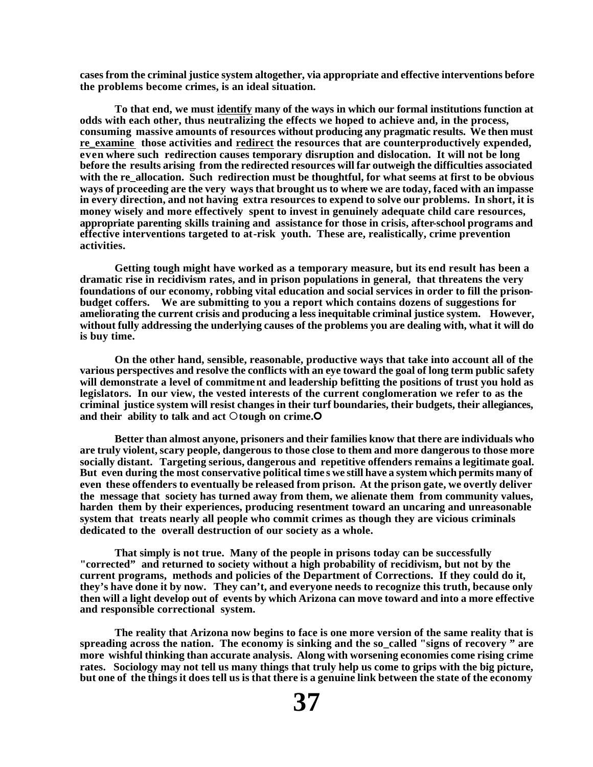**cases from the criminal justice system altogether, via appropriate and effective interventions before the problems become crimes, is an ideal situation.**

**To that end, we must <u>identify</u> many of the ways in which our formal institutions function at odds with each other, thus neutralizing the effects we hoped to achieve and, in the process, consuming massive amounts of resources without producing any pragmatic results. We then must <u>re_examine</u> those activities and <u>redirect</u> the resources that are counterproductively expended, even where such redirection causes temporary disruption and dislocation. It will not be long before the results arising from the redirected resources will far outweigh the difficulties associated with the re_allocation. Such redirection must be thoughtful, for what seems at first to be obvious ways of proceeding are the very ways that brought us to where we are today, faced with an impasse in every direction, and not having extra resources to expend to solve our problems. In short, it is money wisely and more effectively spent to invest in genuinely adequate child care resources, appropriate parenting skills training and assistance for those in crisis, after-school programs and effective interventions targeted to at-risk youth. These are, realistically, crime prevention activities.**

**Getting tough might have worked as a temporary measure, but its end result has been a dramatic rise in recidivism rates, and in prison populations in general, that threatens the very foundations of our economy, robbing vital education and social services in order to fill the prison-budget coffers. We are submitting to you a report which contains dozens of suggestions for ameliorating the current crisis and producing a less inequitable criminal justice system. However, without fully addressing the underlying causes of the problems you are dealing with, what it will do is buy time.**

**On the other hand, sensible, reasonable, productive ways that take into account all of the various perspectives and resolve the conflicts with an eye toward the goal of long term public safety will demonstrate a level of commitment and leadership befitting the positions of trust you hold as legislators. In our view, the vested interests of the current conglomeration we refer to as the criminal justice system will resist changes in their turf boundaries, their budgets, their allegiances, and their ability to talk and act "tough on crime."**

**Better than almost anyone, prisoners and their families know that there are individuals who are truly violent, scary people, dangerous to those close to them and more dangerous to those more socially distant. Targeting serious, dangerous and repetitive offenders remains a legitimate goal. But even during the most conservative political times we still have a system which permits many of even these offenders to eventually be released from prison. At the prison gate, we overtly deliver the message that society has turned away from them, we alienate them from community values, harden them by their experiences, producing resentment toward an uncaring and unreasonable system that treats nearly all people who commit crimes as though they are vicious criminals dedicated to the overall destruction of our society as a whole.**

**That simply is not true. Many of the people in prisons today can be successfully "corrected" and returned to society without a high probability of recidivism, but not by the current programs, methods and policies of the Department of Corrections. If they could do it, they's have done it by now. They can't, and everyone needs to recognize this truth, because only then will a light develop out of events by which Arizona can move toward and into a more effective and responsible correctional system.**

**The reality that Arizona now begins to face is one more version of the same reality that is spreading across the nation. The economy is sinking and the so_called "signs of recovery" are more wishful thinking than accurate analysis. Along with worsening economies come rising crime rates. Sociology may not tell us many things that truly help us come to grips with the big picture, but one of the things it does tell us is that there is a genuine link between the state of the economy**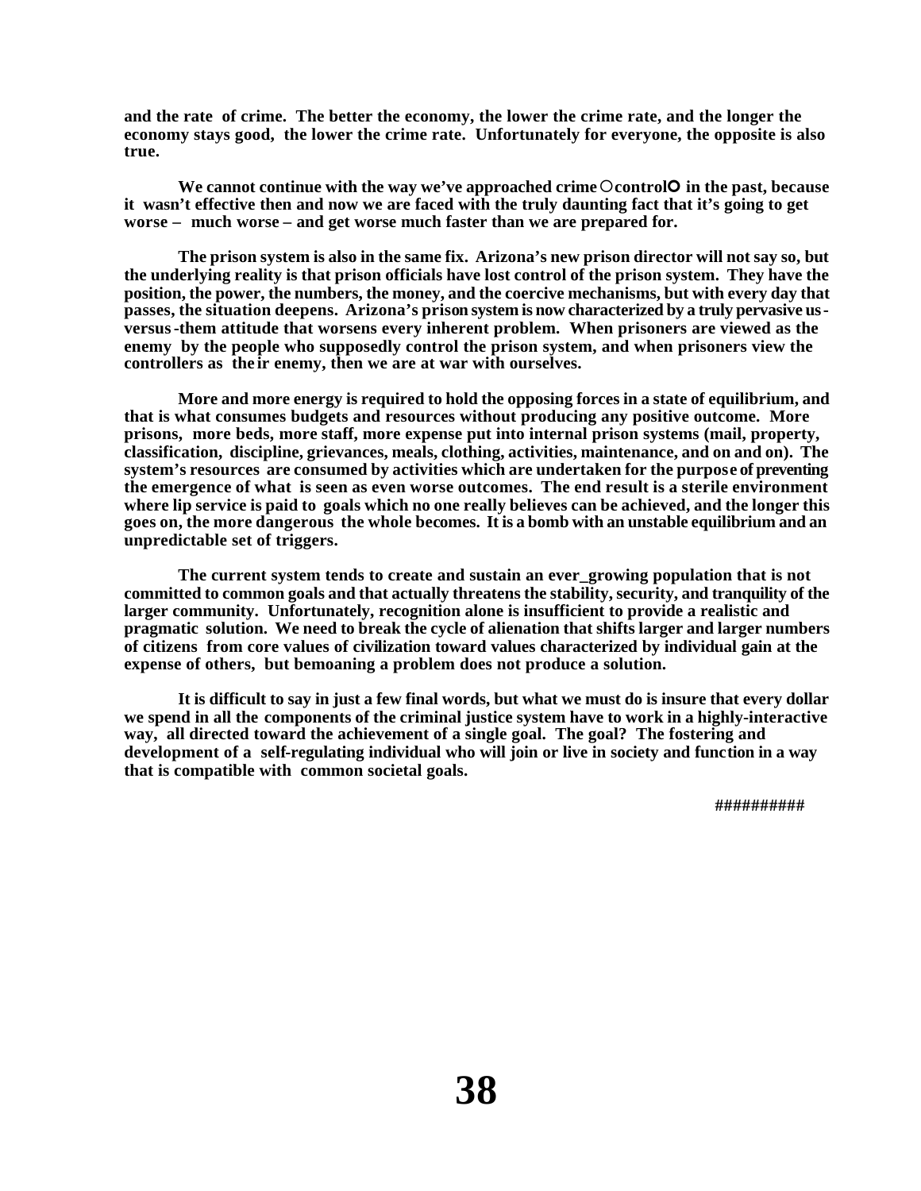**and the rate of crime. The better the economy, the lower the crime rate, and the longer the economy stays good, the lower the crime rate. Unfortunately for everyone, the opposite is also true.**

**We cannot continue with the way we've approached crime ○control○ in the past, because it wasn't effective then and now we are faced with the truly daunting fact that it's going to get worse – much worse – and get worse much faster than we are prepared for.**

**The prison system is also in the same fix. Arizona's new prison director will not say so, but the underlying reality is that prison officials have lost control of the prison system. They have the position, the power, the numbers, the money, and the coercive mechanisms, but with every day that passes, the situation deepens. Arizona's prison system is now characterized by a truly pervasive us-versus-them attitude that worsens every inherent problem. When prisoners are viewed as the enemy by the people who supposedly control the prison system, and when prisoners view the controllers as their enemy, then we are at war with ourselves.**

**More and more energy is required to hold the opposing forces in a state of equilibrium, and that is what consumes budgets and resources without producing any positive outcome. More prisons, more beds, more staff, more expense put into internal prison systems (mail, property, classification, discipline, grievances, meals, clothing, activities, maintenance, and on and on). The system's resources are consumed by activities which are undertaken for the purpose of preventing the emergence of what is seen as even worse outcomes. The end result is a sterile environment where lip service is paid to goals which no one really believes can be achieved, and the longer this goes on, the more dangerous the whole becomes. It is a bomb with an unstable equilibrium and an unpredictable set of triggers.**

**The current system tends to create and sustain an ever_growing population that is not committed to common goals and that actually threatens the stability, security, and tranquility of the larger community. Unfortunately, recognition alone is insufficient to provide a realistic and pragmatic solution. We need to break the cycle of alienation that shifts larger and larger numbers of citizens from core values of civilization toward values characterized by individual gain at the expense of others, but bemoaning a problem does not produce a solution.**

**It is difficult to say in just a few final words, but what we must do is insure that every dollar we spend in all the components of the criminal justice system have to work in a highly-interactive way, all directed toward the achievement of a single goal. The goal? The fostering and development of a self-regulating individual who will join or live in society and function in a way that is compatible with common societal goals.**

**##########**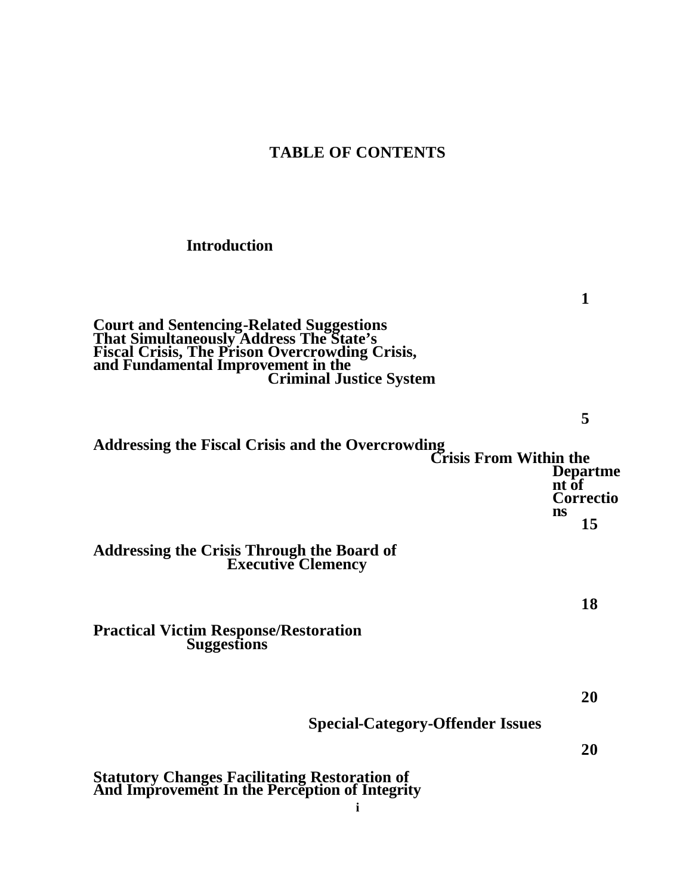# TABLE OF CONTENTS

| | |
|---|---|
| **Introduction** | **1** |
| **Court and Sentencing-Related Suggestions That Simultaneously Address The State's Fiscal Crisis, The Prison Overcrowding Crisis, and Fundamental Improvement in the Criminal Justice System** | **5** |
| **Addressing the Fiscal Crisis and the Overcrowding Crisis From Within the Department of Corrections** | **15** |
| **Addressing the Crisis Through the Board of Executive Clemency** | **18** |
| **Practical Victim Response/Restoration Suggestions** | **20** |
| **Special-Category-Offender Issues** | **20** |
| **Statutory Changes Facilitating Restoration of And Improvement In the Perception of Integrity** | |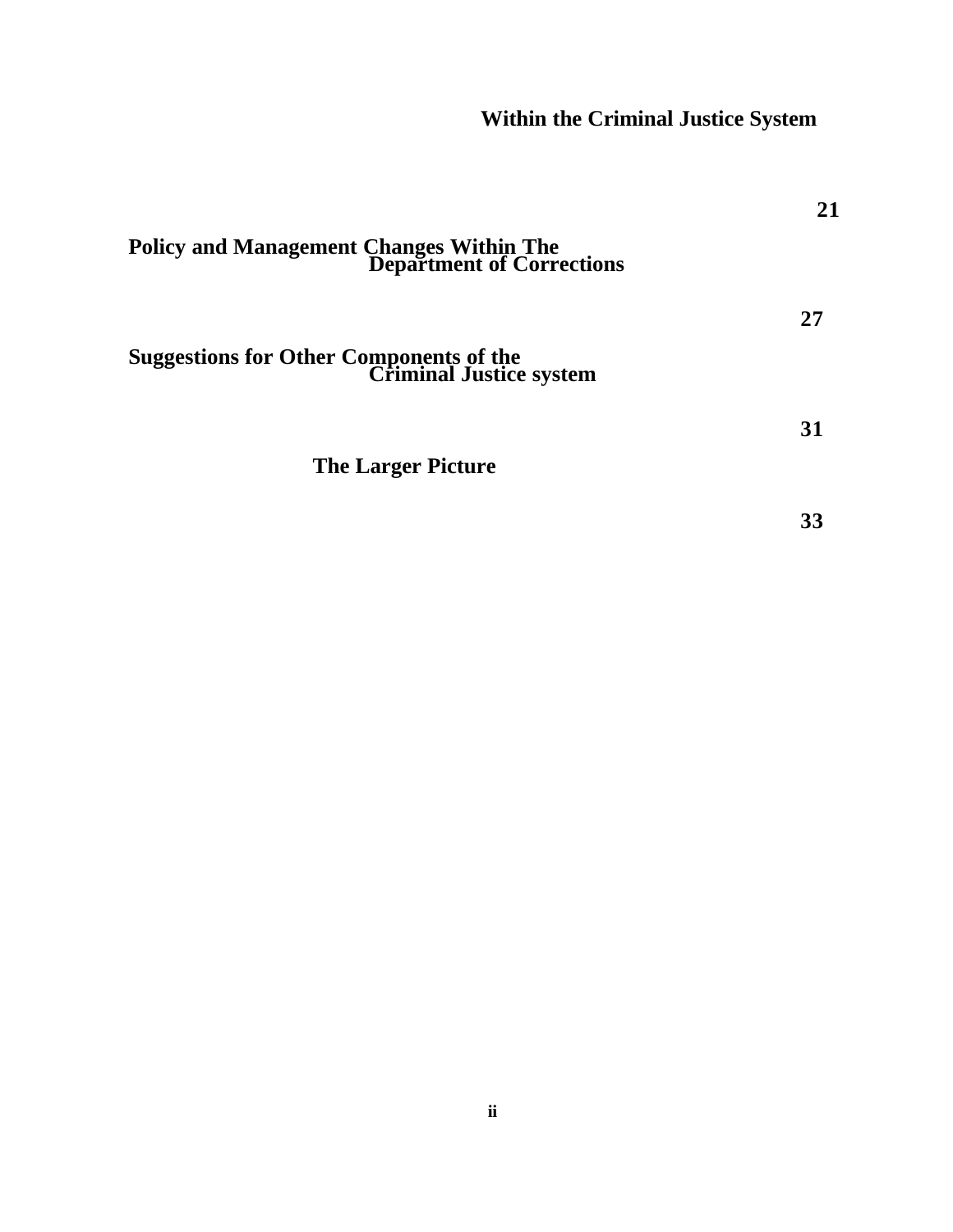**Within the Criminal Justice System**

**21**

**Policy and Management Changes Within The Department of Corrections**

**27**

**Suggestions for Other Components of the Criminal Justice system**

**31**

**The Larger Picture**

**33**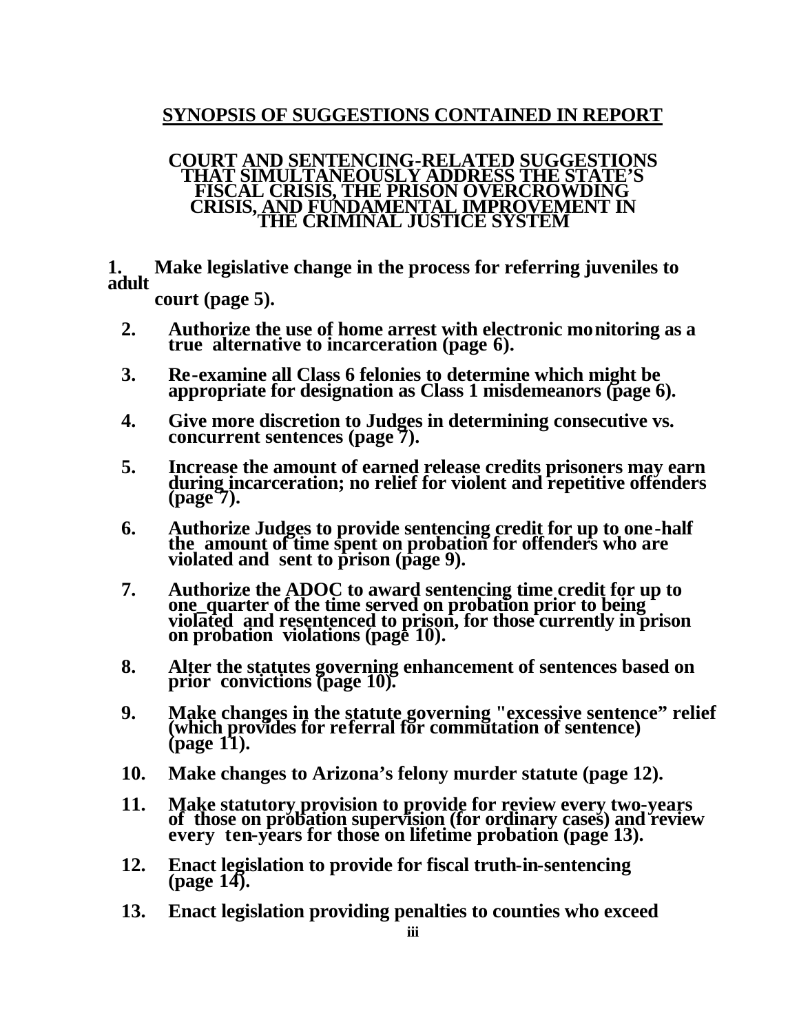## SYNOPSIS OF SUGGESTIONS CONTAINED IN REPORT

### COURT AND SENTENCING-RELATED SUGGESTIONS THAT SIMULTANEOUSLY ADDRESS THE STATE'S FISCAL CRISIS, THE PRISON OVERCROWDING CRISIS, AND FUNDAMENTAL IMPROVEMENT IN THE CRIMINAL JUSTICE SYSTEM

1. **Make legislative change in the process for referring juveniles to adult court (page 5).**

2. **Authorize the use of home arrest with electronic monitoring as a true alternative to incarceration (page 6).**

3. **Re-examine all Class 6 felonies to determine which might be appropriate for designation as Class 1 misdemeanors (page 6).**

4. **Give more discretion to Judges in determining consecutive vs. concurrent sentences (page 7).**

5. **Increase the amount of earned release credits prisoners may earn during incarceration; no relief for violent and repetitive offenders (page 7).**

6. **Authorize Judges to provide sentencing credit for up to one-half the amount of time spent on probation for offenders who are violated and sent to prison (page 9).**

7. **Authorize the ADOC to award sentencing time credit for up to one quarter of the time served on probation prior to being violated and resentenced to prison, for those currently in prison on probation violations (page 10).**

8. **Alter the statutes governing enhancement of sentences based on prior convictions (page 10).**

9. **Make changes in the statute governing "excessive sentence" relief (which provides for referral for commutation of sentence) (page 11).**

10. **Make changes to Arizona's felony murder statute (page 12).**

11. **Make statutory provision to provide for review every two-years of those on probation supervision (for ordinary cases) and review every ten-years for those on lifetime probation (page 13).**

12. **Enact legislation to provide for fiscal truth-in-sentencing (page 14).**

13. **Enact legislation providing penalties to counties who exceed**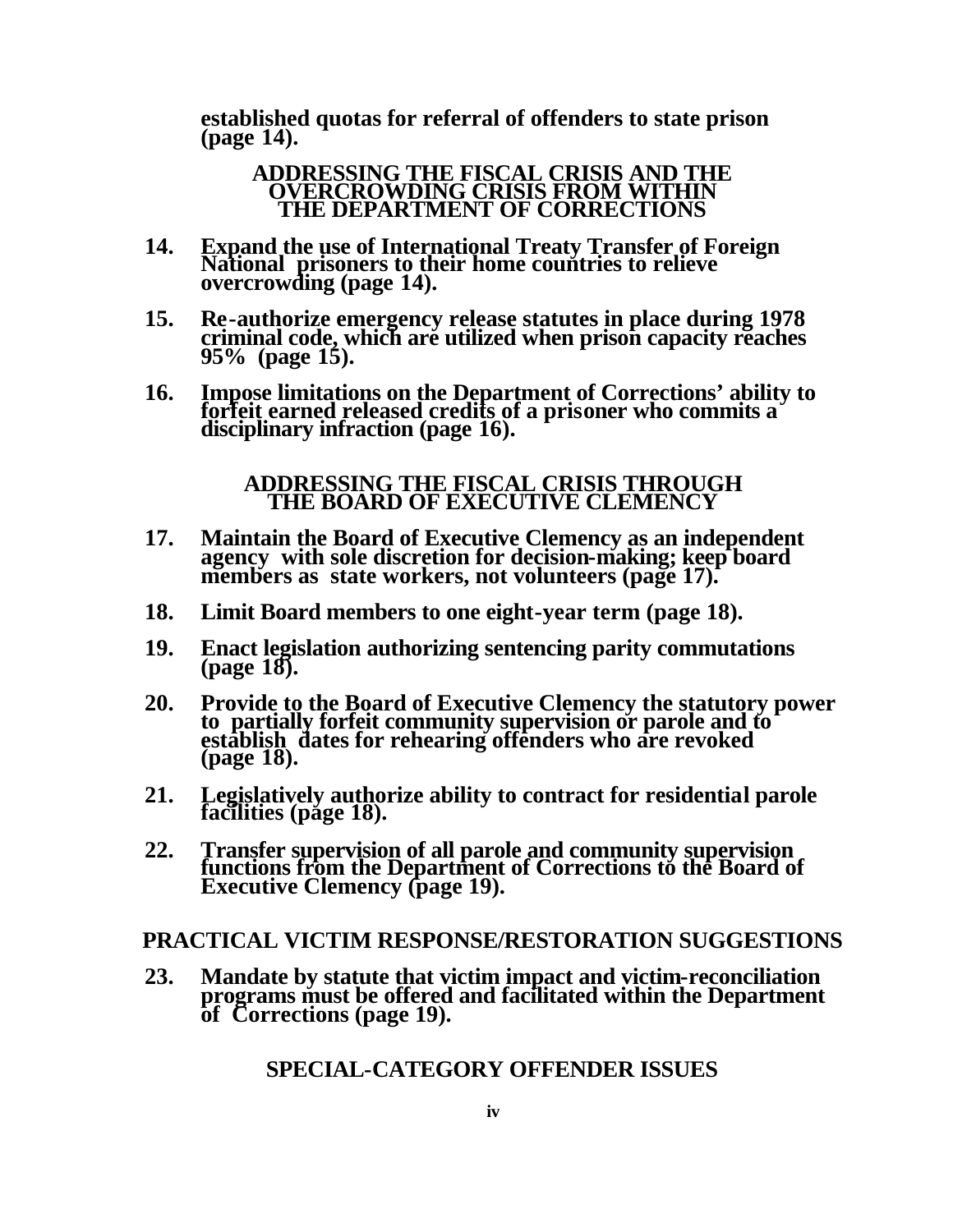**established quotas for referral of offenders to state prison (page 14).**

### ADDRESSING THE FISCAL CRISIS AND THE OVERCROWDING CRISIS FROM WITHIN THE DEPARTMENT OF CORRECTIONS

14. **Expand the use of International Treaty Transfer of Foreign National prisoners to their home countries to relieve overcrowding (page 14).**

15. **Re-authorize emergency release statutes in place during 1978 criminal code, which are utilized when prison capacity reaches 95% (page 15).**

16. **Impose limitations on the Department of Corrections' ability to forfeit earned released credits of a prisoner who commits a disciplinary infraction (page 16).**

### ADDRESSING THE FISCAL CRISIS THROUGH THE BOARD OF EXECUTIVE CLEMENCY

17. **Maintain the Board of Executive Clemency as an independent agency with sole discretion for decision-making; keep board members as state workers, not volunteers (page 17).**

18. **Limit Board members to one eight-year term (page 18).**

19. **Enact legislation authorizing sentencing parity commutations (page 18).**

20. **Provide to the Board of Executive Clemency the statutory power to partially forfeit community supervision or parole and to establish dates for rehearing offenders who are revoked (page 18).**

21. **Legislatively authorize ability to contract for residential parole facilities (page 18).**

22. **Transfer supervision of all parole and community supervision functions from the Department of Corrections to the Board of Executive Clemency (page 19).**

### PRACTICAL VICTIM RESPONSE/RESTORATION SUGGESTIONS

23. **Mandate by statute that victim impact and victim-reconciliation programs must be offered and facilitated within the Department of Corrections (page 19).**

### SPECIAL-CATEGORY OFFENDER ISSUES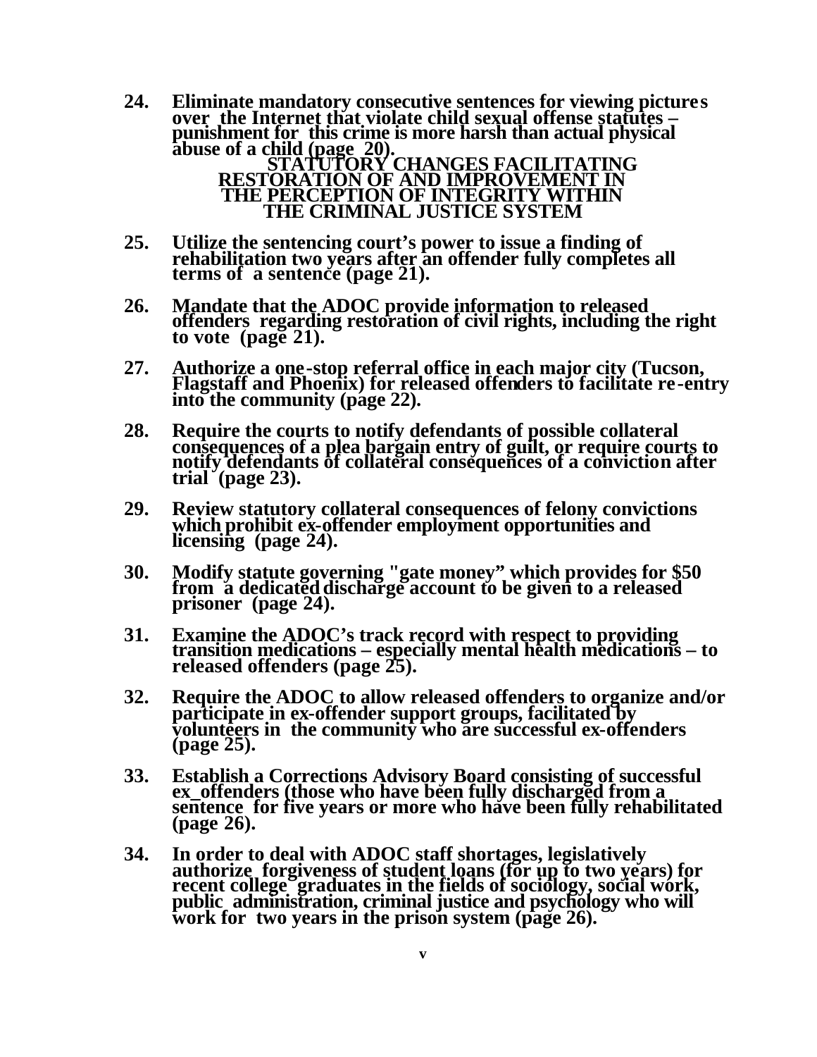24. **Eliminate mandatory consecutive sentences for viewing pictures over the Internet that violate child sexual offense statutes – punishment for this crime is more harsh than actual physical abuse of a child (page 20).**

## STATUTORY CHANGES FACILITATING RESTORATION OF AND IMPROVEMENT IN THE PERCEPTION OF INTEGRITY WITHIN THE CRIMINAL JUSTICE SYSTEM

25. **Utilize the sentencing court's power to issue a finding of rehabilitation two years after an offender fully completes all terms of a sentence (page 21).**

26. **Mandate that the ADOC provide information to released offenders regarding restoration of civil rights, including the right to vote (page 21).**

27. **Authorize a one-stop referral office in each major city (Tucson, Flagstaff and Phoenix) for released offenders to facilitate re-entry into the community (page 22).**

28. **Require the courts to notify defendants of possible collateral consequences of a plea bargain entry of guilt, or require courts to notify defendants of collateral consequences of a conviction after trial (page 23).**

29. **Review statutory collateral consequences of felony convictions which prohibit ex-offender employment opportunities and licensing (page 24).**

30. **Modify statute governing "gate money" which provides for $50 from a dedicated discharge account to be given to a released prisoner (page 24).**

31. **Examine the ADOC's track record with respect to providing transition medications – especially mental health medications – to released offenders (page 25).**

32. **Require the ADOC to allow released offenders to organize and/or participate in ex-offender support groups, facilitated by volunteers in the community who are successful ex-offenders (page 25).**

33. **Establish a Corrections Advisory Board consisting of successful ex_offenders (those who have been fully discharged from a sentence for five years or more who have been fully rehabilitated (page 26).**

34. **In order to deal with ADOC staff shortages, legislatively authorize forgiveness of student loans (for up to two years) for recent college graduates in the fields of sociology, social work, public administration, criminal justice and psychology who will work for two years in the prison system (page 26).**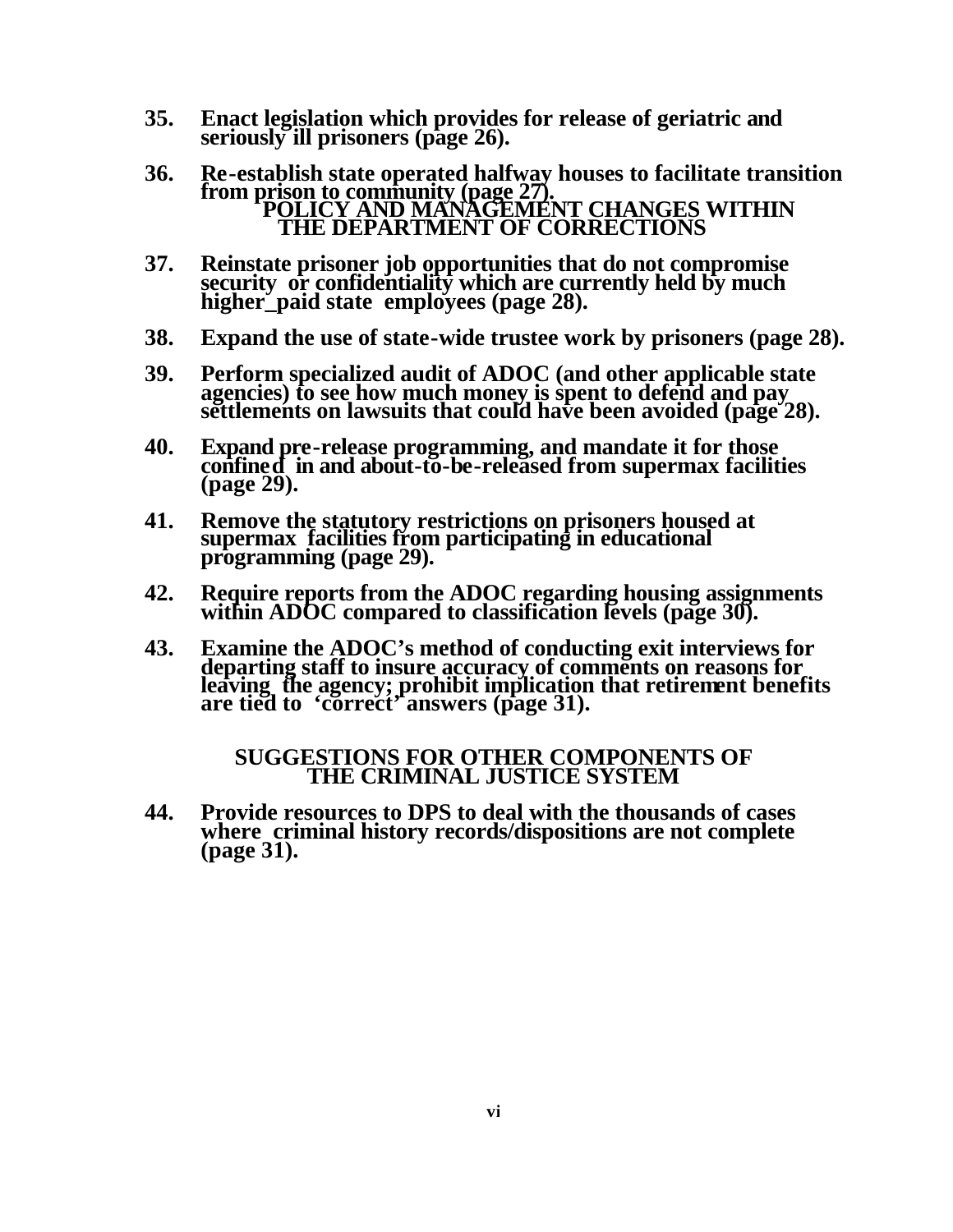**35. Enact legislation which provides for release of geriatric and seriously ill prisoners (page 26).**

**36. Re-establish state operated halfway houses to facilitate transition from prison to community (page 27).**

## POLICY AND MANAGEMENT CHANGES WITHIN THE DEPARTMENT OF CORRECTIONS

**37. Reinstate prisoner job opportunities that do not compromise security or confidentiality which are currently held by much higher_paid state employees (page 28).**

**38. Expand the use of state-wide trustee work by prisoners (page 28).**

**39. Perform specialized audit of ADOC (and other applicable state agencies) to see how much money is spent to defend and pay settlements on lawsuits that could have been avoided (page 28).**

**40. Expand pre-release programming, and mandate it for those confined in and about-to-be-released from supermax facilities (page 29).**

**41. Remove the statutory restrictions on prisoners housed at supermax facilities from participating in educational programming (page 29).**

**42. Require reports from the ADOC regarding housing assignments within ADOC compared to classification levels (page 30).**

**43. Examine the ADOC's method of conducting exit interviews for departing staff to insure accuracy of comments on reasons for leaving the agency; prohibit implication that retirement benefits are tied to 'correct' answers (page 31).**

## SUGGESTIONS FOR OTHER COMPONENTS OF THE CRIMINAL JUSTICE SYSTEM

**44. Provide resources to DPS to deal with the thousands of cases where criminal history records/dispositions are not complete (page 31).**